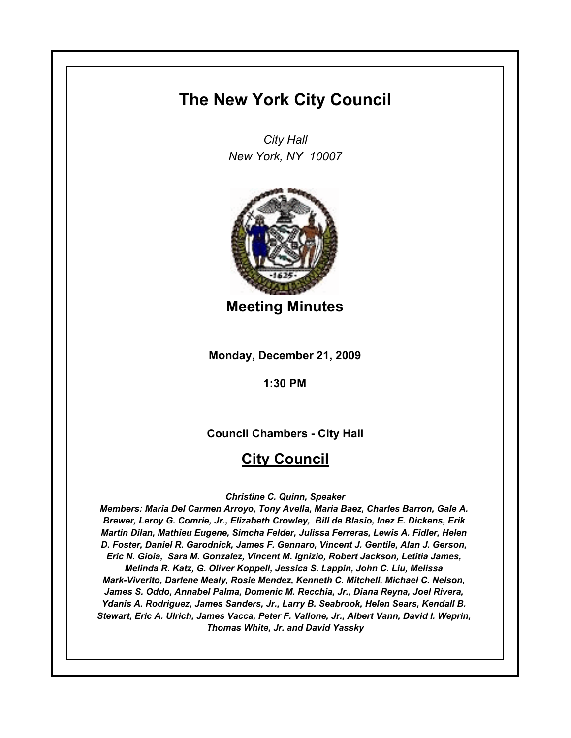# The New York City Council

*City Hall*
*New York, NY 10007*

## Meeting Minutes

**Monday, December 21, 2009**

**1:30 PM**

**Council Chambers - City Hall**

## City Council

***Christine C. Quinn, Speaker***

***Members: Maria Del Carmen Arroyo, Tony Avella, Maria Baez, Charles Barron, Gale A. Brewer, Leroy G. Comrie, Jr., Elizabeth Crowley, Bill de Blasio, Inez E. Dickens, Erik Martin Dilan, Mathieu Eugene, Simcha Felder, Julissa Ferreras, Lewis A. Fidler, Helen D. Foster, Daniel R. Garodnick, James F. Gennaro, Vincent J. Gentile, Alan J. Gerson, Eric N. Gioia, Sara M. Gonzalez, Vincent M. Ignizio, Robert Jackson, Letitia James, Melinda R. Katz, G. Oliver Koppell, Jessica S. Lappin, John C. Liu, Melissa Mark-Viverito, Darlene Mealy, Rosie Mendez, Kenneth C. Mitchell, Michael C. Nelson, James S. Oddo, Annabel Palma, Domenic M. Recchia, Jr., Diana Reyna, Joel Rivera, Ydanis A. Rodriguez, James Sanders, Jr., Larry B. Seabrook, Helen Sears, Kendall B. Stewart, Eric A. Ulrich, James Vacca, Peter F. Vallone, Jr., Albert Vann, David I. Weprin, Thomas White, Jr. and David Yassky***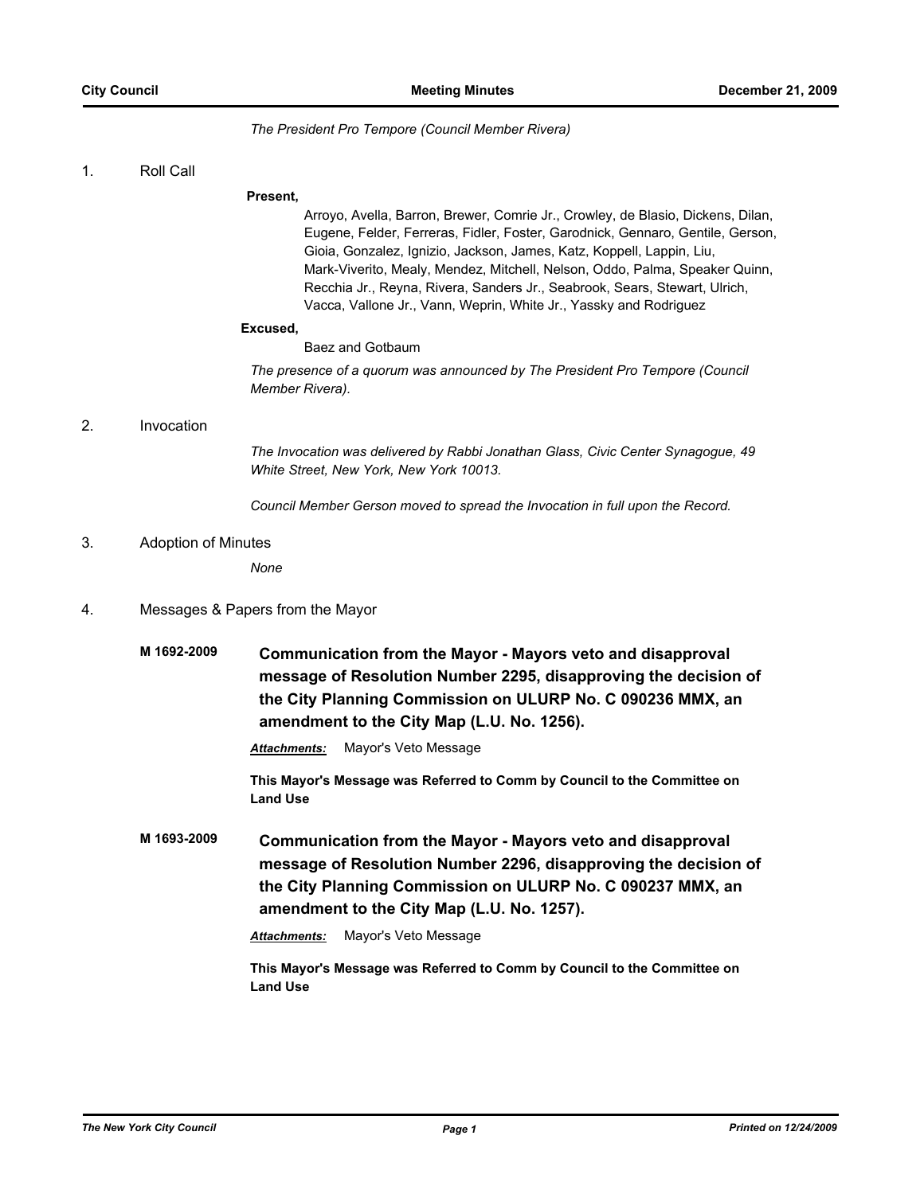*The President Pro Tempore (Council Member Rivera)*

1. Roll Call

**Present,**

Arroyo, Avella, Barron, Brewer, Comrie Jr., Crowley, de Blasio, Dickens, Dilan, Eugene, Felder, Ferreras, Fidler, Foster, Garodnick, Gennaro, Gentile, Gerson, Gioia, Gonzalez, Ignizio, Jackson, James, Katz, Koppell, Lappin, Liu, Mark-Viverito, Mealy, Mendez, Mitchell, Nelson, Oddo, Palma, Speaker Quinn, Recchia Jr., Reyna, Rivera, Sanders Jr., Seabrook, Sears, Stewart, Ulrich, Vacca, Vallone Jr., Vann, Weprin, White Jr., Yassky and Rodriguez

**Excused,**

Baez and Gotbaum

*The presence of a quorum was announced by The President Pro Tempore (Council Member Rivera).*

2. Invocation

*The Invocation was delivered by Rabbi Jonathan Glass, Civic Center Synagogue, 49 White Street, New York, New York 10013.*

*Council Member Gerson moved to spread the Invocation in full upon the Record.*

3. Adoption of Minutes

*None*

4. Messages & Papers from the Mayor

**M 1692-2009** **Communication from the Mayor - Mayors veto and disapproval message of Resolution Number 2295, disapproving the decision of the City Planning Commission on ULURP No. C 090236 MMX, an amendment to the City Map (L.U. No. 1256).**

***Attachments:*** Mayor's Veto Message

**This Mayor's Message was Referred to Comm by Council to the Committee on Land Use**

**M 1693-2009** **Communication from the Mayor - Mayors veto and disapproval message of Resolution Number 2296, disapproving the decision of the City Planning Commission on ULURP No. C 090237 MMX, an amendment to the City Map (L.U. No. 1257).**

***Attachments:*** Mayor's Veto Message

**This Mayor's Message was Referred to Comm by Council to the Committee on Land Use**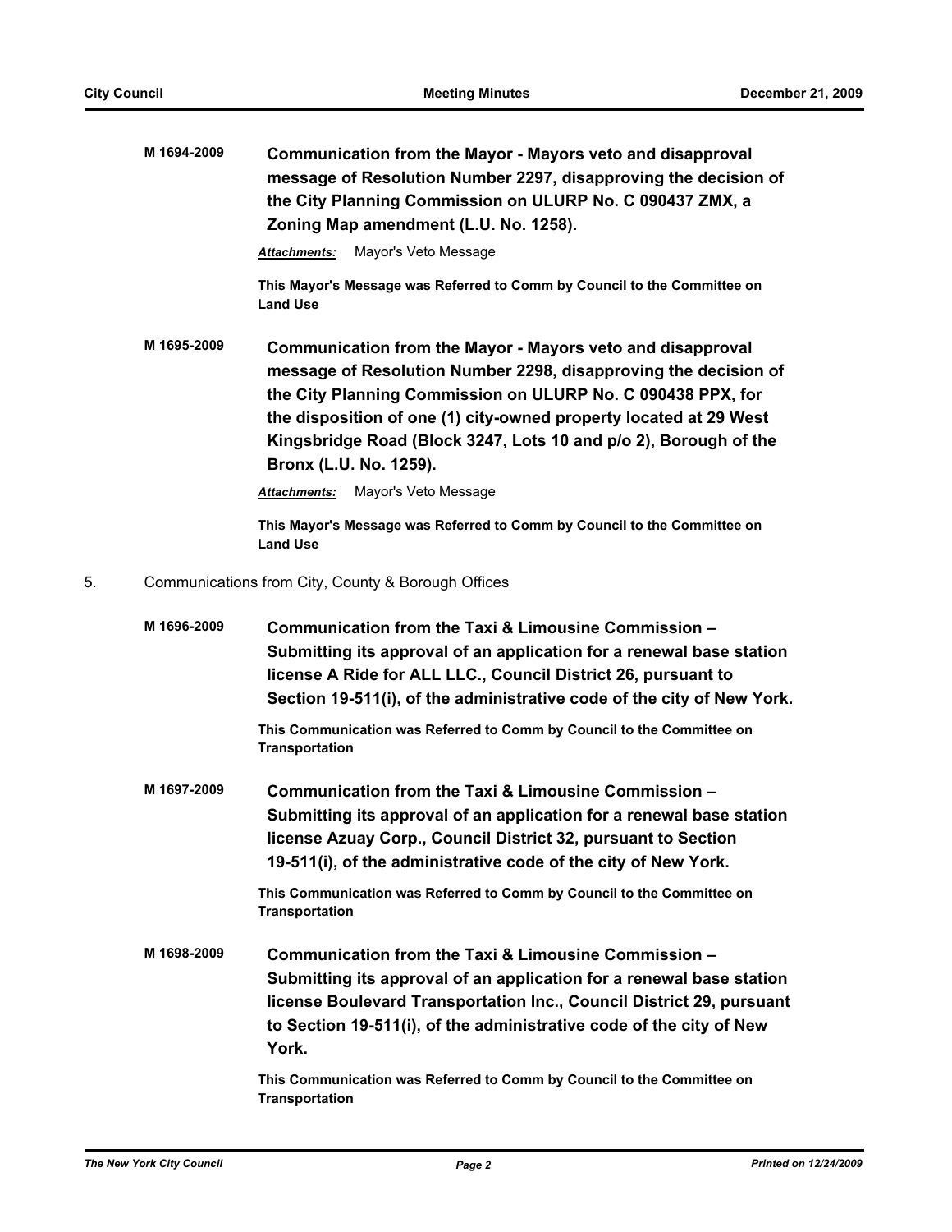**M 1694-2009** **Communication from the Mayor - Mayors veto and disapproval message of Resolution Number 2297, disapproving the decision of the City Planning Commission on ULURP No. C 090437 ZMX, a Zoning Map amendment (L.U. No. 1258).**

***Attachments:*** Mayor's Veto Message

**This Mayor's Message was Referred to Comm by Council to the Committee on Land Use**

**M 1695-2009** **Communication from the Mayor - Mayors veto and disapproval message of Resolution Number 2298, disapproving the decision of the City Planning Commission on ULURP No. C 090438 PPX, for the disposition of one (1) city-owned property located at 29 West Kingsbridge Road (Block 3247, Lots 10 and p/o 2), Borough of the Bronx (L.U. No. 1259).**

***Attachments:*** Mayor's Veto Message

**This Mayor's Message was Referred to Comm by Council to the Committee on Land Use**

5. Communications from City, County & Borough Offices

**M 1696-2009** **Communication from the Taxi & Limousine Commission – Submitting its approval of an application for a renewal base station license A Ride for ALL LLC., Council District 26, pursuant to Section 19-511(i), of the administrative code of the city of New York.**

**This Communication was Referred to Comm by Council to the Committee on Transportation**

**M 1697-2009** **Communication from the Taxi & Limousine Commission – Submitting its approval of an application for a renewal base station license Azuay Corp., Council District 32, pursuant to Section 19-511(i), of the administrative code of the city of New York.**

**This Communication was Referred to Comm by Council to the Committee on Transportation**

**M 1698-2009** **Communication from the Taxi & Limousine Commission – Submitting its approval of an application for a renewal base station license Boulevard Transportation Inc., Council District 29, pursuant to Section 19-511(i), of the administrative code of the city of New York.**

**This Communication was Referred to Comm by Council to the Committee on Transportation**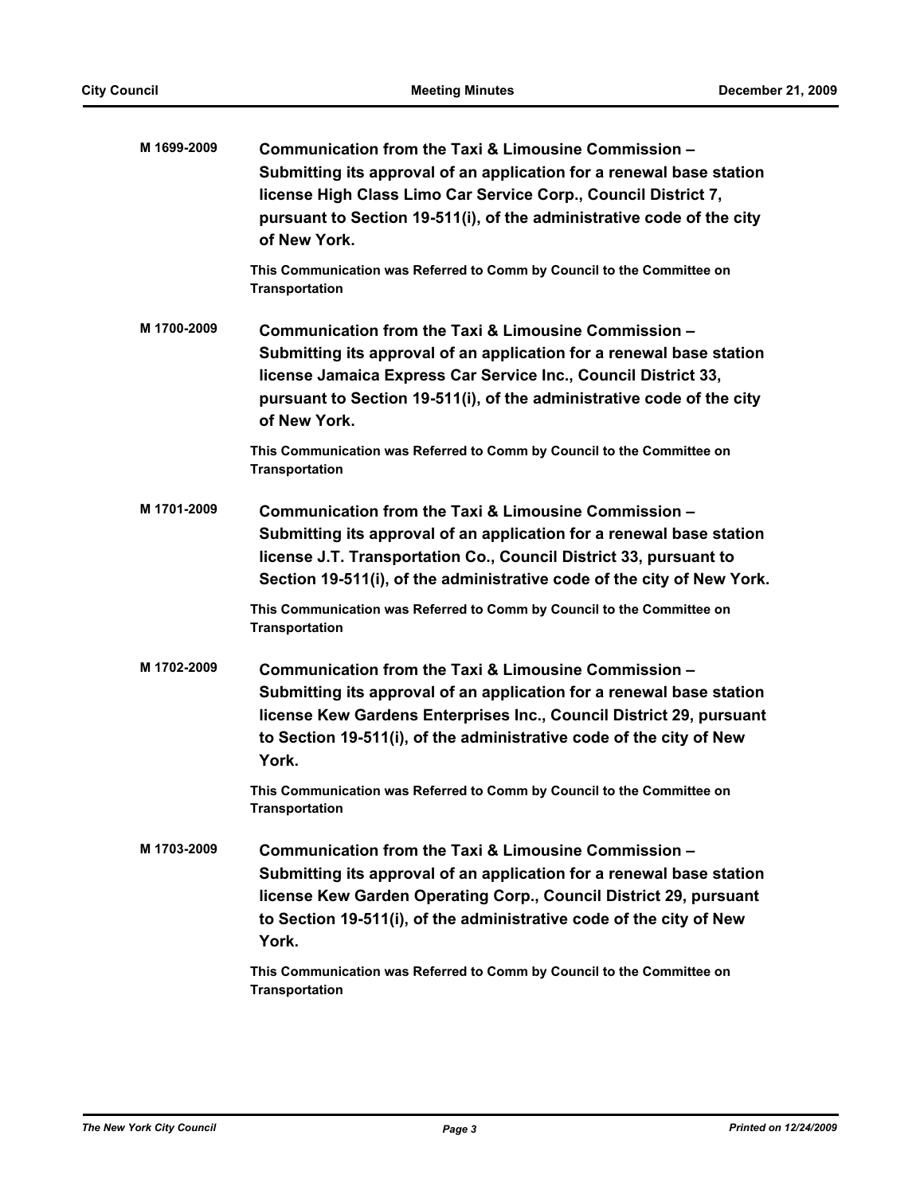**M 1699-2009** **Communication from the Taxi & Limousine Commission – Submitting its approval of an application for a renewal base station license High Class Limo Car Service Corp., Council District 7, pursuant to Section 19-511(i), of the administrative code of the city of New York.**

**This Communication was Referred to Comm by Council to the Committee on Transportation**

**M 1700-2009** **Communication from the Taxi & Limousine Commission – Submitting its approval of an application for a renewal base station license Jamaica Express Car Service Inc., Council District 33, pursuant to Section 19-511(i), of the administrative code of the city of New York.**

**This Communication was Referred to Comm by Council to the Committee on Transportation**

**M 1701-2009** **Communication from the Taxi & Limousine Commission – Submitting its approval of an application for a renewal base station license J.T. Transportation Co., Council District 33, pursuant to Section 19-511(i), of the administrative code of the city of New York.**

**This Communication was Referred to Comm by Council to the Committee on Transportation**

**M 1702-2009** **Communication from the Taxi & Limousine Commission – Submitting its approval of an application for a renewal base station license Kew Gardens Enterprises Inc., Council District 29, pursuant to Section 19-511(i), of the administrative code of the city of New York.**

**This Communication was Referred to Comm by Council to the Committee on Transportation**

**M 1703-2009** **Communication from the Taxi & Limousine Commission – Submitting its approval of an application for a renewal base station license Kew Garden Operating Corp., Council District 29, pursuant to Section 19-511(i), of the administrative code of the city of New York.**

**This Communication was Referred to Comm by Council to the Committee on Transportation**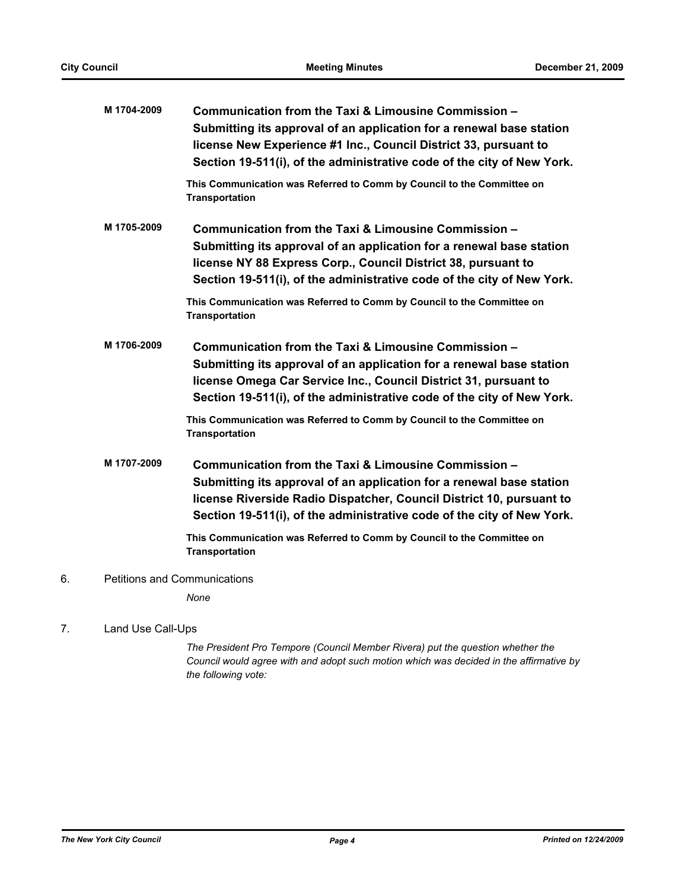**M 1704-2009** **Communication from the Taxi & Limousine Commission – Submitting its approval of an application for a renewal base station license New Experience #1 Inc., Council District 33, pursuant to Section 19-511(i), of the administrative code of the city of New York.**

**This Communication was Referred to Comm by Council to the Committee on Transportation**

**M 1705-2009** **Communication from the Taxi & Limousine Commission – Submitting its approval of an application for a renewal base station license NY 88 Express Corp., Council District 38, pursuant to Section 19-511(i), of the administrative code of the city of New York.**

**This Communication was Referred to Comm by Council to the Committee on Transportation**

**M 1706-2009** **Communication from the Taxi & Limousine Commission – Submitting its approval of an application for a renewal base station license Omega Car Service Inc., Council District 31, pursuant to Section 19-511(i), of the administrative code of the city of New York.**

**This Communication was Referred to Comm by Council to the Committee on Transportation**

**M 1707-2009** **Communication from the Taxi & Limousine Commission – Submitting its approval of an application for a renewal base station license Riverside Radio Dispatcher, Council District 10, pursuant to Section 19-511(i), of the administrative code of the city of New York.**

**This Communication was Referred to Comm by Council to the Committee on Transportation**

6. Petitions and Communications

*None*

7. Land Use Call-Ups

*The President Pro Tempore (Council Member Rivera) put the question whether the Council would agree with and adopt such motion which was decided in the affirmative by the following vote:*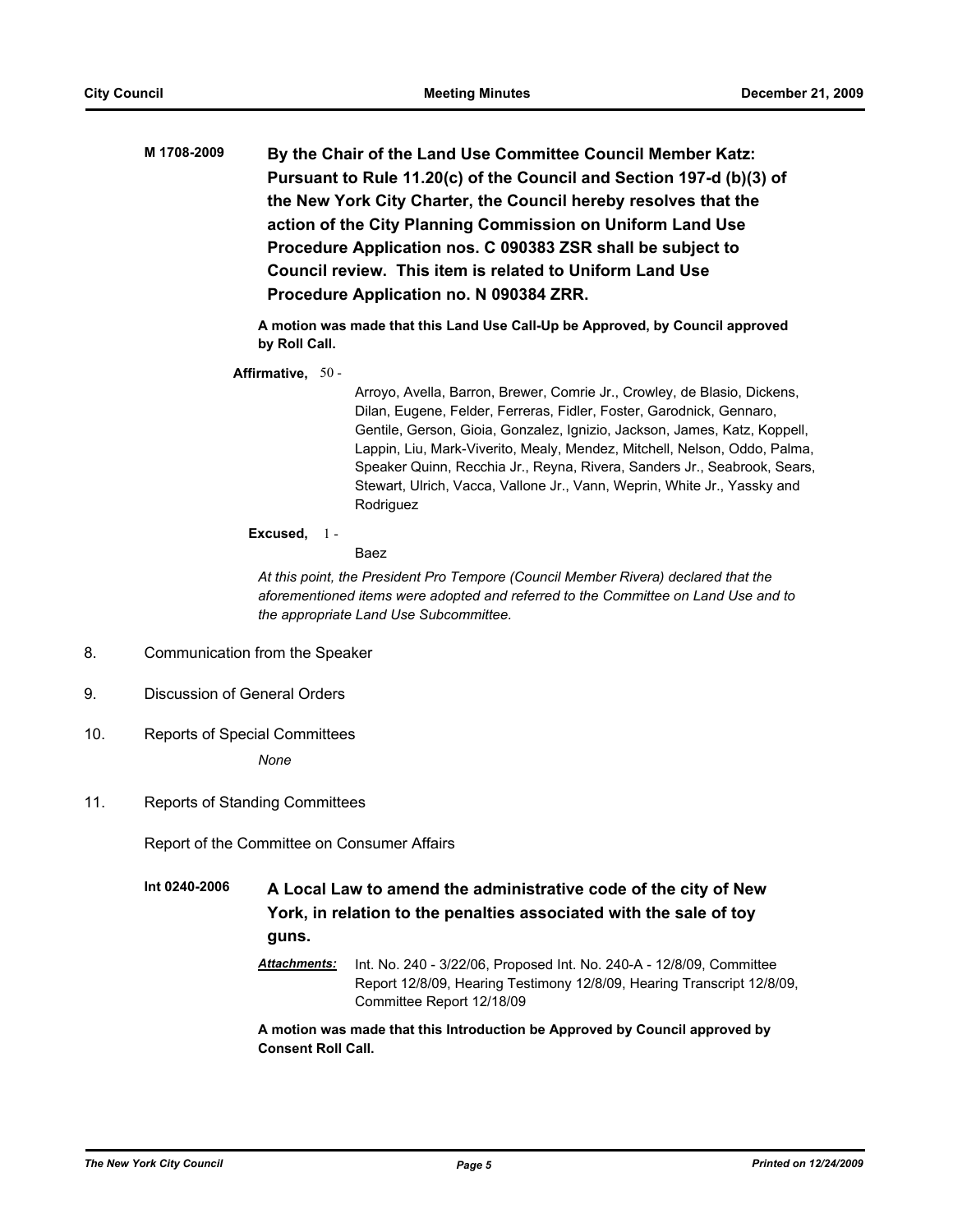**M 1708-2009** **By the Chair of the Land Use Committee Council Member Katz: Pursuant to Rule 11.20(c) of the Council and Section 197-d (b)(3) of the New York City Charter, the Council hereby resolves that the action of the City Planning Commission on Uniform Land Use Procedure Application nos. C 090383 ZSR shall be subject to Council review. This item is related to Uniform Land Use Procedure Application no. N 090384 ZRR.**

**A motion was made that this Land Use Call-Up be Approved, by Council approved by Roll Call.**

**Affirmative,** 50 - Arroyo, Avella, Barron, Brewer, Comrie Jr., Crowley, de Blasio, Dickens, Dilan, Eugene, Felder, Ferreras, Fidler, Foster, Garodnick, Gennaro, Gentile, Gerson, Gioia, Gonzalez, Ignizio, Jackson, James, Katz, Koppell, Lappin, Liu, Mark-Viverito, Mealy, Mendez, Mitchell, Nelson, Oddo, Palma, Speaker Quinn, Recchia Jr., Reyna, Rivera, Sanders Jr., Seabrook, Sears, Stewart, Ulrich, Vacca, Vallone Jr., Vann, Weprin, White Jr., Yassky and Rodriguez

**Excused,** 1 - Baez

*At this point, the President Pro Tempore (Council Member Rivera) declared that the aforementioned items were adopted and referred to the Committee on Land Use and to the appropriate Land Use Subcommittee.*

8. Communication from the Speaker

9. Discussion of General Orders

10. Reports of Special Committees

    *None*

11. Reports of Standing Committees

Report of the Committee on Consumer Affairs

**Int 0240-2006** **A Local Law to amend the administrative code of the city of New York, in relation to the penalties associated with the sale of toy guns.**

***Attachments:*** Int. No. 240 - 3/22/06, Proposed Int. No. 240-A - 12/8/09, Committee Report 12/8/09, Hearing Testimony 12/8/09, Hearing Transcript 12/8/09, Committee Report 12/18/09

**A motion was made that this Introduction be Approved by Council approved by Consent Roll Call.**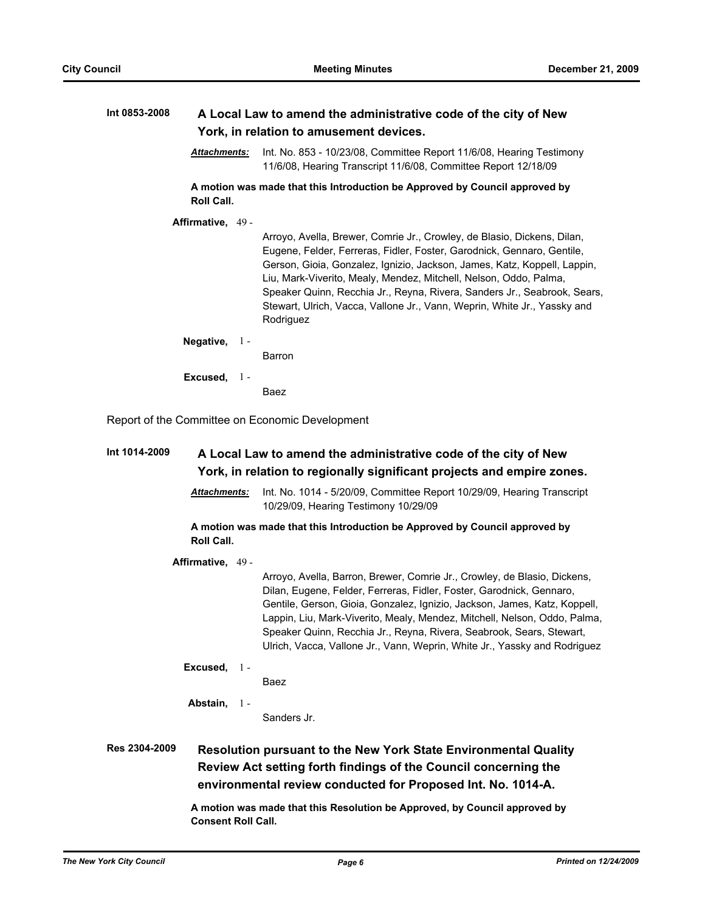**Int 0853-2008** **A Local Law to amend the administrative code of the city of New York, in relation to amusement devices.**

***Attachments:*** Int. No. 853 - 10/23/08, Committee Report 11/6/08, Hearing Testimony 11/6/08, Hearing Transcript 11/6/08, Committee Report 12/18/09

**A motion was made that this Introduction be Approved by Council approved by Roll Call.**

**Affirmative,** 49 - Arroyo, Avella, Brewer, Comrie Jr., Crowley, de Blasio, Dickens, Dilan, Eugene, Felder, Ferreras, Fidler, Foster, Garodnick, Gennaro, Gentile, Gerson, Gioia, Gonzalez, Ignizio, Jackson, James, Katz, Koppell, Lappin, Liu, Mark-Viverito, Mealy, Mendez, Mitchell, Nelson, Oddo, Palma, Speaker Quinn, Recchia Jr., Reyna, Rivera, Sanders Jr., Seabrook, Sears, Stewart, Ulrich, Vacca, Vallone Jr., Vann, Weprin, White Jr., Yassky and Rodriguez

**Negative,** 1 - Barron

**Excused,** 1 - Baez

Report of the Committee on Economic Development

**Int 1014-2009** **A Local Law to amend the administrative code of the city of New York, in relation to regionally significant projects and empire zones.**

***Attachments:*** Int. No. 1014 - 5/20/09, Committee Report 10/29/09, Hearing Transcript 10/29/09, Hearing Testimony 10/29/09

**A motion was made that this Introduction be Approved by Council approved by Roll Call.**

**Affirmative,** 49 - Arroyo, Avella, Barron, Brewer, Comrie Jr., Crowley, de Blasio, Dickens, Dilan, Eugene, Felder, Ferreras, Fidler, Foster, Garodnick, Gennaro, Gentile, Gerson, Gioia, Gonzalez, Ignizio, Jackson, James, Katz, Koppell, Lappin, Liu, Mark-Viverito, Mealy, Mendez, Mitchell, Nelson, Oddo, Palma, Speaker Quinn, Recchia Jr., Reyna, Rivera, Seabrook, Sears, Stewart, Ulrich, Vacca, Vallone Jr., Vann, Weprin, White Jr., Yassky and Rodriguez

**Excused,** 1 - Baez

**Abstain,** 1 - Sanders Jr.

**Res 2304-2009** **Resolution pursuant to the New York State Environmental Quality Review Act setting forth findings of the Council concerning the environmental review conducted for Proposed Int. No. 1014-A.**

**A motion was made that this Resolution be Approved, by Council approved by Consent Roll Call.**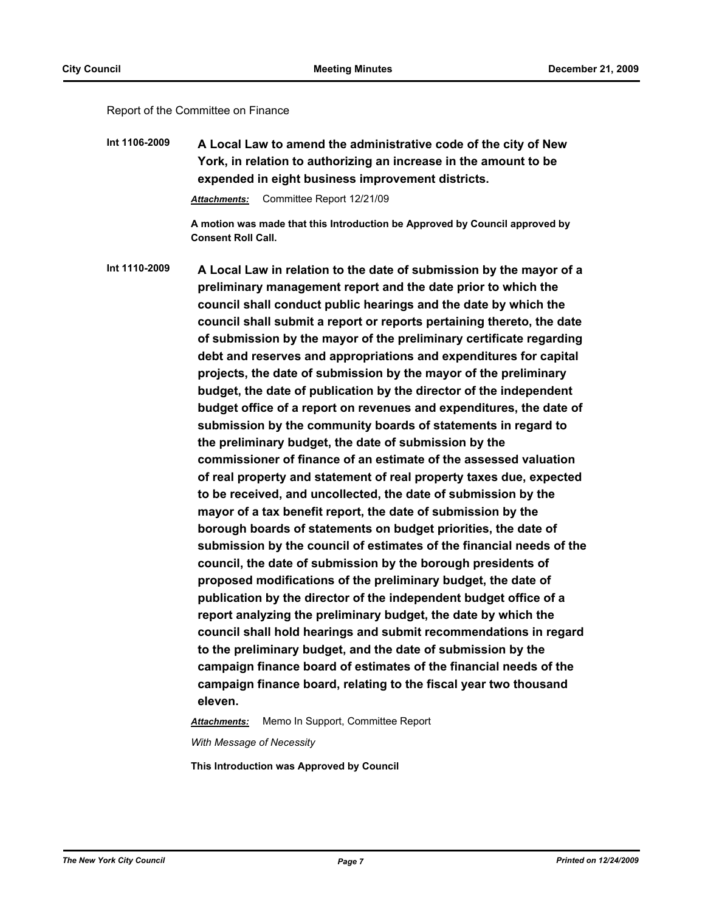Report of the Committee on Finance

**Int 1106-2009** **A Local Law to amend the administrative code of the city of New York, in relation to authorizing an increase in the amount to be expended in eight business improvement districts.**

***Attachments:*** Committee Report 12/21/09

**A motion was made that this Introduction be Approved by Council approved by Consent Roll Call.**

**Int 1110-2009** **A Local Law in relation to the date of submission by the mayor of a preliminary management report and the date prior to which the council shall conduct public hearings and the date by which the council shall submit a report or reports pertaining thereto, the date of submission by the mayor of the preliminary certificate regarding debt and reserves and appropriations and expenditures for capital projects, the date of submission by the mayor of the preliminary budget, the date of publication by the director of the independent budget office of a report on revenues and expenditures, the date of submission by the community boards of statements in regard to the preliminary budget, the date of submission by the commissioner of finance of an estimate of the assessed valuation of real property and statement of real property taxes due, expected to be received, and uncollected, the date of submission by the mayor of a tax benefit report, the date of submission by the borough boards of statements on budget priorities, the date of submission by the council of estimates of the financial needs of the council, the date of submission by the borough presidents of proposed modifications of the preliminary budget, the date of publication by the director of the independent budget office of a report analyzing the preliminary budget, the date by which the council shall hold hearings and submit recommendations in regard to the preliminary budget, and the date of submission by the campaign finance board of estimates of the financial needs of the campaign finance board, relating to the fiscal year two thousand eleven.**

***Attachments:*** Memo In Support, Committee Report

*With Message of Necessity*

**This Introduction was Approved by Council**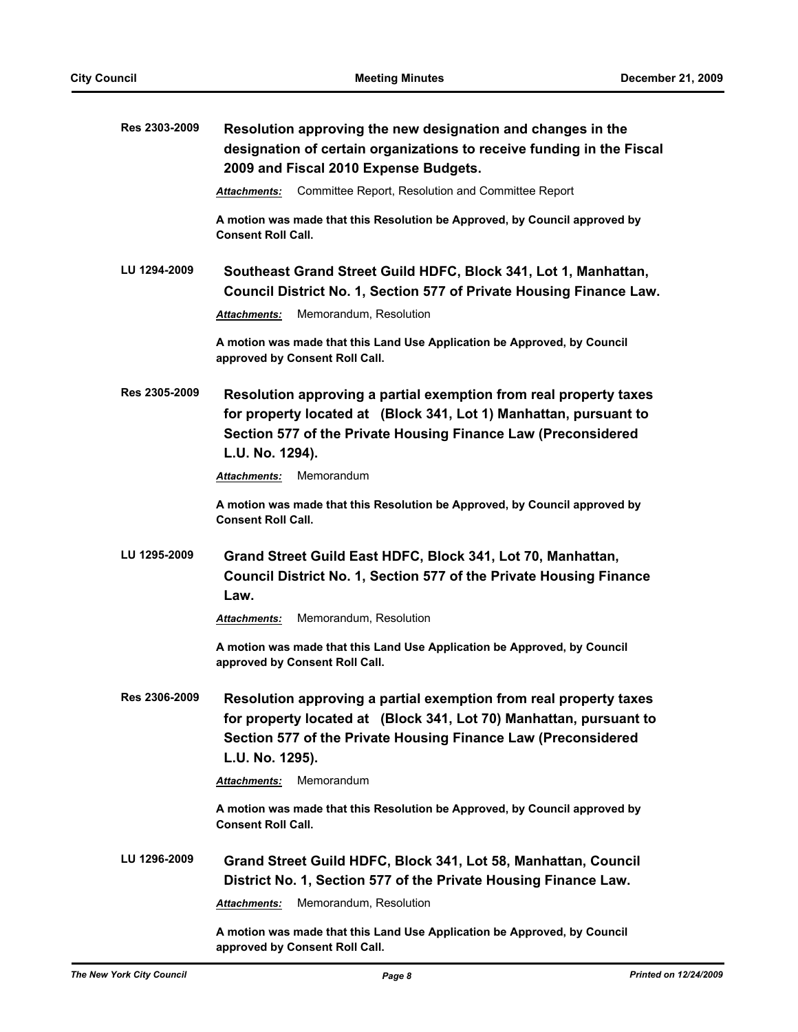**Res 2303-2009** **Resolution approving the new designation and changes in the designation of certain organizations to receive funding in the Fiscal 2009 and Fiscal 2010 Expense Budgets.**

***Attachments:*** Committee Report, Resolution and Committee Report

**A motion was made that this Resolution be Approved, by Council approved by Consent Roll Call.**

**LU 1294-2009** **Southeast Grand Street Guild HDFC, Block 341, Lot 1, Manhattan, Council District No. 1, Section 577 of Private Housing Finance Law.**

***Attachments:*** Memorandum, Resolution

**A motion was made that this Land Use Application be Approved, by Council approved by Consent Roll Call.**

**Res 2305-2009** **Resolution approving a partial exemption from real property taxes for property located at (Block 341, Lot 1) Manhattan, pursuant to Section 577 of the Private Housing Finance Law (Preconsidered L.U. No. 1294).**

***Attachments:*** Memorandum

**A motion was made that this Resolution be Approved, by Council approved by Consent Roll Call.**

**LU 1295-2009** **Grand Street Guild East HDFC, Block 341, Lot 70, Manhattan, Council District No. 1, Section 577 of the Private Housing Finance Law.**

***Attachments:*** Memorandum, Resolution

**A motion was made that this Land Use Application be Approved, by Council approved by Consent Roll Call.**

**Res 2306-2009** **Resolution approving a partial exemption from real property taxes for property located at (Block 341, Lot 70) Manhattan, pursuant to Section 577 of the Private Housing Finance Law (Preconsidered L.U. No. 1295).**

***Attachments:*** Memorandum

**A motion was made that this Resolution be Approved, by Council approved by Consent Roll Call.**

**LU 1296-2009** **Grand Street Guild HDFC, Block 341, Lot 58, Manhattan, Council District No. 1, Section 577 of the Private Housing Finance Law.**

***Attachments:*** Memorandum, Resolution

**A motion was made that this Land Use Application be Approved, by Council approved by Consent Roll Call.**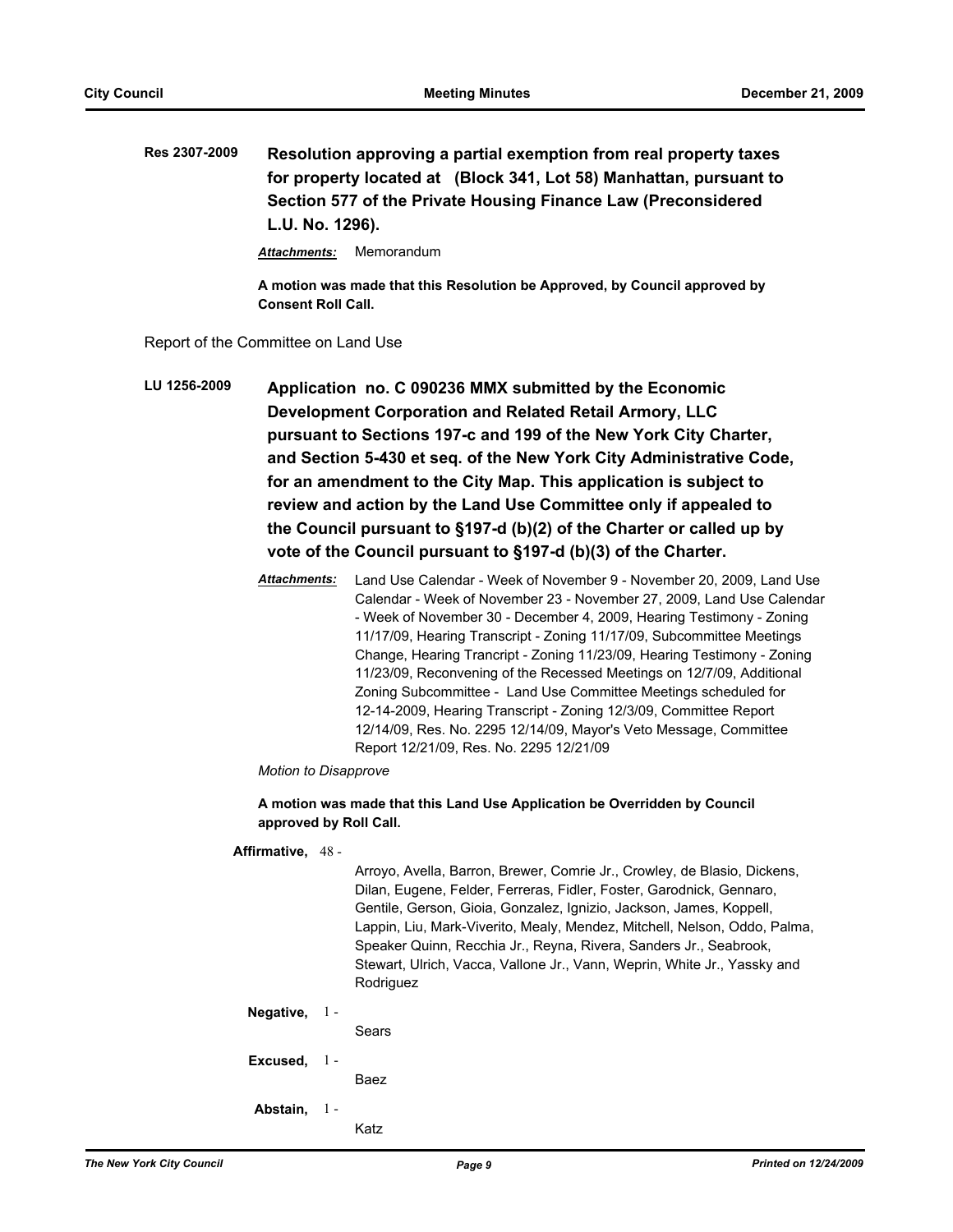**Res 2307-2009** **Resolution approving a partial exemption from real property taxes for property located at (Block 341, Lot 58) Manhattan, pursuant to Section 577 of the Private Housing Finance Law (Preconsidered L.U. No. 1296).**

***Attachments:*** Memorandum

**A motion was made that this Resolution be Approved, by Council approved by Consent Roll Call.**

Report of the Committee on Land Use

**LU 1256-2009** **Application no. C 090236 MMX submitted by the Economic Development Corporation and Related Retail Armory, LLC pursuant to Sections 197-c and 199 of the New York City Charter, and Section 5-430 et seq. of the New York City Administrative Code, for an amendment to the City Map. This application is subject to review and action by the Land Use Committee only if appealed to the Council pursuant to §197-d (b)(2) of the Charter or called up by vote of the Council pursuant to §197-d (b)(3) of the Charter.**

***Attachments:*** Land Use Calendar - Week of November 9 - November 20, 2009, Land Use Calendar - Week of November 23 - November 27, 2009, Land Use Calendar - Week of November 30 - December 4, 2009, Hearing Testimony - Zoning 11/17/09, Hearing Transcript - Zoning 11/17/09, Subcommittee Meetings Change, Hearing Trancript - Zoning 11/23/09, Hearing Testimony - Zoning 11/23/09, Reconvening of the Recessed Meetings on 12/7/09, Additional Zoning Subcommittee - Land Use Committee Meetings scheduled for 12-14-2009, Hearing Transcript - Zoning 12/3/09, Committee Report 12/14/09, Res. No. 2295 12/14/09, Mayor's Veto Message, Committee Report 12/21/09, Res. No. 2295 12/21/09

*Motion to Disapprove*

**A motion was made that this Land Use Application be Overridden by Council approved by Roll Call.**

**Affirmative,** 48 - Arroyo, Avella, Barron, Brewer, Comrie Jr., Crowley, de Blasio, Dickens, Dilan, Eugene, Felder, Ferreras, Fidler, Foster, Garodnick, Gennaro, Gentile, Gerson, Gioia, Gonzalez, Ignizio, Jackson, James, Koppell, Lappin, Liu, Mark-Viverito, Mealy, Mendez, Mitchell, Nelson, Oddo, Palma, Speaker Quinn, Recchia Jr., Reyna, Rivera, Sanders Jr., Seabrook, Stewart, Ulrich, Vacca, Vallone Jr., Vann, Weprin, White Jr., Yassky and Rodriguez

**Negative,** 1 - Sears

**Excused,** 1 - Baez

**Abstain,** 1 - Katz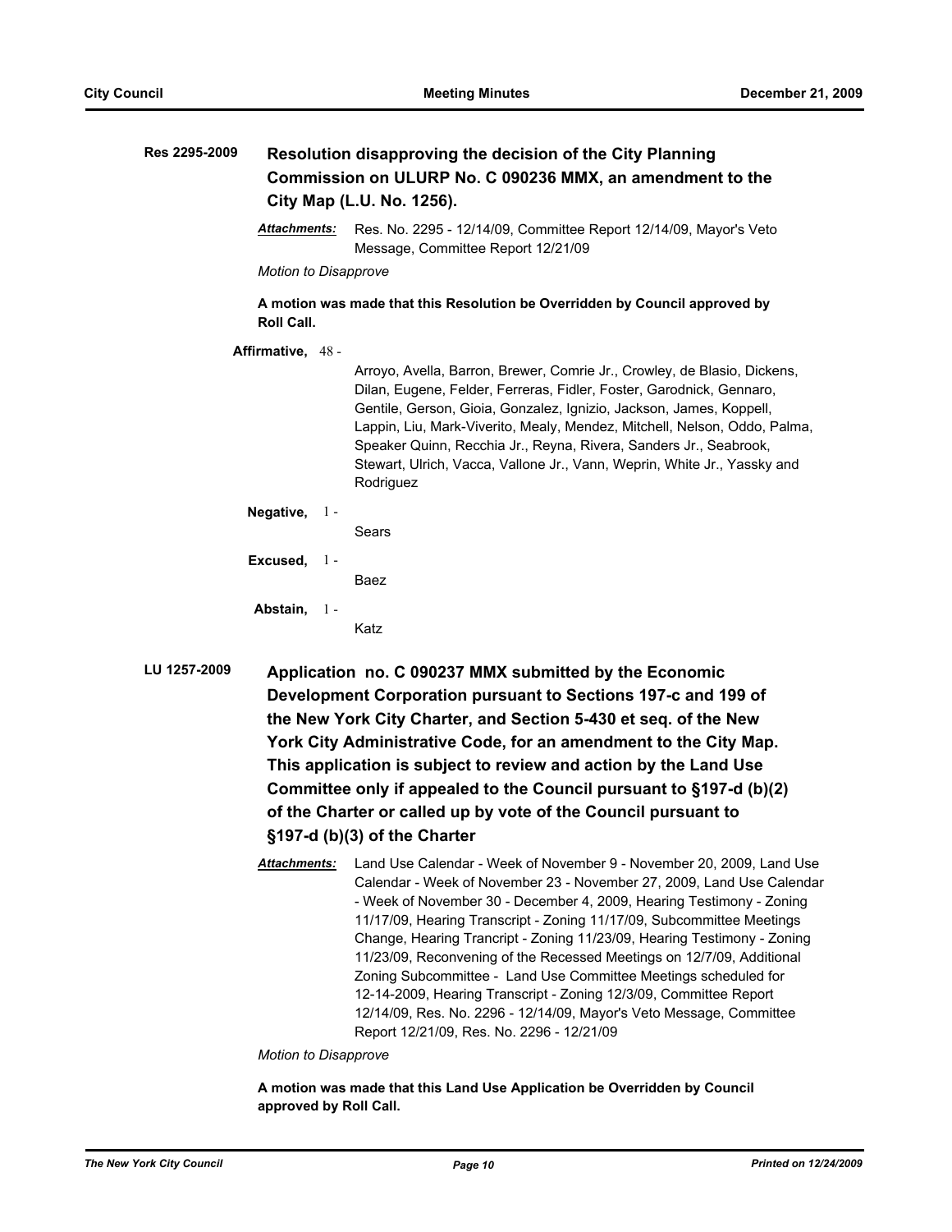**Res 2295-2009** **Resolution disapproving the decision of the City Planning Commission on ULURP No. C 090236 MMX, an amendment to the City Map (L.U. No. 1256).**

***Attachments:*** Res. No. 2295 - 12/14/09, Committee Report 12/14/09, Mayor's Veto Message, Committee Report 12/21/09

*Motion to Disapprove*

**A motion was made that this Resolution be Overridden by Council approved by Roll Call.**

**Affirmative,** 48 - Arroyo, Avella, Barron, Brewer, Comrie Jr., Crowley, de Blasio, Dickens, Dilan, Eugene, Felder, Ferreras, Fidler, Foster, Garodnick, Gennaro, Gentile, Gerson, Gioia, Gonzalez, Ignizio, Jackson, James, Koppell, Lappin, Liu, Mark-Viverito, Mealy, Mendez, Mitchell, Nelson, Oddo, Palma, Speaker Quinn, Recchia Jr., Reyna, Rivera, Sanders Jr., Seabrook, Stewart, Ulrich, Vacca, Vallone Jr., Vann, Weprin, White Jr., Yassky and Rodriguez

**Negative,** 1 - Sears

**Excused,** 1 - Baez

**Abstain,** 1 - Katz

**LU 1257-2009** **Application no. C 090237 MMX submitted by the Economic Development Corporation pursuant to Sections 197-c and 199 of the New York City Charter, and Section 5-430 et seq. of the New York City Administrative Code, for an amendment to the City Map. This application is subject to review and action by the Land Use Committee only if appealed to the Council pursuant to §197-d (b)(2) of the Charter or called up by vote of the Council pursuant to §197-d (b)(3) of the Charter**

***Attachments:*** Land Use Calendar - Week of November 9 - November 20, 2009, Land Use Calendar - Week of November 23 - November 27, 2009, Land Use Calendar - Week of November 30 - December 4, 2009, Hearing Testimony - Zoning 11/17/09, Hearing Transcript - Zoning 11/17/09, Subcommittee Meetings Change, Hearing Trancript - Zoning 11/23/09, Hearing Testimony - Zoning 11/23/09, Reconvening of the Recessed Meetings on 12/7/09, Additional Zoning Subcommittee - Land Use Committee Meetings scheduled for 12-14-2009, Hearing Transcript - Zoning 12/3/09, Committee Report 12/14/09, Res. No. 2296 - 12/14/09, Mayor's Veto Message, Committee Report 12/21/09, Res. No. 2296 - 12/21/09

*Motion to Disapprove*

**A motion was made that this Land Use Application be Overridden by Council approved by Roll Call.**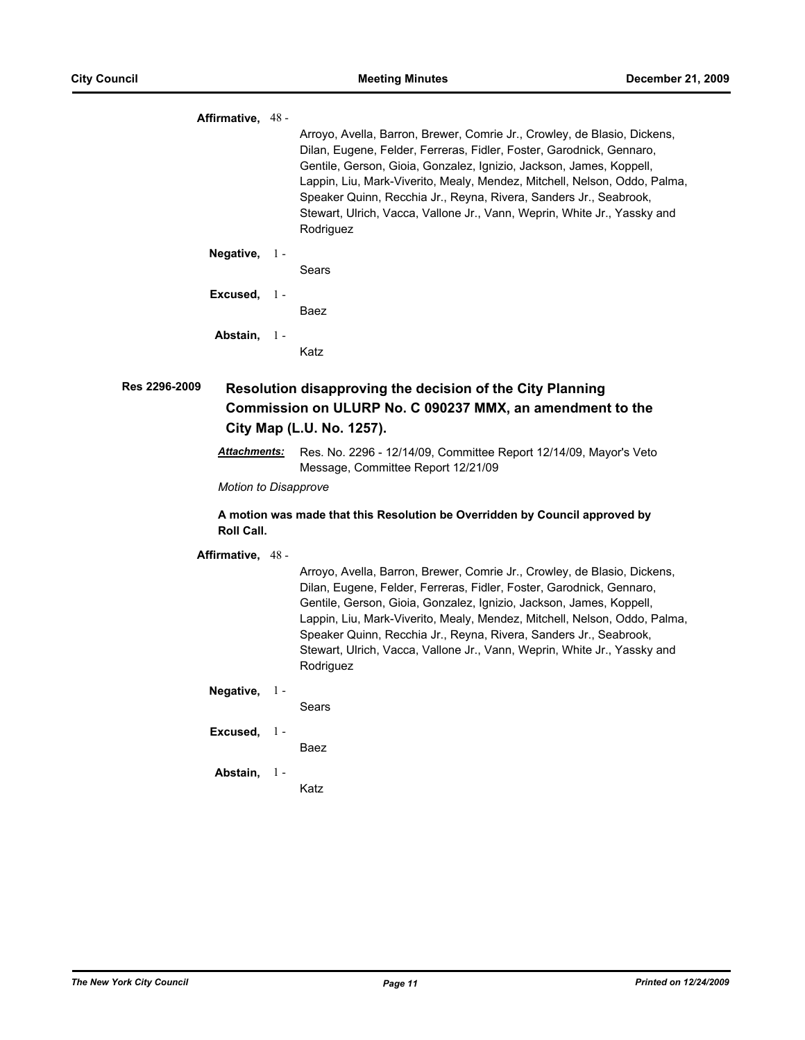**Affirmative,** 48 -

Arroyo, Avella, Barron, Brewer, Comrie Jr., Crowley, de Blasio, Dickens, Dilan, Eugene, Felder, Ferreras, Fidler, Foster, Garodnick, Gennaro, Gentile, Gerson, Gioia, Gonzalez, Ignizio, Jackson, James, Koppell, Lappin, Liu, Mark-Viverito, Mealy, Mendez, Mitchell, Nelson, Oddo, Palma, Speaker Quinn, Recchia Jr., Reyna, Rivera, Sanders Jr., Seabrook, Stewart, Ulrich, Vacca, Vallone Jr., Vann, Weprin, White Jr., Yassky and Rodriguez

**Negative,** 1 -

Sears

**Excused,** 1 -

Baez

**Abstain,** 1 -

Katz

**Res 2296-2009** **Resolution disapproving the decision of the City Planning Commission on ULURP No. C 090237 MMX, an amendment to the City Map (L.U. No. 1257).**

***Attachments:*** Res. No. 2296 - 12/14/09, Committee Report 12/14/09, Mayor's Veto Message, Committee Report 12/21/09

*Motion to Disapprove*

**A motion was made that this Resolution be Overridden by Council approved by Roll Call.**

**Affirmative,** 48 -

Arroyo, Avella, Barron, Brewer, Comrie Jr., Crowley, de Blasio, Dickens, Dilan, Eugene, Felder, Ferreras, Fidler, Foster, Garodnick, Gennaro, Gentile, Gerson, Gioia, Gonzalez, Ignizio, Jackson, James, Koppell, Lappin, Liu, Mark-Viverito, Mealy, Mendez, Mitchell, Nelson, Oddo, Palma, Speaker Quinn, Recchia Jr., Reyna, Rivera, Sanders Jr., Seabrook, Stewart, Ulrich, Vacca, Vallone Jr., Vann, Weprin, White Jr., Yassky and Rodriguez

**Negative,** 1 -

Sears

**Excused,** 1 -

Baez

**Abstain,** 1 -

Katz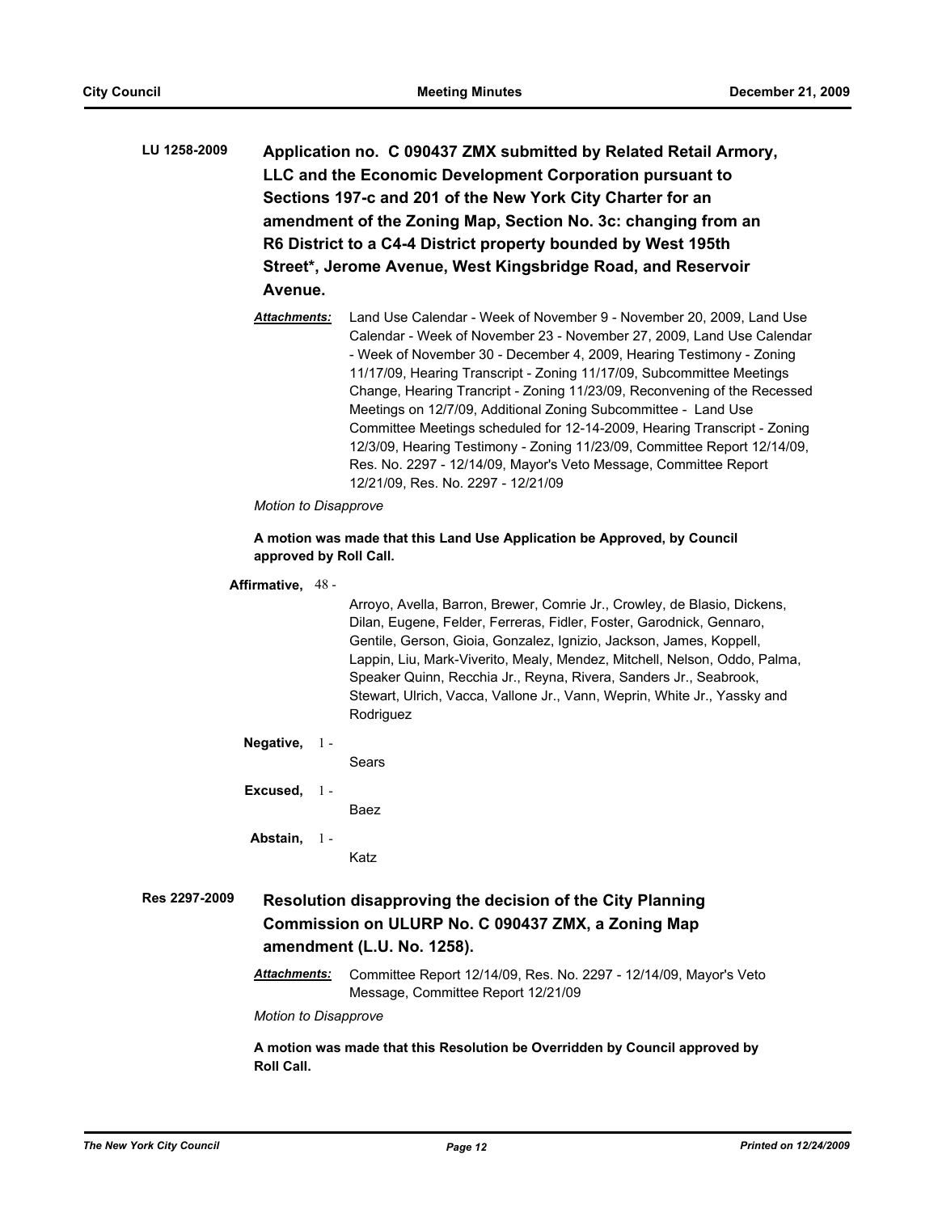**LU 1258-2009** **Application no. C 090437 ZMX submitted by Related Retail Armory, LLC and the Economic Development Corporation pursuant to Sections 197-c and 201 of the New York City Charter for an amendment of the Zoning Map, Section No. 3c: changing from an R6 District to a C4-4 District property bounded by West 195th Street*, Jerome Avenue, West Kingsbridge Road, and Reservoir Avenue.**

***Attachments:*** Land Use Calendar - Week of November 9 - November 20, 2009, Land Use Calendar - Week of November 23 - November 27, 2009, Land Use Calendar - Week of November 30 - December 4, 2009, Hearing Testimony - Zoning 11/17/09, Hearing Transcript - Zoning 11/17/09, Subcommittee Meetings Change, Hearing Trancript - Zoning 11/23/09, Reconvening of the Recessed Meetings on 12/7/09, Additional Zoning Subcommittee - Land Use Committee Meetings scheduled for 12-14-2009, Hearing Transcript - Zoning 12/3/09, Hearing Testimony - Zoning 11/23/09, Committee Report 12/14/09, Res. No. 2297 - 12/14/09, Mayor's Veto Message, Committee Report 12/21/09, Res. No. 2297 - 12/21/09

*Motion to Disapprove*

**A motion was made that this Land Use Application be Approved, by Council approved by Roll Call.**

**Affirmative,** 48 - Arroyo, Avella, Barron, Brewer, Comrie Jr., Crowley, de Blasio, Dickens, Dilan, Eugene, Felder, Ferreras, Fidler, Foster, Garodnick, Gennaro, Gentile, Gerson, Gioia, Gonzalez, Ignizio, Jackson, James, Koppell, Lappin, Liu, Mark-Viverito, Mealy, Mendez, Mitchell, Nelson, Oddo, Palma, Speaker Quinn, Recchia Jr., Reyna, Rivera, Sanders Jr., Seabrook, Stewart, Ulrich, Vacca, Vallone Jr., Vann, Weprin, White Jr., Yassky and Rodriguez

**Negative,** 1 - Sears

**Excused,** 1 - Baez

**Abstain,** 1 - Katz

**Res 2297-2009** **Resolution disapproving the decision of the City Planning Commission on ULURP No. C 090437 ZMX, a Zoning Map amendment (L.U. No. 1258).**

***Attachments:*** Committee Report 12/14/09, Res. No. 2297 - 12/14/09, Mayor's Veto Message, Committee Report 12/21/09

*Motion to Disapprove*

**A motion was made that this Resolution be Overridden by Council approved by Roll Call.**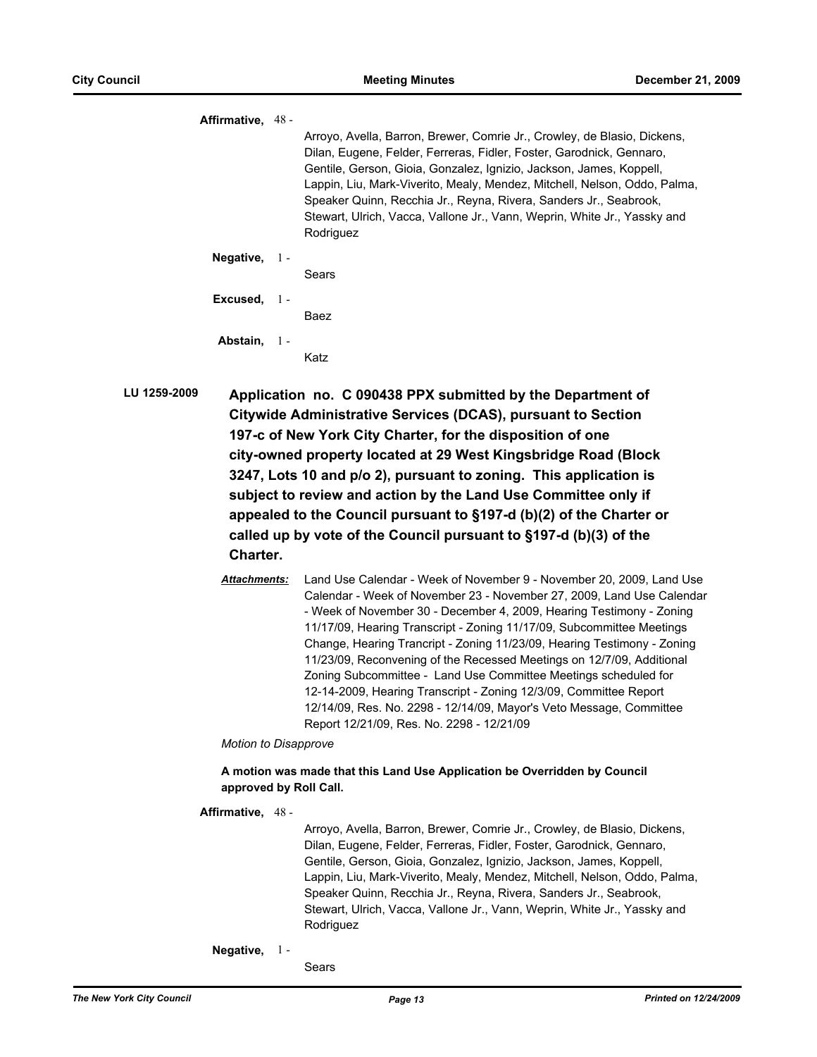**Affirmative,** 48 -

Arroyo, Avella, Barron, Brewer, Comrie Jr., Crowley, de Blasio, Dickens, Dilan, Eugene, Felder, Ferreras, Fidler, Foster, Garodnick, Gennaro, Gentile, Gerson, Gioia, Gonzalez, Ignizio, Jackson, James, Koppell, Lappin, Liu, Mark-Viverito, Mealy, Mendez, Mitchell, Nelson, Oddo, Palma, Speaker Quinn, Recchia Jr., Reyna, Rivera, Sanders Jr., Seabrook, Stewart, Ulrich, Vacca, Vallone Jr., Vann, Weprin, White Jr., Yassky and Rodriguez

**Negative,** 1 -

Sears

**Excused,** 1 -

Baez

**Abstain,** 1 -

Katz

**LU 1259-2009** **Application no. C 090438 PPX submitted by the Department of Citywide Administrative Services (DCAS), pursuant to Section 197-c of New York City Charter, for the disposition of one city-owned property located at 29 West Kingsbridge Road (Block 3247, Lots 10 and p/o 2), pursuant to zoning. This application is subject to review and action by the Land Use Committee only if appealed to the Council pursuant to §197-d (b)(2) of the Charter or called up by vote of the Council pursuant to §197-d (b)(3) of the Charter.**

***Attachments:*** Land Use Calendar - Week of November 9 - November 20, 2009, Land Use Calendar - Week of November 23 - November 27, 2009, Land Use Calendar - Week of November 30 - December 4, 2009, Hearing Testimony - Zoning 11/17/09, Hearing Transcript - Zoning 11/17/09, Subcommittee Meetings Change, Hearing Trancript - Zoning 11/23/09, Hearing Testimony - Zoning 11/23/09, Reconvening of the Recessed Meetings on 12/7/09, Additional Zoning Subcommittee - Land Use Committee Meetings scheduled for 12-14-2009, Hearing Transcript - Zoning 12/3/09, Committee Report 12/14/09, Res. No. 2298 - 12/14/09, Mayor's Veto Message, Committee Report 12/21/09, Res. No. 2298 - 12/21/09

*Motion to Disapprove*

**A motion was made that this Land Use Application be Overridden by Council approved by Roll Call.**

**Affirmative,** 48 -

Arroyo, Avella, Barron, Brewer, Comrie Jr., Crowley, de Blasio, Dickens, Dilan, Eugene, Felder, Ferreras, Fidler, Foster, Garodnick, Gennaro, Gentile, Gerson, Gioia, Gonzalez, Ignizio, Jackson, James, Koppell, Lappin, Liu, Mark-Viverito, Mealy, Mendez, Mitchell, Nelson, Oddo, Palma, Speaker Quinn, Recchia Jr., Reyna, Rivera, Sanders Jr., Seabrook, Stewart, Ulrich, Vacca, Vallone Jr., Vann, Weprin, White Jr., Yassky and Rodriguez

**Negative,** 1 -

Sears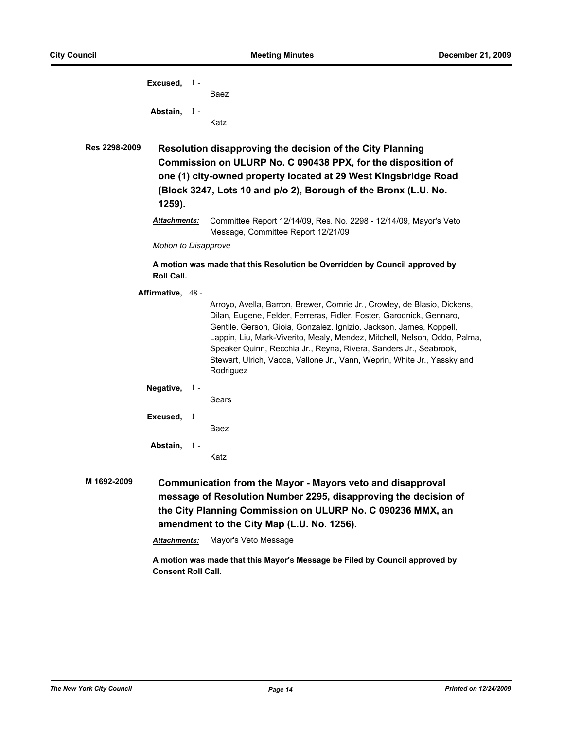**Excused,** 1 -
Baez

**Abstain,** 1 -
Katz

**Res 2298-2009** **Resolution disapproving the decision of the City Planning Commission on ULURP No. C 090438 PPX, for the disposition of one (1) city-owned property located at 29 West Kingsbridge Road (Block 3247, Lots 10 and p/o 2), Borough of the Bronx (L.U. No. 1259).**

***Attachments:*** Committee Report 12/14/09, Res. No. 2298 - 12/14/09, Mayor's Veto Message, Committee Report 12/21/09

*Motion to Disapprove*

**A motion was made that this Resolution be Overridden by Council approved by Roll Call.**

**Affirmative,** 48 -
Arroyo, Avella, Barron, Brewer, Comrie Jr., Crowley, de Blasio, Dickens, Dilan, Eugene, Felder, Ferreras, Fidler, Foster, Garodnick, Gennaro, Gentile, Gerson, Gioia, Gonzalez, Ignizio, Jackson, James, Koppell, Lappin, Liu, Mark-Viverito, Mealy, Mendez, Mitchell, Nelson, Oddo, Palma, Speaker Quinn, Recchia Jr., Reyna, Rivera, Sanders Jr., Seabrook, Stewart, Ulrich, Vacca, Vallone Jr., Vann, Weprin, White Jr., Yassky and Rodriguez

**Negative,** 1 -
Sears

**Excused,** 1 -
Baez

**Abstain,** 1 -
Katz

**M 1692-2009** **Communication from the Mayor - Mayors veto and disapproval message of Resolution Number 2295, disapproving the decision of the City Planning Commission on ULURP No. C 090236 MMX, an amendment to the City Map (L.U. No. 1256).**

***Attachments:*** Mayor's Veto Message

**A motion was made that this Mayor's Message be Filed by Council approved by Consent Roll Call.**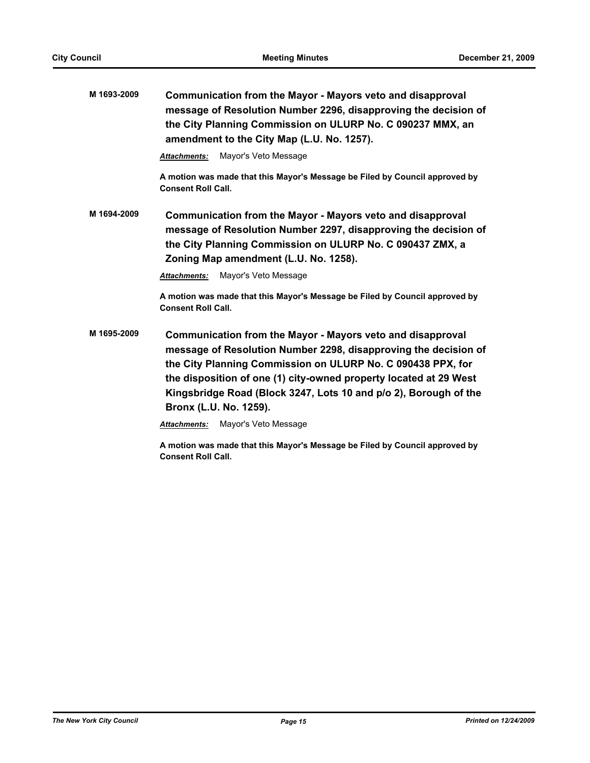**M 1693-2009** **Communication from the Mayor - Mayors veto and disapproval message of Resolution Number 2296, disapproving the decision of the City Planning Commission on ULURP No. C 090237 MMX, an amendment to the City Map (L.U. No. 1257).**

***Attachments:*** Mayor's Veto Message

**A motion was made that this Mayor's Message be Filed by Council approved by Consent Roll Call.**

**M 1694-2009** **Communication from the Mayor - Mayors veto and disapproval message of Resolution Number 2297, disapproving the decision of the City Planning Commission on ULURP No. C 090437 ZMX, a Zoning Map amendment (L.U. No. 1258).**

***Attachments:*** Mayor's Veto Message

**A motion was made that this Mayor's Message be Filed by Council approved by Consent Roll Call.**

**M 1695-2009** **Communication from the Mayor - Mayors veto and disapproval message of Resolution Number 2298, disapproving the decision of the City Planning Commission on ULURP No. C 090438 PPX, for the disposition of one (1) city-owned property located at 29 West Kingsbridge Road (Block 3247, Lots 10 and p/o 2), Borough of the Bronx (L.U. No. 1259).**

***Attachments:*** Mayor's Veto Message

**A motion was made that this Mayor's Message be Filed by Council approved by Consent Roll Call.**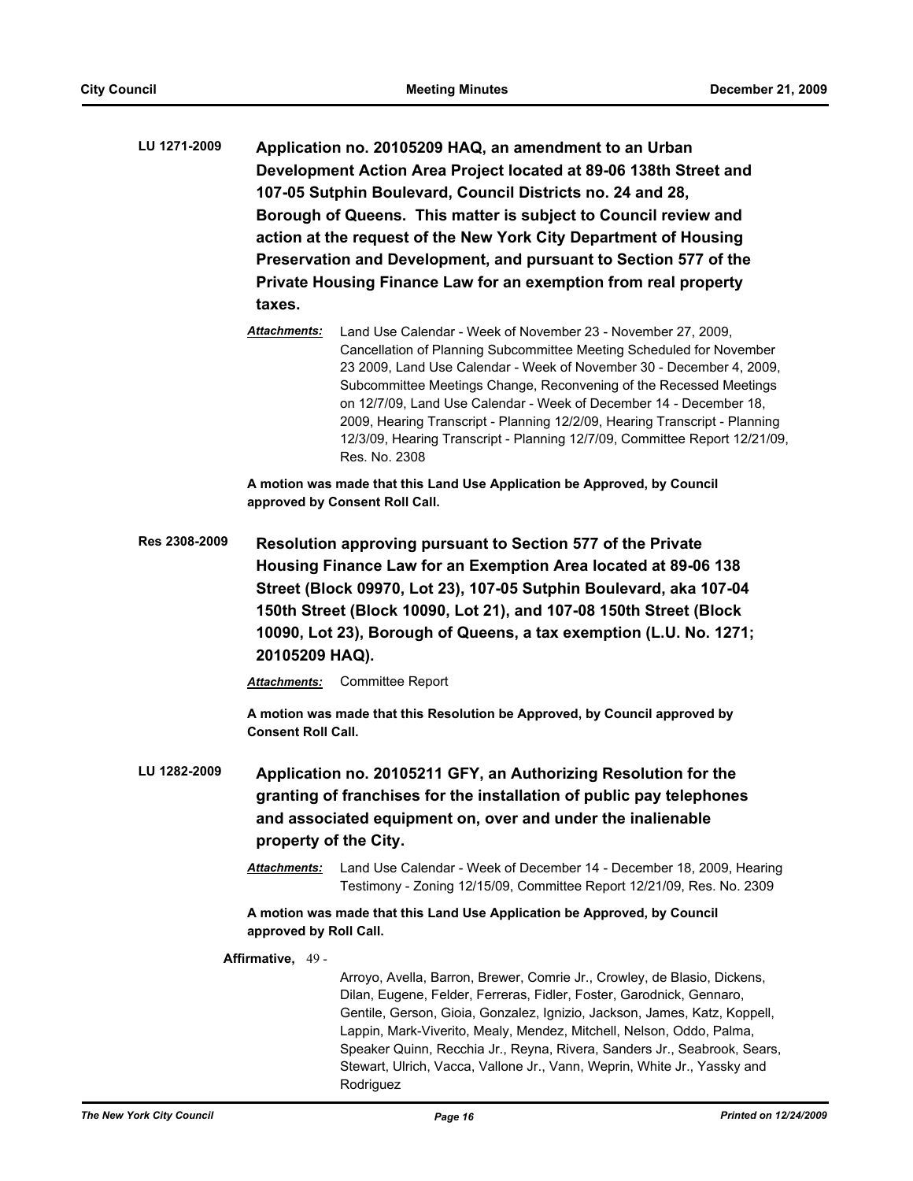**LU 1271-2009** **Application no. 20105209 HAQ, an amendment to an Urban Development Action Area Project located at 89-06 138th Street and 107-05 Sutphin Boulevard, Council Districts no. 24 and 28, Borough of Queens. This matter is subject to Council review and action at the request of the New York City Department of Housing Preservation and Development, and pursuant to Section 577 of the Private Housing Finance Law for an exemption from real property taxes.**

***Attachments:*** Land Use Calendar - Week of November 23 - November 27, 2009, Cancellation of Planning Subcommittee Meeting Scheduled for November 23 2009, Land Use Calendar - Week of November 30 - December 4, 2009, Subcommittee Meetings Change, Reconvening of the Recessed Meetings on 12/7/09, Land Use Calendar - Week of December 14 - December 18, 2009, Hearing Transcript - Planning 12/2/09, Hearing Transcript - Planning 12/3/09, Hearing Transcript - Planning 12/7/09, Committee Report 12/21/09, Res. No. 2308

**A motion was made that this Land Use Application be Approved, by Council approved by Consent Roll Call.**

**Res 2308-2009** **Resolution approving pursuant to Section 577 of the Private Housing Finance Law for an Exemption Area located at 89-06 138 Street (Block 09970, Lot 23), 107-05 Sutphin Boulevard, aka 107-04 150th Street (Block 10090, Lot 21), and 107-08 150th Street (Block 10090, Lot 23), Borough of Queens, a tax exemption (L.U. No. 1271; 20105209 HAQ).**

***Attachments:*** Committee Report

**A motion was made that this Resolution be Approved, by Council approved by Consent Roll Call.**

**LU 1282-2009** **Application no. 20105211 GFY, an Authorizing Resolution for the granting of franchises for the installation of public pay telephones and associated equipment on, over and under the inalienable property of the City.**

***Attachments:*** Land Use Calendar - Week of December 14 - December 18, 2009, Hearing Testimony - Zoning 12/15/09, Committee Report 12/21/09, Res. No. 2309

**A motion was made that this Land Use Application be Approved, by Council approved by Roll Call.**

**Affirmative,** 49 -

Arroyo, Avella, Barron, Brewer, Comrie Jr., Crowley, de Blasio, Dickens, Dilan, Eugene, Felder, Ferreras, Fidler, Foster, Garodnick, Gennaro, Gentile, Gerson, Gioia, Gonzalez, Ignizio, Jackson, James, Katz, Koppell, Lappin, Mark-Viverito, Mealy, Mendez, Mitchell, Nelson, Oddo, Palma, Speaker Quinn, Recchia Jr., Reyna, Rivera, Sanders Jr., Seabrook, Sears, Stewart, Ulrich, Vacca, Vallone Jr., Vann, Weprin, White Jr., Yassky and Rodriguez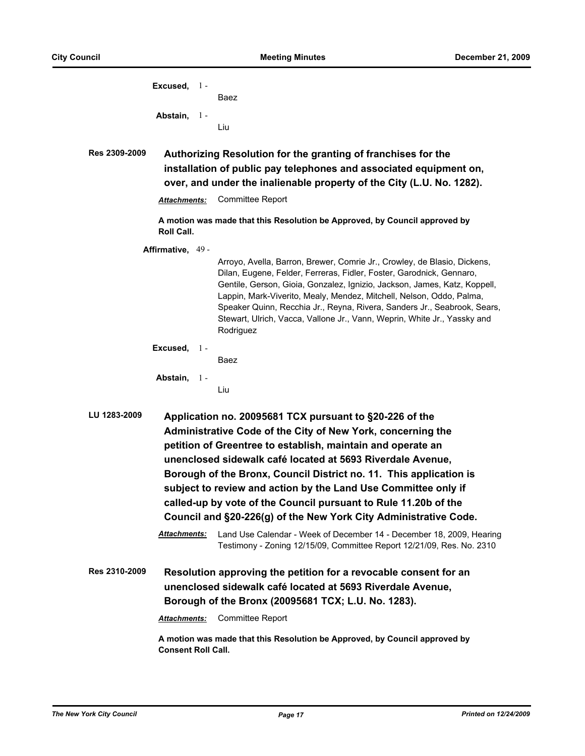**Excused,** 1 -
Baez

**Abstain,** 1 -
Liu

**Res 2309-2009** **Authorizing Resolution for the granting of franchises for the installation of public pay telephones and associated equipment on, over, and under the inalienable property of the City (L.U. No. 1282).**

***Attachments:*** Committee Report

**A motion was made that this Resolution be Approved, by Council approved by Roll Call.**

**Affirmative,** 49 -
Arroyo, Avella, Barron, Brewer, Comrie Jr., Crowley, de Blasio, Dickens, Dilan, Eugene, Felder, Ferreras, Fidler, Foster, Garodnick, Gennaro, Gentile, Gerson, Gioia, Gonzalez, Ignizio, Jackson, James, Katz, Koppell, Lappin, Mark-Viverito, Mealy, Mendez, Mitchell, Nelson, Oddo, Palma, Speaker Quinn, Recchia Jr., Reyna, Rivera, Sanders Jr., Seabrook, Sears, Stewart, Ulrich, Vacca, Vallone Jr., Vann, Weprin, White Jr., Yassky and Rodriguez

**Excused,** 1 -
Baez

**Abstain,** 1 -
Liu

**LU 1283-2009** **Application no. 20095681 TCX pursuant to §20-226 of the Administrative Code of the City of New York, concerning the petition of Greentree to establish, maintain and operate an unenclosed sidewalk café located at 5693 Riverdale Avenue, Borough of the Bronx, Council District no. 11. This application is subject to review and action by the Land Use Committee only if called-up by vote of the Council pursuant to Rule 11.20b of the Council and §20-226(g) of the New York City Administrative Code.**

***Attachments:*** Land Use Calendar - Week of December 14 - December 18, 2009, Hearing Testimony - Zoning 12/15/09, Committee Report 12/21/09, Res. No. 2310

**Res 2310-2009** **Resolution approving the petition for a revocable consent for an unenclosed sidewalk café located at 5693 Riverdale Avenue, Borough of the Bronx (20095681 TCX; L.U. No. 1283).**

***Attachments:*** Committee Report

**A motion was made that this Resolution be Approved, by Council approved by Consent Roll Call.**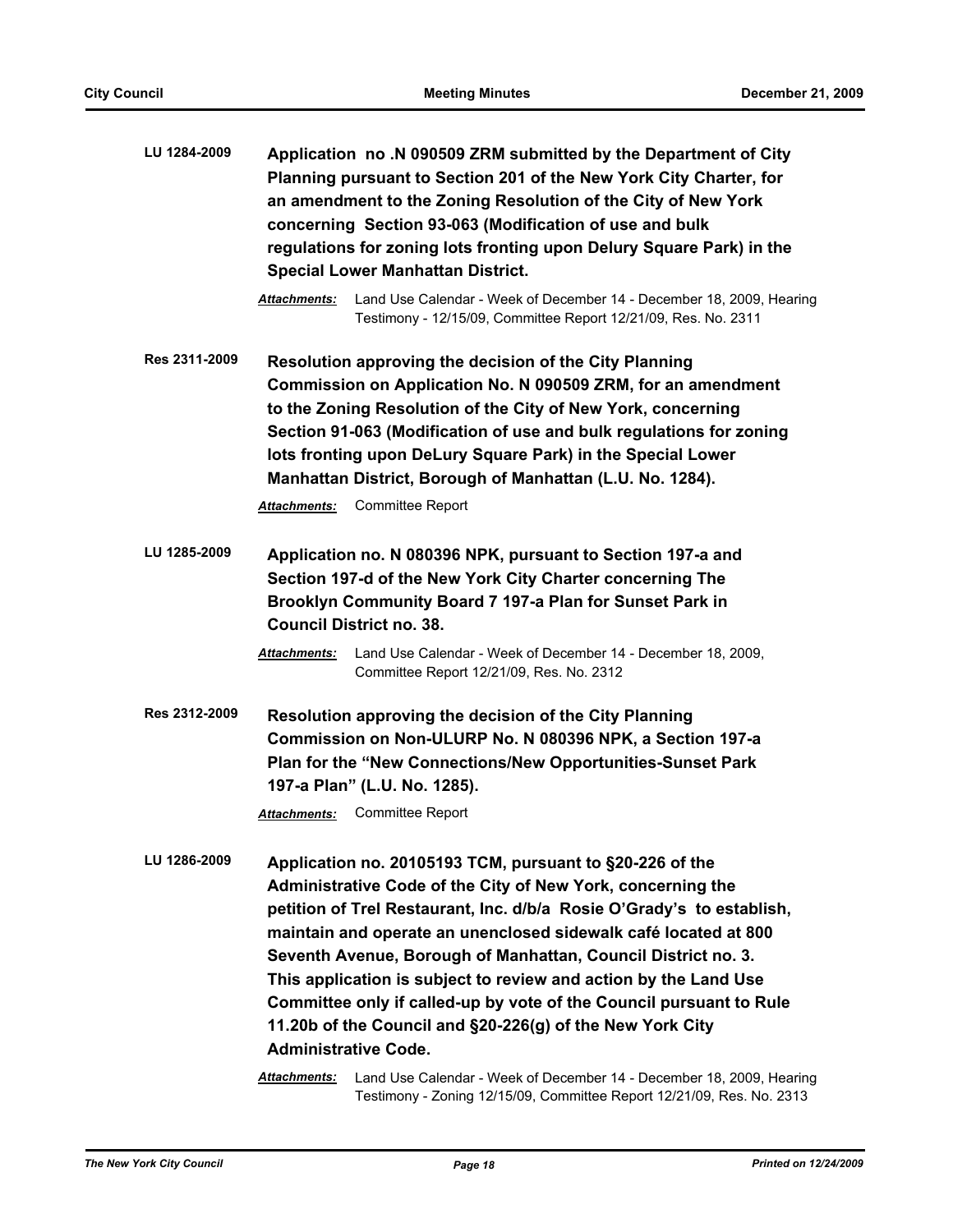**LU 1284-2009** **Application no .N 090509 ZRM submitted by the Department of City Planning pursuant to Section 201 of the New York City Charter, for an amendment to the Zoning Resolution of the City of New York concerning Section 93-063 (Modification of use and bulk regulations for zoning lots fronting upon Delury Square Park) in the Special Lower Manhattan District.**

***Attachments:*** Land Use Calendar - Week of December 14 - December 18, 2009, Hearing Testimony - 12/15/09, Committee Report 12/21/09, Res. No. 2311

**Res 2311-2009** **Resolution approving the decision of the City Planning Commission on Application No. N 090509 ZRM, for an amendment to the Zoning Resolution of the City of New York, concerning Section 91-063 (Modification of use and bulk regulations for zoning lots fronting upon DeLury Square Park) in the Special Lower Manhattan District, Borough of Manhattan (L.U. No. 1284).**

***Attachments:*** Committee Report

**LU 1285-2009** **Application no. N 080396 NPK, pursuant to Section 197-a and Section 197-d of the New York City Charter concerning The Brooklyn Community Board 7 197-a Plan for Sunset Park in Council District no. 38.**

***Attachments:*** Land Use Calendar - Week of December 14 - December 18, 2009, Committee Report 12/21/09, Res. No. 2312

**Res 2312-2009** **Resolution approving the decision of the City Planning Commission on Non-ULURP No. N 080396 NPK, a Section 197-a Plan for the "New Connections/New Opportunities-Sunset Park 197-a Plan" (L.U. No. 1285).**

***Attachments:*** Committee Report

**LU 1286-2009** **Application no. 20105193 TCM, pursuant to §20-226 of the Administrative Code of the City of New York, concerning the petition of Trel Restaurant, Inc. d/b/a Rosie O'Grady's to establish, maintain and operate an unenclosed sidewalk café located at 800 Seventh Avenue, Borough of Manhattan, Council District no. 3. This application is subject to review and action by the Land Use Committee only if called-up by vote of the Council pursuant to Rule 11.20b of the Council and §20-226(g) of the New York City Administrative Code.**

***Attachments:*** Land Use Calendar - Week of December 14 - December 18, 2009, Hearing Testimony - Zoning 12/15/09, Committee Report 12/21/09, Res. No. 2313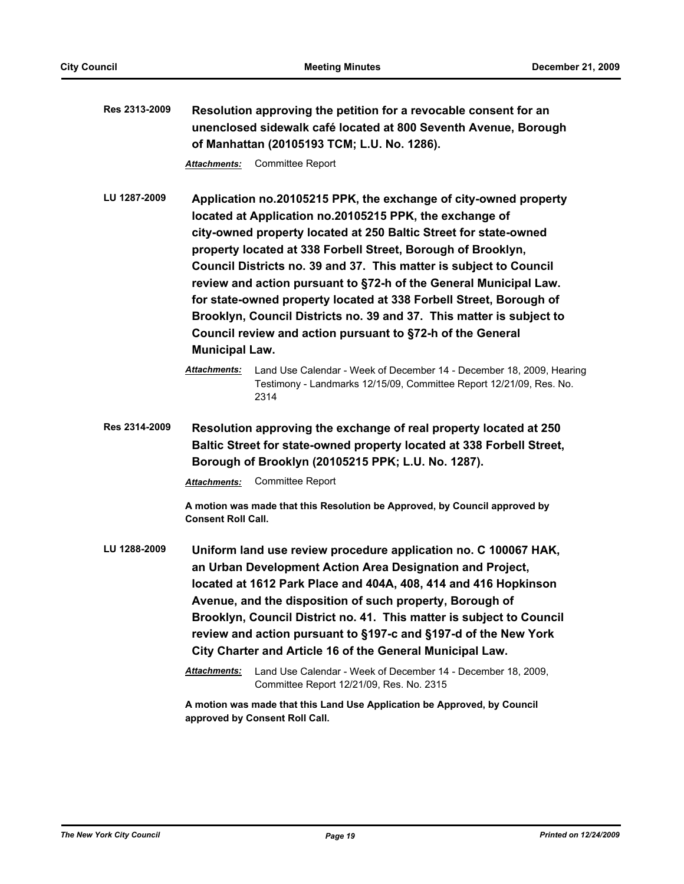**Res 2313-2009** **Resolution approving the petition for a revocable consent for an unenclosed sidewalk café located at 800 Seventh Avenue, Borough of Manhattan (20105193 TCM; L.U. No. 1286).**

***Attachments:*** Committee Report

**LU 1287-2009** **Application no.20105215 PPK, the exchange of city-owned property located at Application no.20105215 PPK, the exchange of city-owned property located at 250 Baltic Street for state-owned property located at 338 Forbell Street, Borough of Brooklyn, Council Districts no. 39 and 37. This matter is subject to Council review and action pursuant to §72-h of the General Municipal Law. for state-owned property located at 338 Forbell Street, Borough of Brooklyn, Council Districts no. 39 and 37. This matter is subject to Council review and action pursuant to §72-h of the General Municipal Law.**

***Attachments:*** Land Use Calendar - Week of December 14 - December 18, 2009, Hearing Testimony - Landmarks 12/15/09, Committee Report 12/21/09, Res. No. 2314

**Res 2314-2009** **Resolution approving the exchange of real property located at 250 Baltic Street for state-owned property located at 338 Forbell Street, Borough of Brooklyn (20105215 PPK; L.U. No. 1287).**

***Attachments:*** Committee Report

**A motion was made that this Resolution be Approved, by Council approved by Consent Roll Call.**

**LU 1288-2009** **Uniform land use review procedure application no. C 100067 HAK, an Urban Development Action Area Designation and Project, located at 1612 Park Place and 404A, 408, 414 and 416 Hopkinson Avenue, and the disposition of such property, Borough of Brooklyn, Council District no. 41. This matter is subject to Council review and action pursuant to §197-c and §197-d of the New York City Charter and Article 16 of the General Municipal Law.**

***Attachments:*** Land Use Calendar - Week of December 14 - December 18, 2009, Committee Report 12/21/09, Res. No. 2315

**A motion was made that this Land Use Application be Approved, by Council approved by Consent Roll Call.**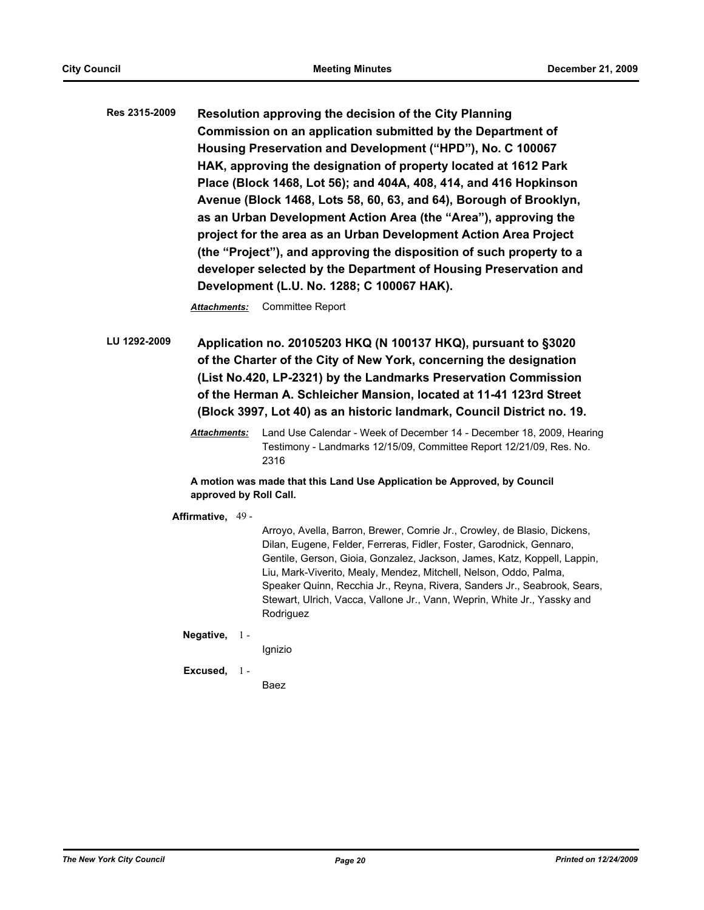**Res 2315-2009** **Resolution approving the decision of the City Planning Commission on an application submitted by the Department of Housing Preservation and Development ("HPD"), No. C 100067 HAK, approving the designation of property located at 1612 Park Place (Block 1468, Lot 56); and 404A, 408, 414, and 416 Hopkinson Avenue (Block 1468, Lots 58, 60, 63, and 64), Borough of Brooklyn, as an Urban Development Action Area (the "Area"), approving the project for the area as an Urban Development Action Area Project (the "Project"), and approving the disposition of such property to a developer selected by the Department of Housing Preservation and Development (L.U. No. 1288; C 100067 HAK).**

***Attachments:*** Committee Report

**LU 1292-2009** **Application no. 20105203 HKQ (N 100137 HKQ), pursuant to §3020 of the Charter of the City of New York, concerning the designation (List No.420, LP-2321) by the Landmarks Preservation Commission of the Herman A. Schleicher Mansion, located at 11-41 123rd Street (Block 3997, Lot 40) as an historic landmark, Council District no. 19.**

***Attachments:*** Land Use Calendar - Week of December 14 - December 18, 2009, Hearing Testimony - Landmarks 12/15/09, Committee Report 12/21/09, Res. No. 2316

**A motion was made that this Land Use Application be Approved, by Council approved by Roll Call.**

**Affirmative,** 49 - Arroyo, Avella, Barron, Brewer, Comrie Jr., Crowley, de Blasio, Dickens, Dilan, Eugene, Felder, Ferreras, Fidler, Foster, Garodnick, Gennaro, Gentile, Gerson, Gioia, Gonzalez, Jackson, James, Katz, Koppell, Lappin, Liu, Mark-Viverito, Mealy, Mendez, Mitchell, Nelson, Oddo, Palma, Speaker Quinn, Recchia Jr., Reyna, Rivera, Sanders Jr., Seabrook, Sears, Stewart, Ulrich, Vacca, Vallone Jr., Vann, Weprin, White Jr., Yassky and Rodriguez

**Negative,** 1 - Ignizio

**Excused,** 1 - Baez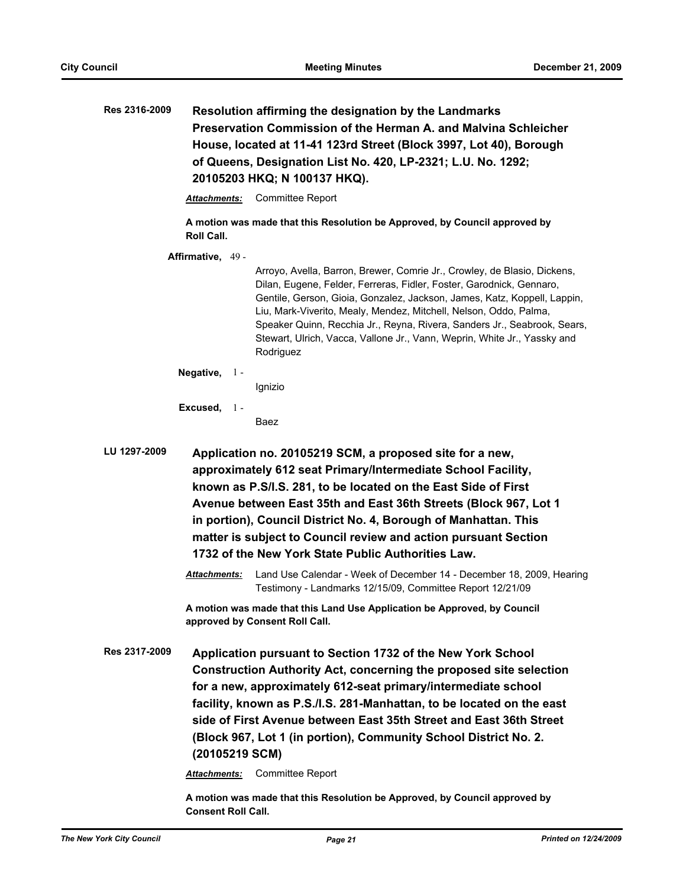**Res 2316-2009** **Resolution affirming the designation by the Landmarks Preservation Commission of the Herman A. and Malvina Schleicher House, located at 11-41 123rd Street (Block 3997, Lot 40), Borough of Queens, Designation List No. 420, LP-2321; L.U. No. 1292; 20105203 HKQ; N 100137 HKQ).**

***Attachments:*** Committee Report

**A motion was made that this Resolution be Approved, by Council approved by Roll Call.**

**Affirmative,** 49 - Arroyo, Avella, Barron, Brewer, Comrie Jr., Crowley, de Blasio, Dickens, Dilan, Eugene, Felder, Ferreras, Fidler, Foster, Garodnick, Gennaro, Gentile, Gerson, Gioia, Gonzalez, Jackson, James, Katz, Koppell, Lappin, Liu, Mark-Viverito, Mealy, Mendez, Mitchell, Nelson, Oddo, Palma, Speaker Quinn, Recchia Jr., Reyna, Rivera, Sanders Jr., Seabrook, Sears, Stewart, Ulrich, Vacca, Vallone Jr., Vann, Weprin, White Jr., Yassky and Rodriguez

**Negative,** 1 - Ignizio

**Excused,** 1 - Baez

**LU 1297-2009** **Application no. 20105219 SCM, a proposed site for a new, approximately 612 seat Primary/Intermediate School Facility, known as P.S/I.S. 281, to be located on the East Side of First Avenue between East 35th and East 36th Streets (Block 967, Lot 1 in portion), Council District No. 4, Borough of Manhattan. This matter is subject to Council review and action pursuant Section 1732 of the New York State Public Authorities Law.**

***Attachments:*** Land Use Calendar - Week of December 14 - December 18, 2009, Hearing Testimony - Landmarks 12/15/09, Committee Report 12/21/09

**A motion was made that this Land Use Application be Approved, by Council approved by Consent Roll Call.**

**Res 2317-2009** **Application pursuant to Section 1732 of the New York School Construction Authority Act, concerning the proposed site selection for a new, approximately 612-seat primary/intermediate school facility, known as P.S./I.S. 281-Manhattan, to be located on the east side of First Avenue between East 35th Street and East 36th Street (Block 967, Lot 1 (in portion), Community School District No. 2. (20105219 SCM)**

***Attachments:*** Committee Report

**A motion was made that this Resolution be Approved, by Council approved by Consent Roll Call.**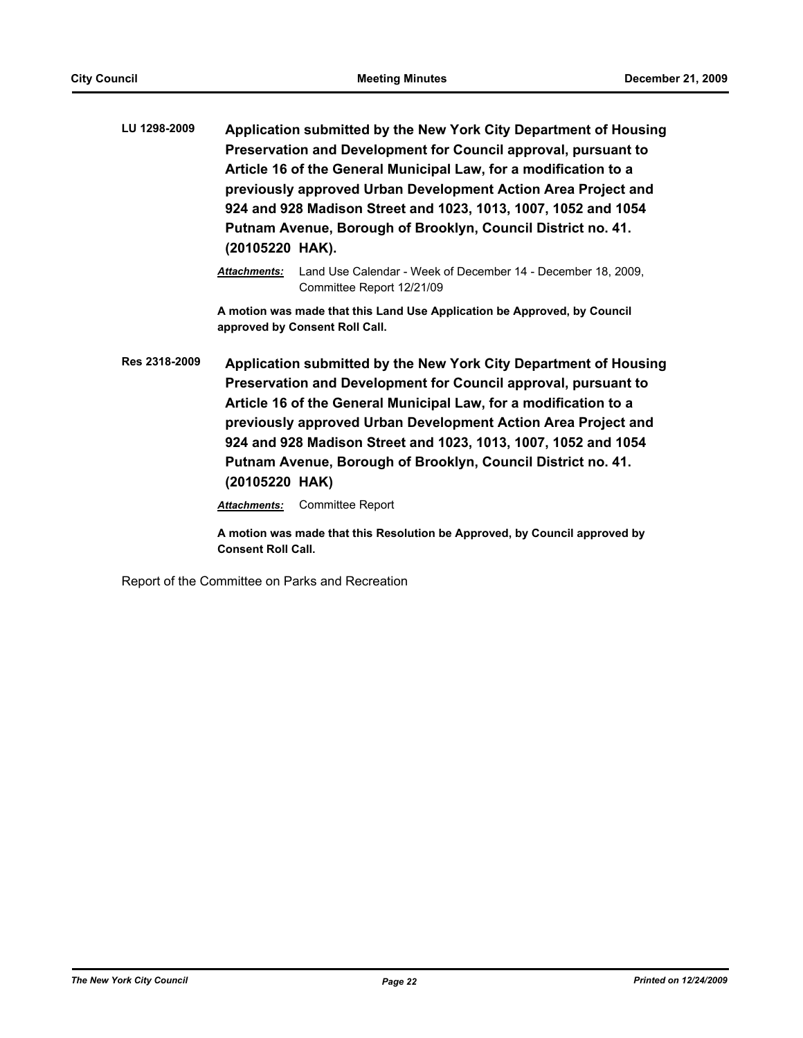**LU 1298-2009** **Application submitted by the New York City Department of Housing Preservation and Development for Council approval, pursuant to Article 16 of the General Municipal Law, for a modification to a previously approved Urban Development Action Area Project and 924 and 928 Madison Street and 1023, 1013, 1007, 1052 and 1054 Putnam Avenue, Borough of Brooklyn, Council District no. 41. (20105220 HAK).**

***Attachments:*** Land Use Calendar - Week of December 14 - December 18, 2009, Committee Report 12/21/09

**A motion was made that this Land Use Application be Approved, by Council approved by Consent Roll Call.**

**Res 2318-2009** **Application submitted by the New York City Department of Housing Preservation and Development for Council approval, pursuant to Article 16 of the General Municipal Law, for a modification to a previously approved Urban Development Action Area Project and 924 and 928 Madison Street and 1023, 1013, 1007, 1052 and 1054 Putnam Avenue, Borough of Brooklyn, Council District no. 41. (20105220 HAK)**

***Attachments:*** Committee Report

**A motion was made that this Resolution be Approved, by Council approved by Consent Roll Call.**

Report of the Committee on Parks and Recreation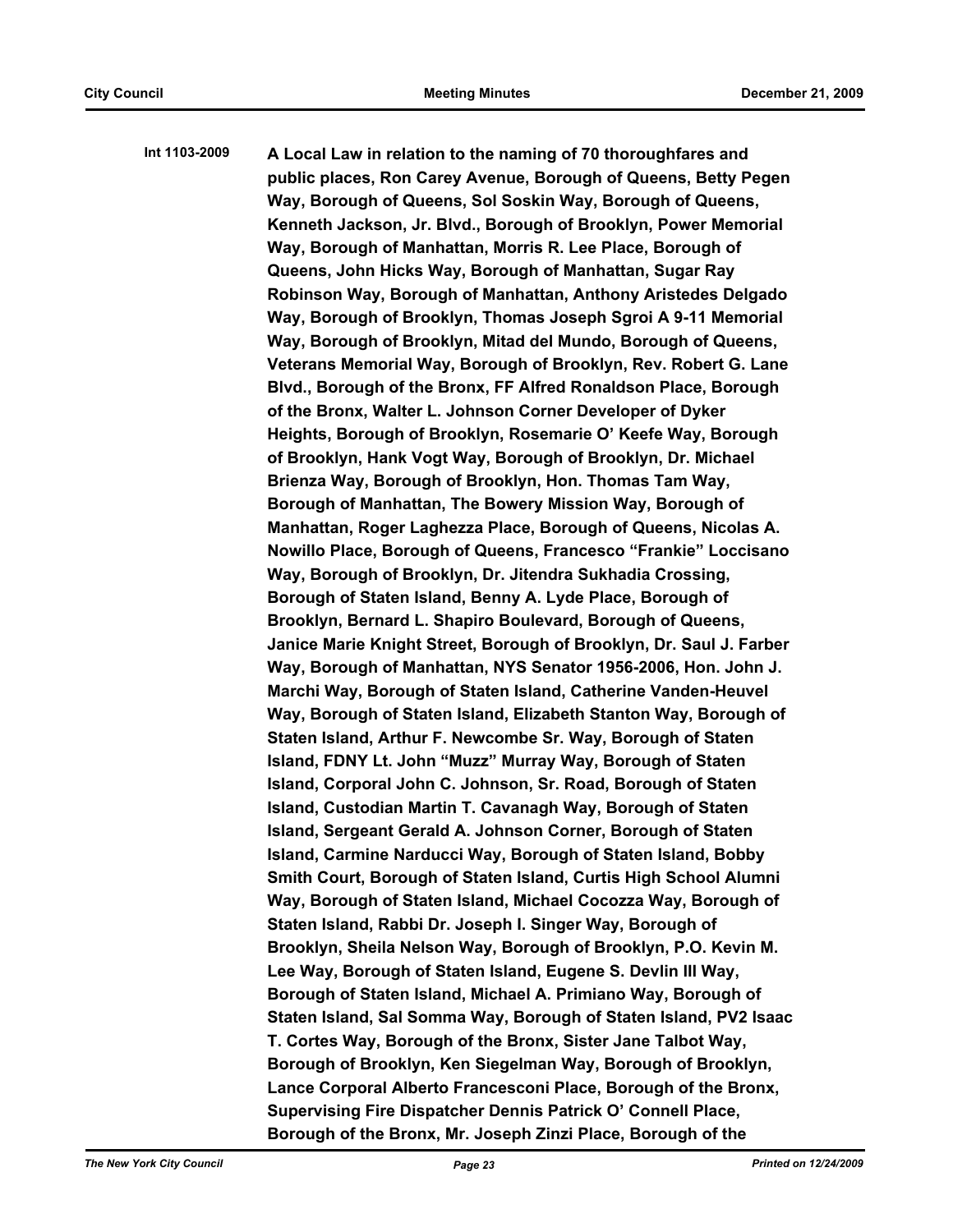**Int 1103-2009** **A Local Law in relation to the naming of 70 thoroughfares and public places, Ron Carey Avenue, Borough of Queens, Betty Pegen Way, Borough of Queens, Sol Soskin Way, Borough of Queens, Kenneth Jackson, Jr. Blvd., Borough of Brooklyn, Power Memorial Way, Borough of Manhattan, Morris R. Lee Place, Borough of Queens, John Hicks Way, Borough of Manhattan, Sugar Ray Robinson Way, Borough of Manhattan, Anthony Aristedes Delgado Way, Borough of Brooklyn, Thomas Joseph Sgroi A 9-11 Memorial Way, Borough of Brooklyn, Mitad del Mundo, Borough of Queens, Veterans Memorial Way, Borough of Brooklyn, Rev. Robert G. Lane Blvd., Borough of the Bronx, FF Alfred Ronaldson Place, Borough of the Bronx, Walter L. Johnson Corner Developer of Dyker Heights, Borough of Brooklyn, Rosemarie O' Keefe Way, Borough of Brooklyn, Hank Vogt Way, Borough of Brooklyn, Dr. Michael Brienza Way, Borough of Brooklyn, Hon. Thomas Tam Way, Borough of Manhattan, The Bowery Mission Way, Borough of Manhattan, Roger Laghezza Place, Borough of Queens, Nicolas A. Nowillo Place, Borough of Queens, Francesco "Frankie" Loccisano Way, Borough of Brooklyn, Dr. Jitendra Sukhadia Crossing, Borough of Staten Island, Benny A. Lyde Place, Borough of Brooklyn, Bernard L. Shapiro Boulevard, Borough of Queens, Janice Marie Knight Street, Borough of Brooklyn, Dr. Saul J. Farber Way, Borough of Manhattan, NYS Senator 1956-2006, Hon. John J. Marchi Way, Borough of Staten Island, Catherine Vanden-Heuvel Way, Borough of Staten Island, Elizabeth Stanton Way, Borough of Staten Island, Arthur F. Newcombe Sr. Way, Borough of Staten Island, FDNY Lt. John "Muzz" Murray Way, Borough of Staten Island, Corporal John C. Johnson, Sr. Road, Borough of Staten Island, Custodian Martin T. Cavanagh Way, Borough of Staten Island, Sergeant Gerald A. Johnson Corner, Borough of Staten Island, Carmine Narducci Way, Borough of Staten Island, Bobby Smith Court, Borough of Staten Island, Curtis High School Alumni Way, Borough of Staten Island, Michael Cocozza Way, Borough of Staten Island, Rabbi Dr. Joseph I. Singer Way, Borough of Brooklyn, Sheila Nelson Way, Borough of Brooklyn, P.O. Kevin M. Lee Way, Borough of Staten Island, Eugene S. Devlin III Way, Borough of Staten Island, Michael A. Primiano Way, Borough of Staten Island, Sal Somma Way, Borough of Staten Island, PV2 Isaac T. Cortes Way, Borough of the Bronx, Sister Jane Talbot Way, Borough of Brooklyn, Ken Siegelman Way, Borough of Brooklyn, Lance Corporal Alberto Francesconi Place, Borough of the Bronx, Supervising Fire Dispatcher Dennis Patrick O' Connell Place, Borough of the Bronx, Mr. Joseph Zinzi Place, Borough of the**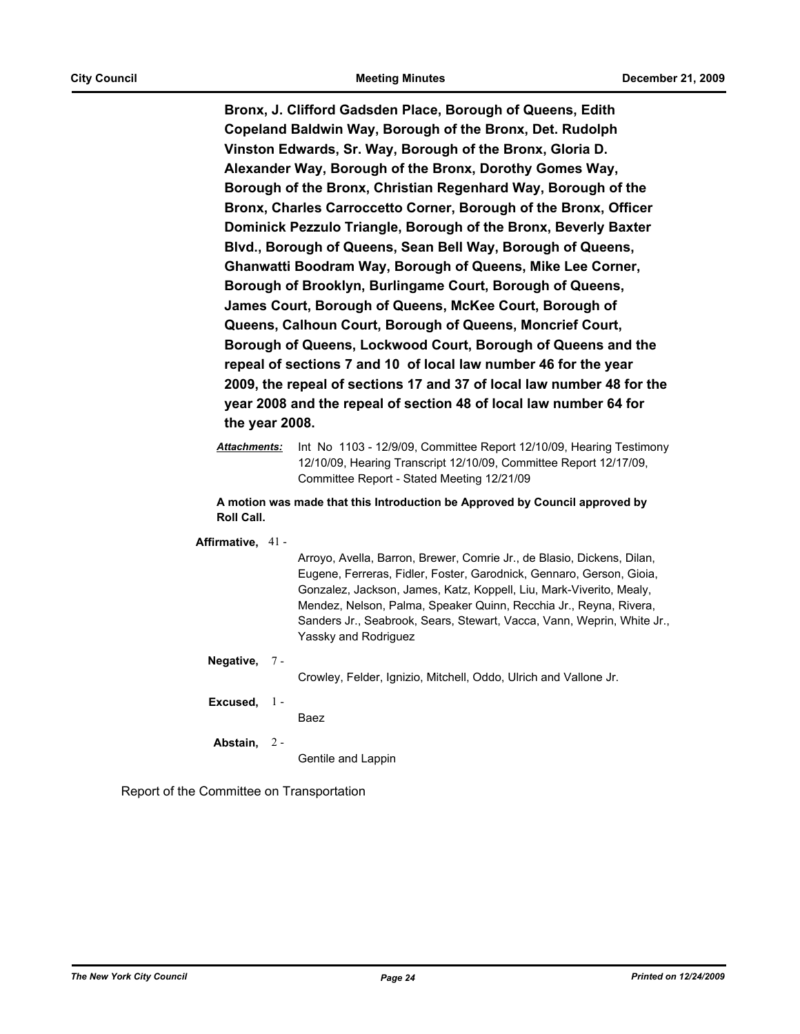**Bronx, J. Clifford Gadsden Place, Borough of Queens, Edith Copeland Baldwin Way, Borough of the Bronx, Det. Rudolph Vinston Edwards, Sr. Way, Borough of the Bronx, Gloria D. Alexander Way, Borough of the Bronx, Dorothy Gomes Way, Borough of the Bronx, Christian Regenhard Way, Borough of the Bronx, Charles Carroccetto Corner, Borough of the Bronx, Officer Dominick Pezzulo Triangle, Borough of the Bronx, Beverly Baxter Blvd., Borough of Queens, Sean Bell Way, Borough of Queens, Ghanwatti Boodram Way, Borough of Queens, Mike Lee Corner, Borough of Brooklyn, Burlingame Court, Borough of Queens, James Court, Borough of Queens, McKee Court, Borough of Queens, Calhoun Court, Borough of Queens, Moncrief Court, Borough of Queens, Lockwood Court, Borough of Queens and the repeal of sections 7 and 10 of local law number 46 for the year 2009, the repeal of sections 17 and 37 of local law number 48 for the year 2008 and the repeal of section 48 of local law number 64 for the year 2008.**

***Attachments:*** Int No 1103 - 12/9/09, Committee Report 12/10/09, Hearing Testimony 12/10/09, Hearing Transcript 12/10/09, Committee Report 12/17/09, Committee Report - Stated Meeting 12/21/09

**A motion was made that this Introduction be Approved by Council approved by Roll Call.**

**Affirmative,** 41 - Arroyo, Avella, Barron, Brewer, Comrie Jr., de Blasio, Dickens, Dilan, Eugene, Ferreras, Fidler, Foster, Garodnick, Gennaro, Gerson, Gioia, Gonzalez, Jackson, James, Katz, Koppell, Liu, Mark-Viverito, Mealy, Mendez, Nelson, Palma, Speaker Quinn, Recchia Jr., Reyna, Rivera, Sanders Jr., Seabrook, Sears, Stewart, Vacca, Vann, Weprin, White Jr., Yassky and Rodriguez

**Negative,** 7 - Crowley, Felder, Ignizio, Mitchell, Oddo, Ulrich and Vallone Jr.

**Excused,** 1 - Baez

**Abstain,** 2 - Gentile and Lappin

Report of the Committee on Transportation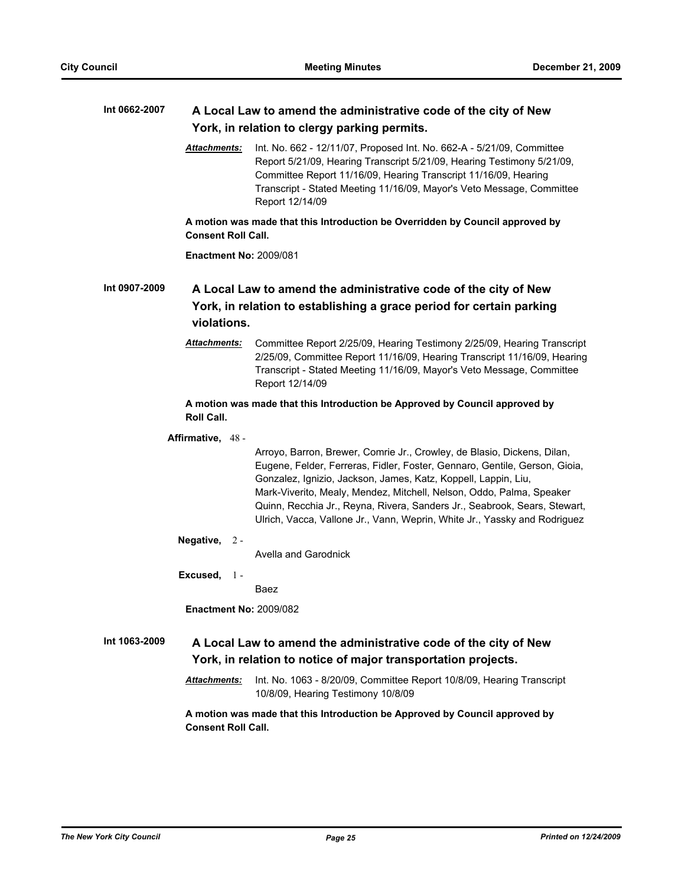**Int 0662-2007** **A Local Law to amend the administrative code of the city of New York, in relation to clergy parking permits.**

***Attachments:*** Int. No. 662 - 12/11/07, Proposed Int. No. 662-A - 5/21/09, Committee Report 5/21/09, Hearing Transcript 5/21/09, Hearing Testimony 5/21/09, Committee Report 11/16/09, Hearing Transcript 11/16/09, Hearing Transcript - Stated Meeting 11/16/09, Mayor's Veto Message, Committee Report 12/14/09

**A motion was made that this Introduction be Overridden by Council approved by Consent Roll Call.**

**Enactment No:** 2009/081

**Int 0907-2009** **A Local Law to amend the administrative code of the city of New York, in relation to establishing a grace period for certain parking violations.**

***Attachments:*** Committee Report 2/25/09, Hearing Testimony 2/25/09, Hearing Transcript 2/25/09, Committee Report 11/16/09, Hearing Transcript 11/16/09, Hearing Transcript - Stated Meeting 11/16/09, Mayor's Veto Message, Committee Report 12/14/09

**A motion was made that this Introduction be Approved by Council approved by Roll Call.**

**Affirmative,** 48 -

Arroyo, Barron, Brewer, Comrie Jr., Crowley, de Blasio, Dickens, Dilan, Eugene, Felder, Ferreras, Fidler, Foster, Gennaro, Gentile, Gerson, Gioia, Gonzalez, Ignizio, Jackson, James, Katz, Koppell, Lappin, Liu, Mark-Viverito, Mealy, Mendez, Mitchell, Nelson, Oddo, Palma, Speaker Quinn, Recchia Jr., Reyna, Rivera, Sanders Jr., Seabrook, Sears, Stewart, Ulrich, Vacca, Vallone Jr., Vann, Weprin, White Jr., Yassky and Rodriguez

**Negative,** 2 -

Avella and Garodnick

**Excused,** 1 -

Baez

**Enactment No:** 2009/082

**Int 1063-2009** **A Local Law to amend the administrative code of the city of New York, in relation to notice of major transportation projects.**

***Attachments:*** Int. No. 1063 - 8/20/09, Committee Report 10/8/09, Hearing Transcript 10/8/09, Hearing Testimony 10/8/09

**A motion was made that this Introduction be Approved by Council approved by Consent Roll Call.**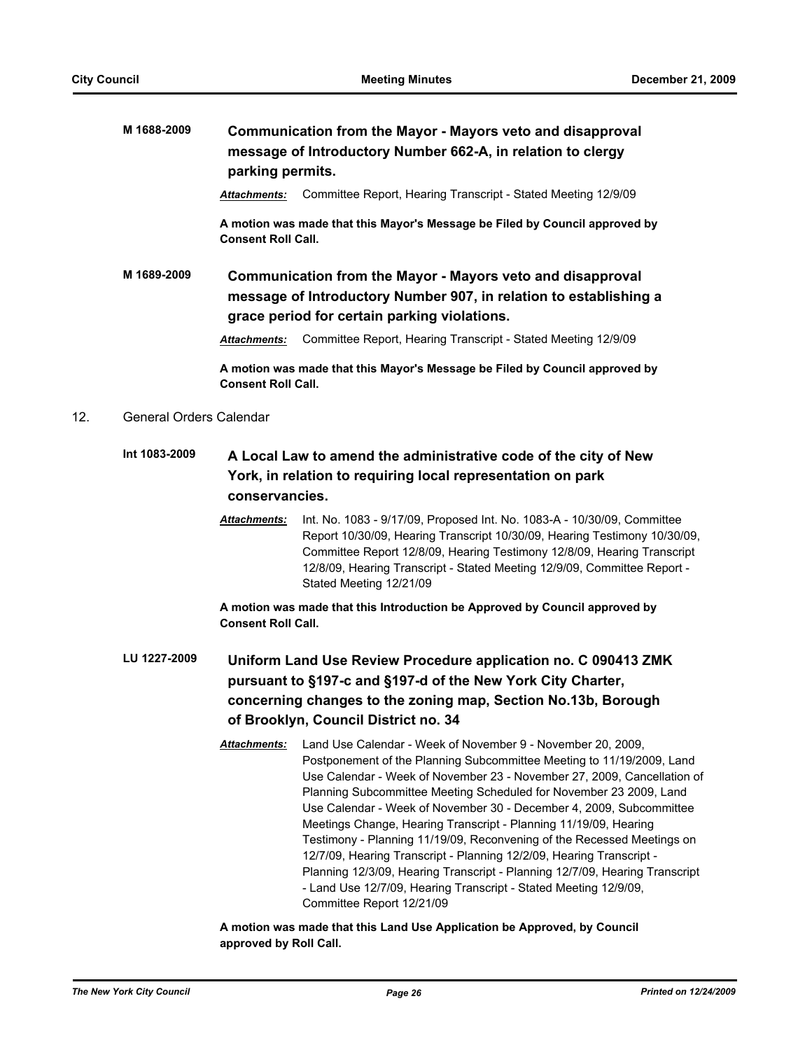**M 1688-2009** **Communication from the Mayor - Mayors veto and disapproval message of Introductory Number 662-A, in relation to clergy parking permits.**

***Attachments:*** Committee Report, Hearing Transcript - Stated Meeting 12/9/09

**A motion was made that this Mayor's Message be Filed by Council approved by Consent Roll Call.**

**M 1689-2009** **Communication from the Mayor - Mayors veto and disapproval message of Introductory Number 907, in relation to establishing a grace period for certain parking violations.**

***Attachments:*** Committee Report, Hearing Transcript - Stated Meeting 12/9/09

**A motion was made that this Mayor's Message be Filed by Council approved by Consent Roll Call.**

12. General Orders Calendar

**Int 1083-2009** **A Local Law to amend the administrative code of the city of New York, in relation to requiring local representation on park conservancies.**

***Attachments:*** Int. No. 1083 - 9/17/09, Proposed Int. No. 1083-A - 10/30/09, Committee Report 10/30/09, Hearing Transcript 10/30/09, Hearing Testimony 10/30/09, Committee Report 12/8/09, Hearing Testimony 12/8/09, Hearing Transcript 12/8/09, Hearing Transcript - Stated Meeting 12/9/09, Committee Report - Stated Meeting 12/21/09

**A motion was made that this Introduction be Approved by Council approved by Consent Roll Call.**

**LU 1227-2009** **Uniform Land Use Review Procedure application no. C 090413 ZMK pursuant to §197-c and §197-d of the New York City Charter, concerning changes to the zoning map, Section No.13b, Borough of Brooklyn, Council District no. 34**

***Attachments:*** Land Use Calendar - Week of November 9 - November 20, 2009, Postponement of the Planning Subcommittee Meeting to 11/19/2009, Land Use Calendar - Week of November 23 - November 27, 2009, Cancellation of Planning Subcommittee Meeting Scheduled for November 23 2009, Land Use Calendar - Week of November 30 - December 4, 2009, Subcommittee Meetings Change, Hearing Transcript - Planning 11/19/09, Hearing Testimony - Planning 11/19/09, Reconvening of the Recessed Meetings on 12/7/09, Hearing Transcript - Planning 12/2/09, Hearing Transcript - Planning 12/3/09, Hearing Transcript - Planning 12/7/09, Hearing Transcript - Land Use 12/7/09, Hearing Transcript - Stated Meeting 12/9/09, Committee Report 12/21/09

**A motion was made that this Land Use Application be Approved, by Council approved by Roll Call.**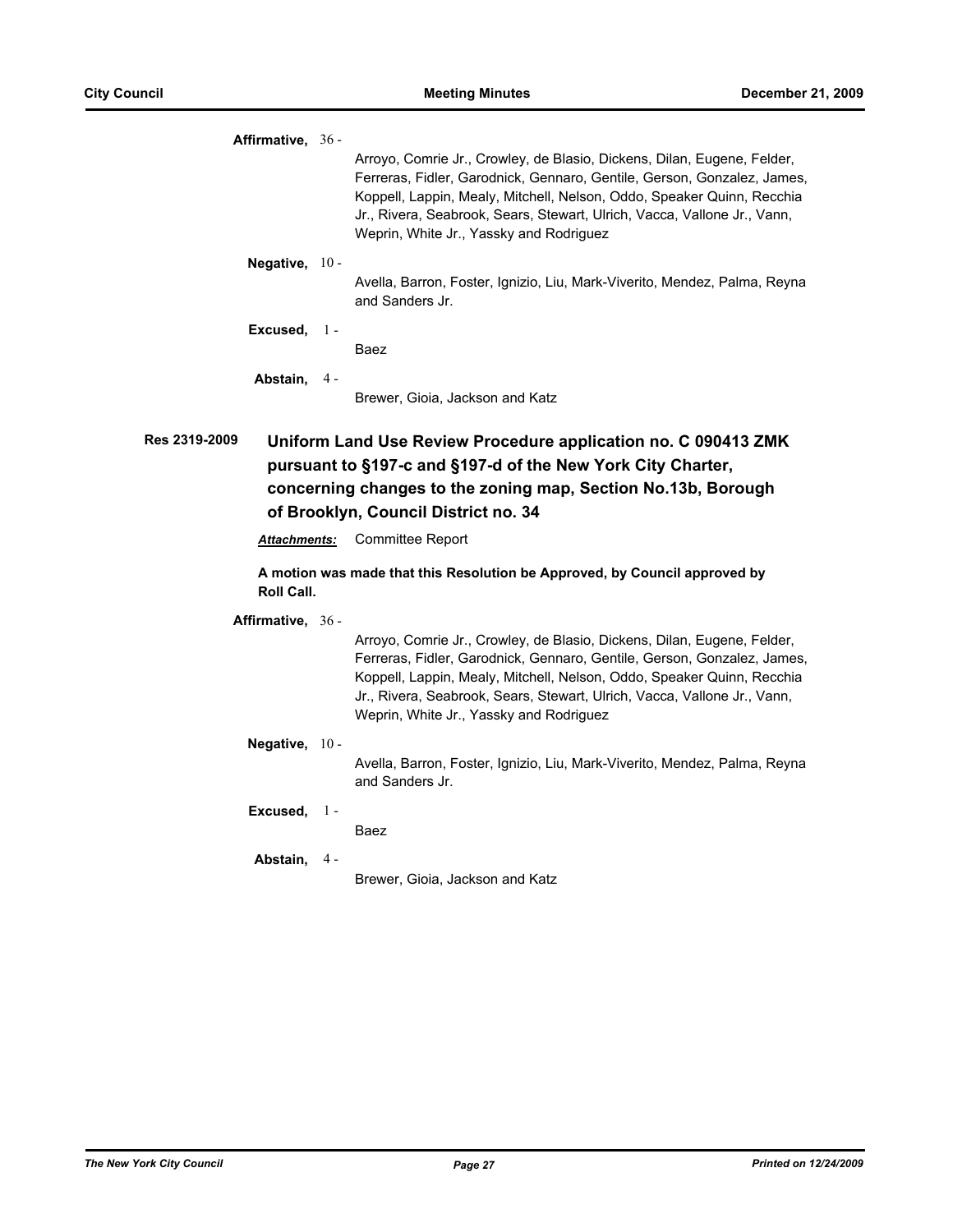**Affirmative,** 36 -

Arroyo, Comrie Jr., Crowley, de Blasio, Dickens, Dilan, Eugene, Felder, Ferreras, Fidler, Garodnick, Gennaro, Gentile, Gerson, Gonzalez, James, Koppell, Lappin, Mealy, Mitchell, Nelson, Oddo, Speaker Quinn, Recchia Jr., Rivera, Seabrook, Sears, Stewart, Ulrich, Vacca, Vallone Jr., Vann, Weprin, White Jr., Yassky and Rodriguez

**Negative,** 10 -

Avella, Barron, Foster, Ignizio, Liu, Mark-Viverito, Mendez, Palma, Reyna and Sanders Jr.

**Excused,** 1 -

Baez

**Abstain,** 4 -

Brewer, Gioia, Jackson and Katz

**Res 2319-2009** **Uniform Land Use Review Procedure application no. C 090413 ZMK pursuant to §197-c and §197-d of the New York City Charter, concerning changes to the zoning map, Section No.13b, Borough of Brooklyn, Council District no. 34**

***Attachments:*** Committee Report

**A motion was made that this Resolution be Approved, by Council approved by Roll Call.**

**Affirmative,** 36 -

Arroyo, Comrie Jr., Crowley, de Blasio, Dickens, Dilan, Eugene, Felder, Ferreras, Fidler, Garodnick, Gennaro, Gentile, Gerson, Gonzalez, James, Koppell, Lappin, Mealy, Mitchell, Nelson, Oddo, Speaker Quinn, Recchia Jr., Rivera, Seabrook, Sears, Stewart, Ulrich, Vacca, Vallone Jr., Vann, Weprin, White Jr., Yassky and Rodriguez

**Negative,** 10 -

Avella, Barron, Foster, Ignizio, Liu, Mark-Viverito, Mendez, Palma, Reyna and Sanders Jr.

**Excused,** 1 -

Baez

**Abstain,** 4 -

Brewer, Gioia, Jackson and Katz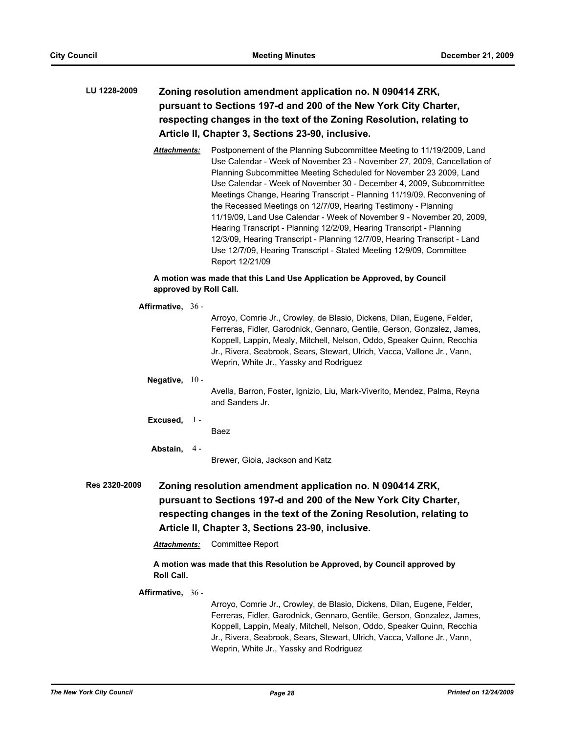**LU 1228-2009** **Zoning resolution amendment application no. N 090414 ZRK, pursuant to Sections 197-d and 200 of the New York City Charter, respecting changes in the text of the Zoning Resolution, relating to Article II, Chapter 3, Sections 23-90, inclusive.**

***Attachments:*** Postponement of the Planning Subcommittee Meeting to 11/19/2009, Land Use Calendar - Week of November 23 - November 27, 2009, Cancellation of Planning Subcommittee Meeting Scheduled for November 23 2009, Land Use Calendar - Week of November 30 - December 4, 2009, Subcommittee Meetings Change, Hearing Transcript - Planning 11/19/09, Reconvening of the Recessed Meetings on 12/7/09, Hearing Testimony - Planning 11/19/09, Land Use Calendar - Week of November 9 - November 20, 2009, Hearing Transcript - Planning 12/2/09, Hearing Transcript - Planning 12/3/09, Hearing Transcript - Planning 12/7/09, Hearing Transcript - Land Use 12/7/09, Hearing Transcript - Stated Meeting 12/9/09, Committee Report 12/21/09

**A motion was made that this Land Use Application be Approved, by Council approved by Roll Call.**

**Affirmative,** 36 - Arroyo, Comrie Jr., Crowley, de Blasio, Dickens, Dilan, Eugene, Felder, Ferreras, Fidler, Garodnick, Gennaro, Gentile, Gerson, Gonzalez, James, Koppell, Lappin, Mealy, Mitchell, Nelson, Oddo, Speaker Quinn, Recchia Jr., Rivera, Seabrook, Sears, Stewart, Ulrich, Vacca, Vallone Jr., Vann, Weprin, White Jr., Yassky and Rodriguez

**Negative,** 10 - Avella, Barron, Foster, Ignizio, Liu, Mark-Viverito, Mendez, Palma, Reyna and Sanders Jr.

**Excused,** 1 - Baez

**Abstain,** 4 - Brewer, Gioia, Jackson and Katz

**Res 2320-2009** **Zoning resolution amendment application no. N 090414 ZRK, pursuant to Sections 197-d and 200 of the New York City Charter, respecting changes in the text of the Zoning Resolution, relating to Article II, Chapter 3, Sections 23-90, inclusive.**

***Attachments:*** Committee Report

**A motion was made that this Resolution be Approved, by Council approved by Roll Call.**

**Affirmative,** 36 - Arroyo, Comrie Jr., Crowley, de Blasio, Dickens, Dilan, Eugene, Felder, Ferreras, Fidler, Garodnick, Gennaro, Gentile, Gerson, Gonzalez, James, Koppell, Lappin, Mealy, Mitchell, Nelson, Oddo, Speaker Quinn, Recchia Jr., Rivera, Seabrook, Sears, Stewart, Ulrich, Vacca, Vallone Jr., Vann, Weprin, White Jr., Yassky and Rodriguez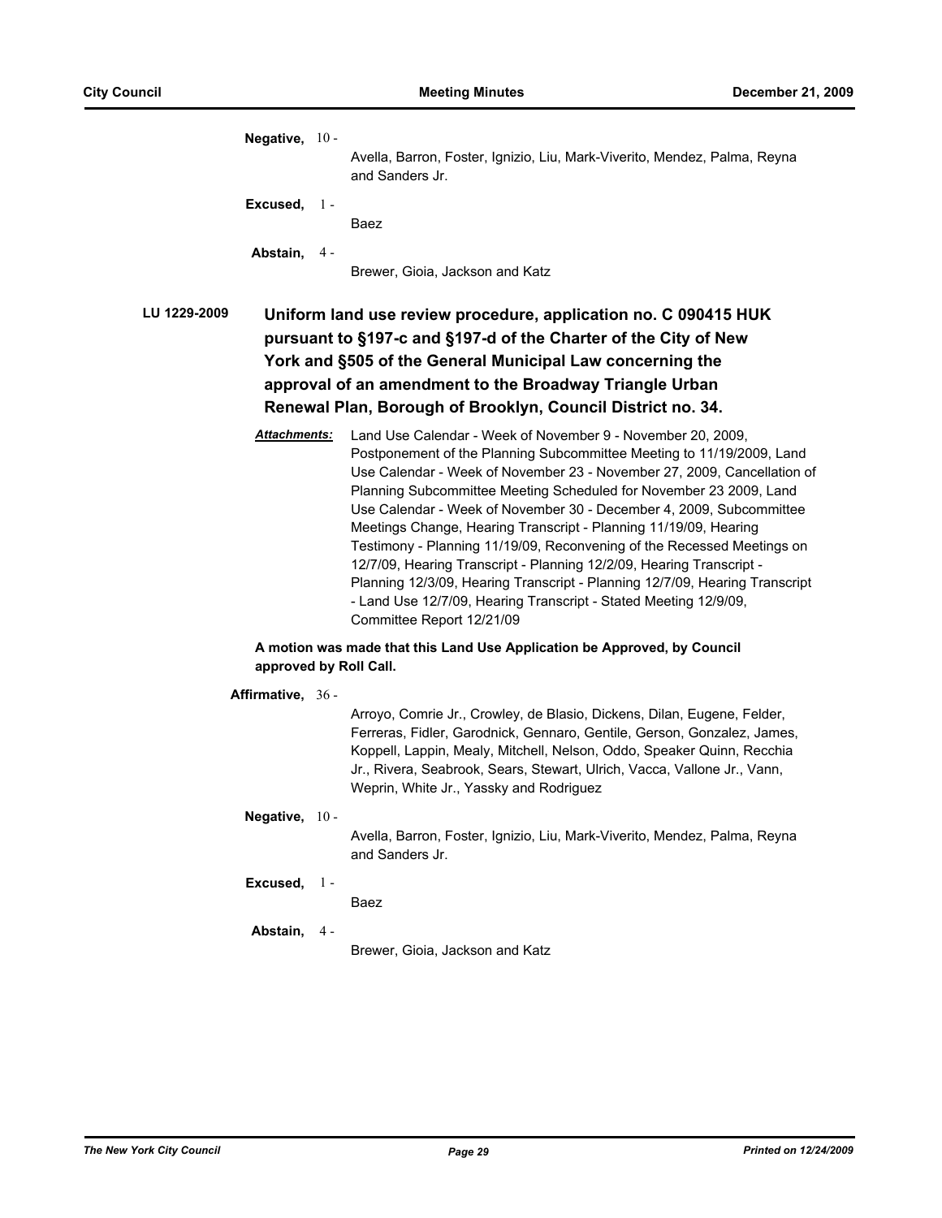**Negative,** 10 - Avella, Barron, Foster, Ignizio, Liu, Mark-Viverito, Mendez, Palma, Reyna and Sanders Jr.

**Excused,** 1 - Baez

**Abstain,** 4 - Brewer, Gioia, Jackson and Katz

### LU 1229-2009 Uniform land use review procedure, application no. C 090415 HUK pursuant to §197-c and §197-d of the Charter of the City of New York and §505 of the General Municipal Law concerning the approval of an amendment to the Broadway Triangle Urban Renewal Plan, Borough of Brooklyn, Council District no. 34.

***Attachments:*** Land Use Calendar - Week of November 9 - November 20, 2009, Postponement of the Planning Subcommittee Meeting to 11/19/2009, Land Use Calendar - Week of November 23 - November 27, 2009, Cancellation of Planning Subcommittee Meeting Scheduled for November 23 2009, Land Use Calendar - Week of November 30 - December 4, 2009, Subcommittee Meetings Change, Hearing Transcript - Planning 11/19/09, Hearing Testimony - Planning 11/19/09, Reconvening of the Recessed Meetings on 12/7/09, Hearing Transcript - Planning 12/2/09, Hearing Transcript - Planning 12/3/09, Hearing Transcript - Planning 12/7/09, Hearing Transcript - Land Use 12/7/09, Hearing Transcript - Stated Meeting 12/9/09, Committee Report 12/21/09

**A motion was made that this Land Use Application be Approved, by Council approved by Roll Call.**

**Affirmative,** 36 - Arroyo, Comrie Jr., Crowley, de Blasio, Dickens, Dilan, Eugene, Felder, Ferreras, Fidler, Garodnick, Gennaro, Gentile, Gerson, Gonzalez, James, Koppell, Lappin, Mealy, Mitchell, Nelson, Oddo, Speaker Quinn, Recchia Jr., Rivera, Seabrook, Sears, Stewart, Ulrich, Vacca, Vallone Jr., Vann, Weprin, White Jr., Yassky and Rodriguez

**Negative,** 10 - Avella, Barron, Foster, Ignizio, Liu, Mark-Viverito, Mendez, Palma, Reyna and Sanders Jr.

**Excused,** 1 - Baez

**Abstain,** 4 - Brewer, Gioia, Jackson and Katz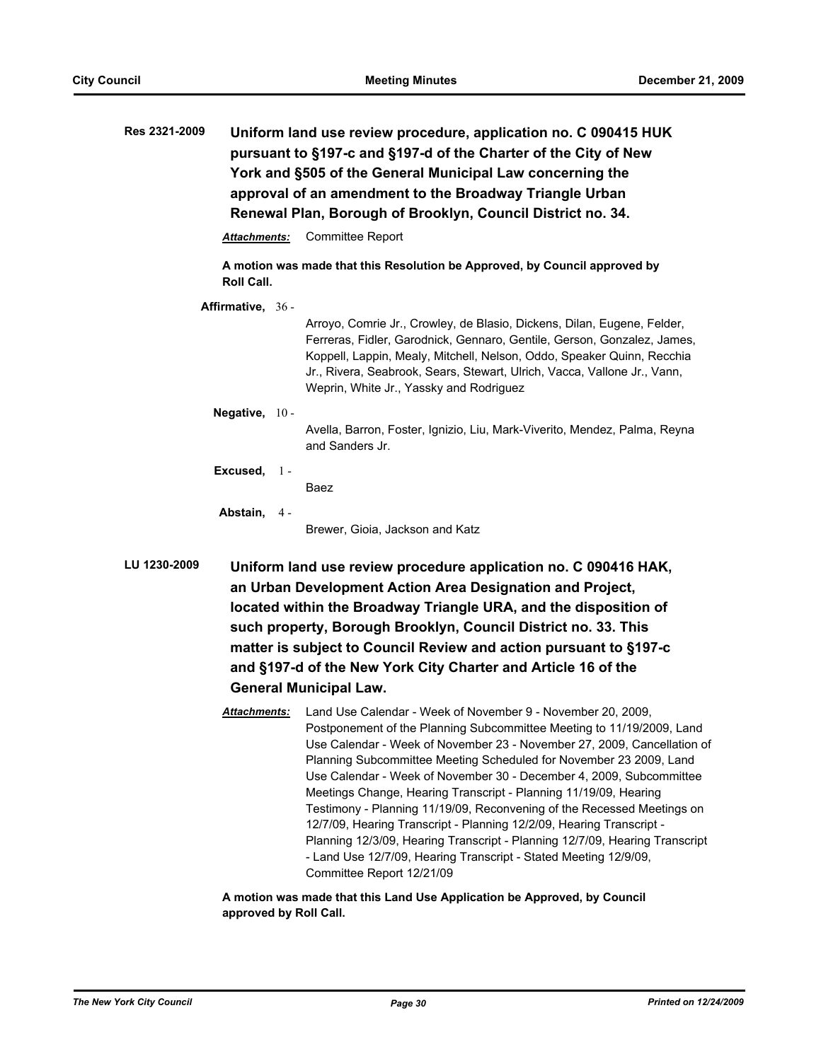**Res 2321-2009** **Uniform land use review procedure, application no. C 090415 HUK pursuant to §197-c and §197-d of the Charter of the City of New York and §505 of the General Municipal Law concerning the approval of an amendment to the Broadway Triangle Urban Renewal Plan, Borough of Brooklyn, Council District no. 34.**

***Attachments:*** Committee Report

**A motion was made that this Resolution be Approved, by Council approved by Roll Call.**

**Affirmative,** 36 - Arroyo, Comrie Jr., Crowley, de Blasio, Dickens, Dilan, Eugene, Felder, Ferreras, Fidler, Garodnick, Gennaro, Gentile, Gerson, Gonzalez, James, Koppell, Lappin, Mealy, Mitchell, Nelson, Oddo, Speaker Quinn, Recchia Jr., Rivera, Seabrook, Sears, Stewart, Ulrich, Vacca, Vallone Jr., Vann, Weprin, White Jr., Yassky and Rodriguez

**Negative,** 10 - Avella, Barron, Foster, Ignizio, Liu, Mark-Viverito, Mendez, Palma, Reyna and Sanders Jr.

**Excused,** 1 - Baez

**Abstain,** 4 - Brewer, Gioia, Jackson and Katz

**LU 1230-2009** **Uniform land use review procedure application no. C 090416 HAK, an Urban Development Action Area Designation and Project, located within the Broadway Triangle URA, and the disposition of such property, Borough Brooklyn, Council District no. 33. This matter is subject to Council Review and action pursuant to §197-c and §197-d of the New York City Charter and Article 16 of the General Municipal Law.**

***Attachments:*** Land Use Calendar - Week of November 9 - November 20, 2009, Postponement of the Planning Subcommittee Meeting to 11/19/2009, Land Use Calendar - Week of November 23 - November 27, 2009, Cancellation of Planning Subcommittee Meeting Scheduled for November 23 2009, Land Use Calendar - Week of November 30 - December 4, 2009, Subcommittee Meetings Change, Hearing Transcript - Planning 11/19/09, Hearing Testimony - Planning 11/19/09, Reconvening of the Recessed Meetings on 12/7/09, Hearing Transcript - Planning 12/2/09, Hearing Transcript - Planning 12/3/09, Hearing Transcript - Planning 12/7/09, Hearing Transcript - Land Use 12/7/09, Hearing Transcript - Stated Meeting 12/9/09, Committee Report 12/21/09

**A motion was made that this Land Use Application be Approved, by Council approved by Roll Call.**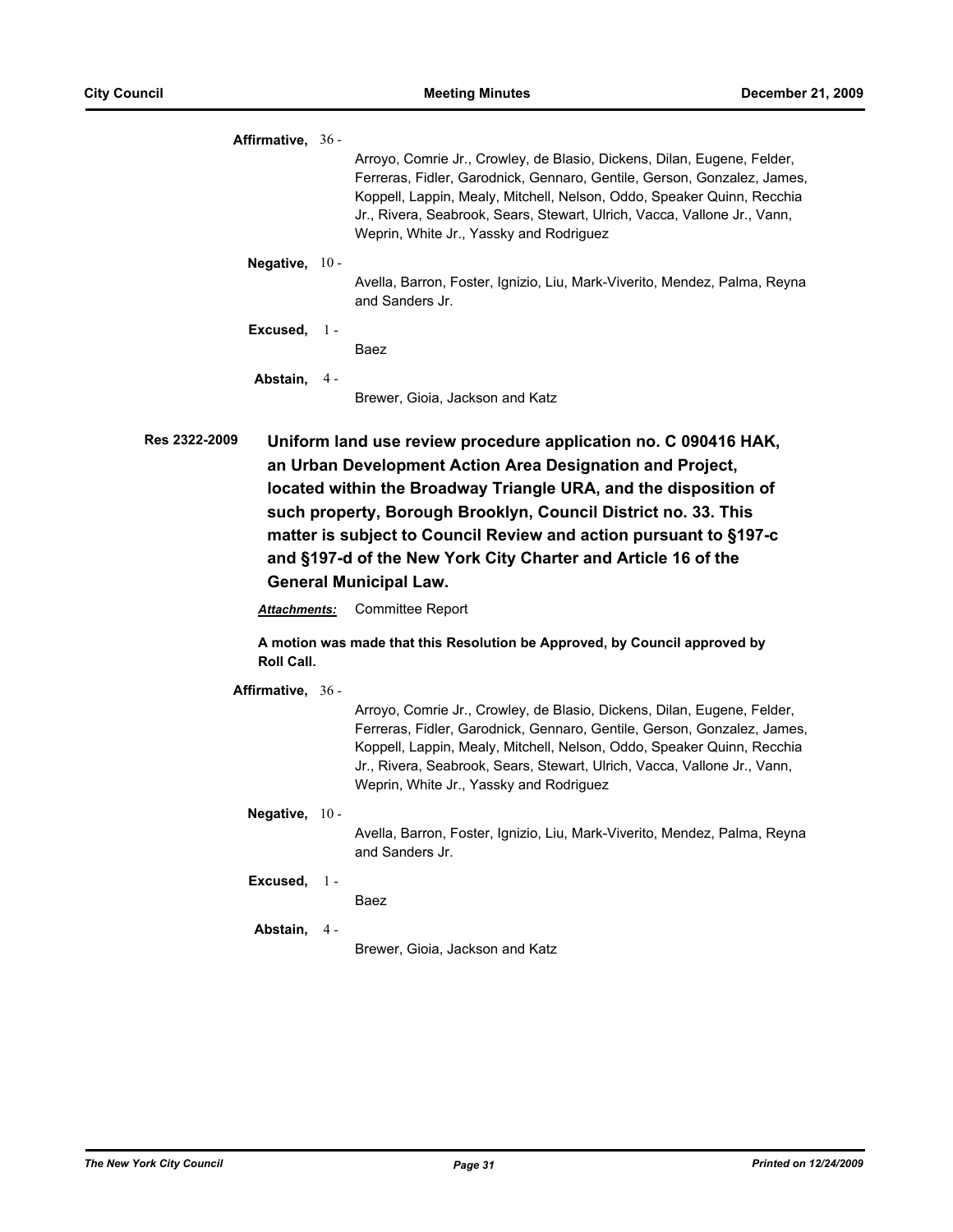**Affirmative,** 36 -

Arroyo, Comrie Jr., Crowley, de Blasio, Dickens, Dilan, Eugene, Felder, Ferreras, Fidler, Garodnick, Gennaro, Gentile, Gerson, Gonzalez, James, Koppell, Lappin, Mealy, Mitchell, Nelson, Oddo, Speaker Quinn, Recchia Jr., Rivera, Seabrook, Sears, Stewart, Ulrich, Vacca, Vallone Jr., Vann, Weprin, White Jr., Yassky and Rodriguez

**Negative,** 10 -

Avella, Barron, Foster, Ignizio, Liu, Mark-Viverito, Mendez, Palma, Reyna and Sanders Jr.

**Excused,** 1 -

Baez

**Abstain,** 4 -

Brewer, Gioia, Jackson and Katz

**Res 2322-2009** **Uniform land use review procedure application no. C 090416 HAK, an Urban Development Action Area Designation and Project, located within the Broadway Triangle URA, and the disposition of such property, Borough Brooklyn, Council District no. 33. This matter is subject to Council Review and action pursuant to §197-c and §197-d of the New York City Charter and Article 16 of the General Municipal Law.**

***Attachments:*** Committee Report

**A motion was made that this Resolution be Approved, by Council approved by Roll Call.**

**Affirmative,** 36 -

Arroyo, Comrie Jr., Crowley, de Blasio, Dickens, Dilan, Eugene, Felder, Ferreras, Fidler, Garodnick, Gennaro, Gentile, Gerson, Gonzalez, James, Koppell, Lappin, Mealy, Mitchell, Nelson, Oddo, Speaker Quinn, Recchia Jr., Rivera, Seabrook, Sears, Stewart, Ulrich, Vacca, Vallone Jr., Vann, Weprin, White Jr., Yassky and Rodriguez

**Negative,** 10 -

Avella, Barron, Foster, Ignizio, Liu, Mark-Viverito, Mendez, Palma, Reyna and Sanders Jr.

**Excused,** 1 -

Baez

**Abstain,** 4 -

Brewer, Gioia, Jackson and Katz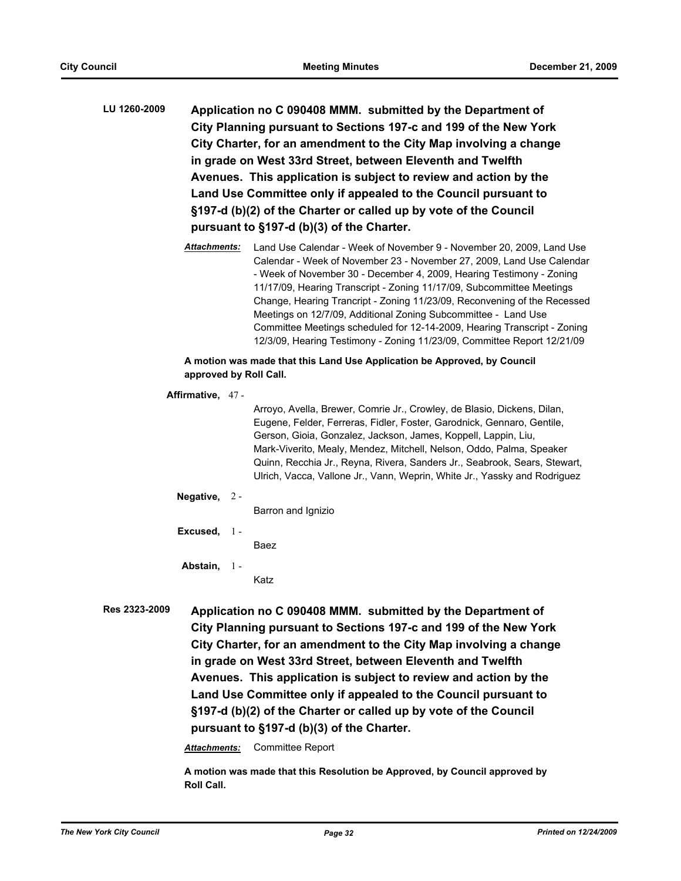**LU 1260-2009** **Application no C 090408 MMM. submitted by the Department of City Planning pursuant to Sections 197-c and 199 of the New York City Charter, for an amendment to the City Map involving a change in grade on West 33rd Street, between Eleventh and Twelfth Avenues. This application is subject to review and action by the Land Use Committee only if appealed to the Council pursuant to §197-d (b)(2) of the Charter or called up by vote of the Council pursuant to §197-d (b)(3) of the Charter.**

***Attachments:*** Land Use Calendar - Week of November 9 - November 20, 2009, Land Use Calendar - Week of November 23 - November 27, 2009, Land Use Calendar - Week of November 30 - December 4, 2009, Hearing Testimony - Zoning 11/17/09, Hearing Transcript - Zoning 11/17/09, Subcommittee Meetings Change, Hearing Trancript - Zoning 11/23/09, Reconvening of the Recessed Meetings on 12/7/09, Additional Zoning Subcommittee - Land Use Committee Meetings scheduled for 12-14-2009, Hearing Transcript - Zoning 12/3/09, Hearing Testimony - Zoning 11/23/09, Committee Report 12/21/09

**A motion was made that this Land Use Application be Approved, by Council approved by Roll Call.**

**Affirmative,** 47 - Arroyo, Avella, Brewer, Comrie Jr., Crowley, de Blasio, Dickens, Dilan, Eugene, Felder, Ferreras, Fidler, Foster, Garodnick, Gennaro, Gentile, Gerson, Gioia, Gonzalez, Jackson, James, Koppell, Lappin, Liu, Mark-Viverito, Mealy, Mendez, Mitchell, Nelson, Oddo, Palma, Speaker Quinn, Recchia Jr., Reyna, Rivera, Sanders Jr., Seabrook, Sears, Stewart, Ulrich, Vacca, Vallone Jr., Vann, Weprin, White Jr., Yassky and Rodriguez

**Negative,** 2 - Barron and Ignizio

**Excused,** 1 - Baez

**Abstain,** 1 - Katz

**Res 2323-2009** **Application no C 090408 MMM. submitted by the Department of City Planning pursuant to Sections 197-c and 199 of the New York City Charter, for an amendment to the City Map involving a change in grade on West 33rd Street, between Eleventh and Twelfth Avenues. This application is subject to review and action by the Land Use Committee only if appealed to the Council pursuant to §197-d (b)(2) of the Charter or called up by vote of the Council pursuant to §197-d (b)(3) of the Charter.**

***Attachments:*** Committee Report

**A motion was made that this Resolution be Approved, by Council approved by Roll Call.**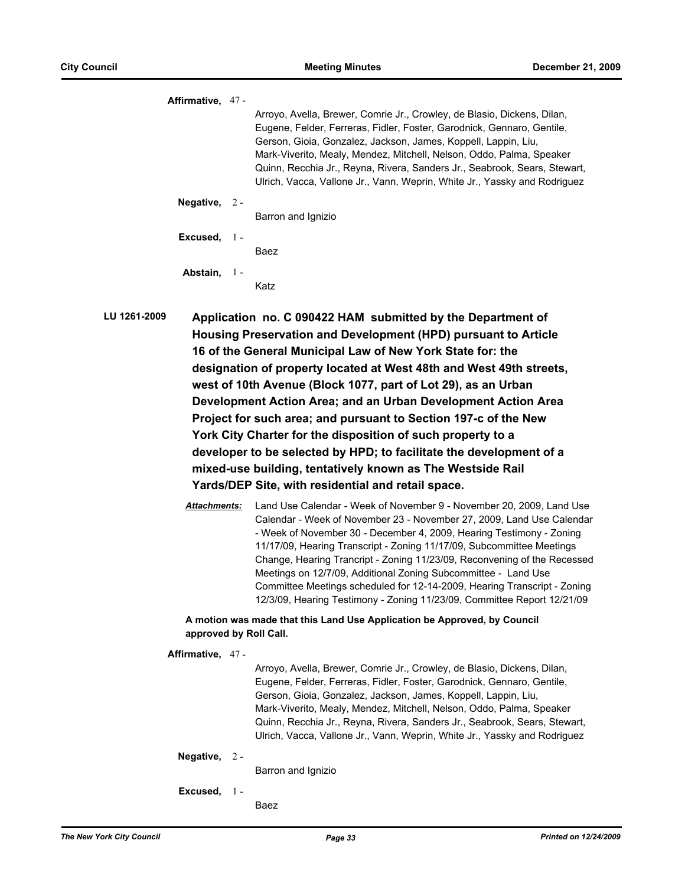**Affirmative,** 47 -

Arroyo, Avella, Brewer, Comrie Jr., Crowley, de Blasio, Dickens, Dilan, Eugene, Felder, Ferreras, Fidler, Foster, Garodnick, Gennaro, Gentile, Gerson, Gioia, Gonzalez, Jackson, James, Koppell, Lappin, Liu, Mark-Viverito, Mealy, Mendez, Mitchell, Nelson, Oddo, Palma, Speaker Quinn, Recchia Jr., Reyna, Rivera, Sanders Jr., Seabrook, Sears, Stewart, Ulrich, Vacca, Vallone Jr., Vann, Weprin, White Jr., Yassky and Rodriguez

**Negative,** 2 -

Barron and Ignizio

**Excused,** 1 -

Baez

**Abstain,** 1 -

Katz

**LU 1261-2009** **Application no. C 090422 HAM submitted by the Department of Housing Preservation and Development (HPD) pursuant to Article 16 of the General Municipal Law of New York State for: the designation of property located at West 48th and West 49th streets, west of 10th Avenue (Block 1077, part of Lot 29), as an Urban Development Action Area; and an Urban Development Action Area Project for such area; and pursuant to Section 197-c of the New York City Charter for the disposition of such property to a developer to be selected by HPD; to facilitate the development of a mixed-use building, tentatively known as The Westside Rail Yards/DEP Site, with residential and retail space.**

***Attachments:*** Land Use Calendar - Week of November 9 - November 20, 2009, Land Use Calendar - Week of November 23 - November 27, 2009, Land Use Calendar - Week of November 30 - December 4, 2009, Hearing Testimony - Zoning 11/17/09, Hearing Transcript - Zoning 11/17/09, Subcommittee Meetings Change, Hearing Trancript - Zoning 11/23/09, Reconvening of the Recessed Meetings on 12/7/09, Additional Zoning Subcommittee - Land Use Committee Meetings scheduled for 12-14-2009, Hearing Transcript - Zoning 12/3/09, Hearing Testimony - Zoning 11/23/09, Committee Report 12/21/09

**A motion was made that this Land Use Application be Approved, by Council approved by Roll Call.**

**Affirmative,** 47 -

Arroyo, Avella, Brewer, Comrie Jr., Crowley, de Blasio, Dickens, Dilan, Eugene, Felder, Ferreras, Fidler, Foster, Garodnick, Gennaro, Gentile, Gerson, Gioia, Gonzalez, Jackson, James, Koppell, Lappin, Liu, Mark-Viverito, Mealy, Mendez, Mitchell, Nelson, Oddo, Palma, Speaker Quinn, Recchia Jr., Reyna, Rivera, Sanders Jr., Seabrook, Sears, Stewart, Ulrich, Vacca, Vallone Jr., Vann, Weprin, White Jr., Yassky and Rodriguez

**Negative,** 2 -

Barron and Ignizio

**Excused,** 1 -

Baez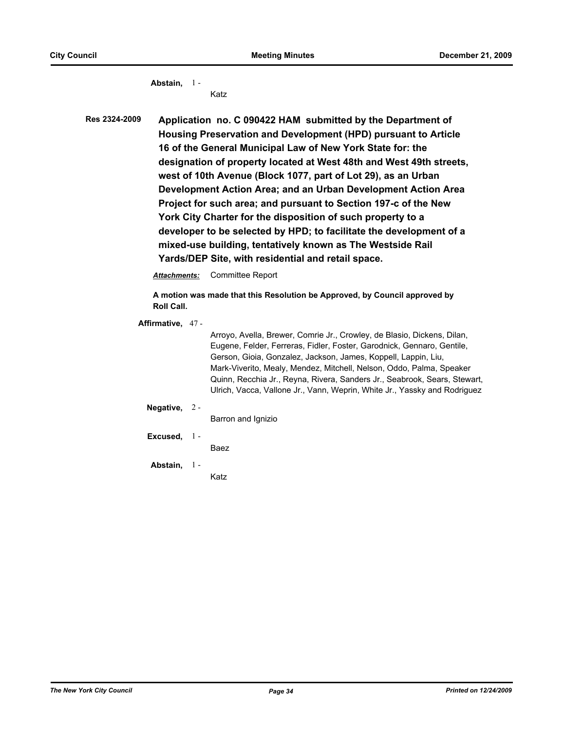**Abstain,** 1 - Katz

**Res 2324-2009** **Application no. C 090422 HAM submitted by the Department of Housing Preservation and Development (HPD) pursuant to Article 16 of the General Municipal Law of New York State for: the designation of property located at West 48th and West 49th streets, west of 10th Avenue (Block 1077, part of Lot 29), as an Urban Development Action Area; and an Urban Development Action Area Project for such area; and pursuant to Section 197-c of the New York City Charter for the disposition of such property to a developer to be selected by HPD; to facilitate the development of a mixed-use building, tentatively known as The Westside Rail Yards/DEP Site, with residential and retail space.**

***Attachments:*** Committee Report

**A motion was made that this Resolution be Approved, by Council approved by Roll Call.**

**Affirmative,** 47 - Arroyo, Avella, Brewer, Comrie Jr., Crowley, de Blasio, Dickens, Dilan, Eugene, Felder, Ferreras, Fidler, Foster, Garodnick, Gennaro, Gentile, Gerson, Gioia, Gonzalez, Jackson, James, Koppell, Lappin, Liu, Mark-Viverito, Mealy, Mendez, Mitchell, Nelson, Oddo, Palma, Speaker Quinn, Recchia Jr., Reyna, Rivera, Sanders Jr., Seabrook, Sears, Stewart, Ulrich, Vacca, Vallone Jr., Vann, Weprin, White Jr., Yassky and Rodriguez

**Negative,** 2 - Barron and Ignizio

**Excused,** 1 - Baez

**Abstain,** 1 - Katz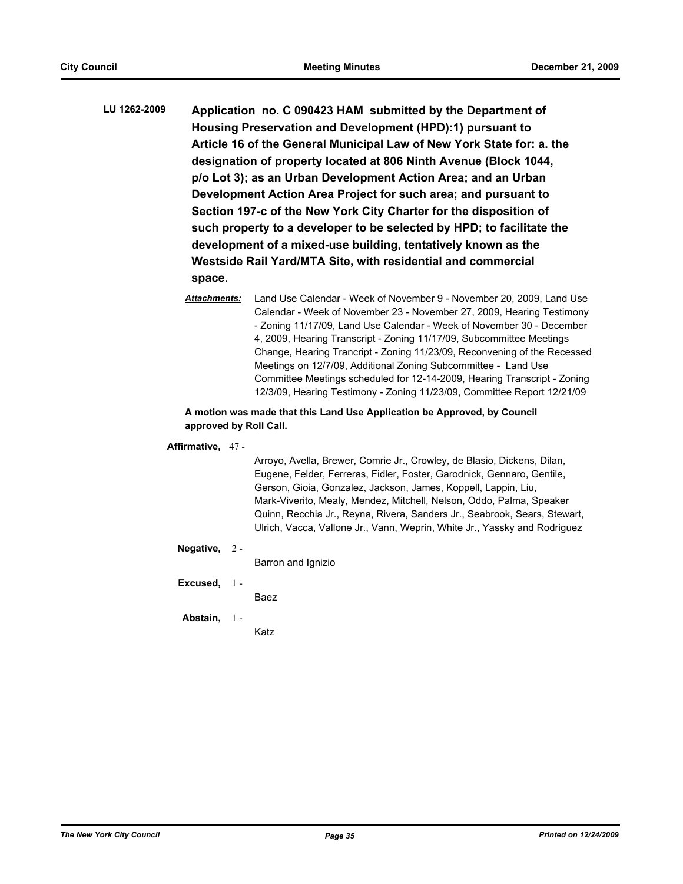**LU 1262-2009** **Application no. C 090423 HAM submitted by the Department of Housing Preservation and Development (HPD):1) pursuant to Article 16 of the General Municipal Law of New York State for: a. the designation of property located at 806 Ninth Avenue (Block 1044, p/o Lot 3); as an Urban Development Action Area; and an Urban Development Action Area Project for such area; and pursuant to Section 197-c of the New York City Charter for the disposition of such property to a developer to be selected by HPD; to facilitate the development of a mixed-use building, tentatively known as the Westside Rail Yard/MTA Site, with residential and commercial space.**

***Attachments:*** Land Use Calendar - Week of November 9 - November 20, 2009, Land Use Calendar - Week of November 23 - November 27, 2009, Hearing Testimony - Zoning 11/17/09, Land Use Calendar - Week of November 30 - December 4, 2009, Hearing Transcript - Zoning 11/17/09, Subcommittee Meetings Change, Hearing Trancript - Zoning 11/23/09, Reconvening of the Recessed Meetings on 12/7/09, Additional Zoning Subcommittee - Land Use Committee Meetings scheduled for 12-14-2009, Hearing Transcript - Zoning 12/3/09, Hearing Testimony - Zoning 11/23/09, Committee Report 12/21/09

**A motion was made that this Land Use Application be Approved, by Council approved by Roll Call.**

**Affirmative,** 47 - Arroyo, Avella, Brewer, Comrie Jr., Crowley, de Blasio, Dickens, Dilan, Eugene, Felder, Ferreras, Fidler, Foster, Garodnick, Gennaro, Gentile, Gerson, Gioia, Gonzalez, Jackson, James, Koppell, Lappin, Liu, Mark-Viverito, Mealy, Mendez, Mitchell, Nelson, Oddo, Palma, Speaker Quinn, Recchia Jr., Reyna, Rivera, Sanders Jr., Seabrook, Sears, Stewart, Ulrich, Vacca, Vallone Jr., Vann, Weprin, White Jr., Yassky and Rodriguez

**Negative,** 2 - Barron and Ignizio

**Excused,** 1 - Baez

**Abstain,** 1 - Katz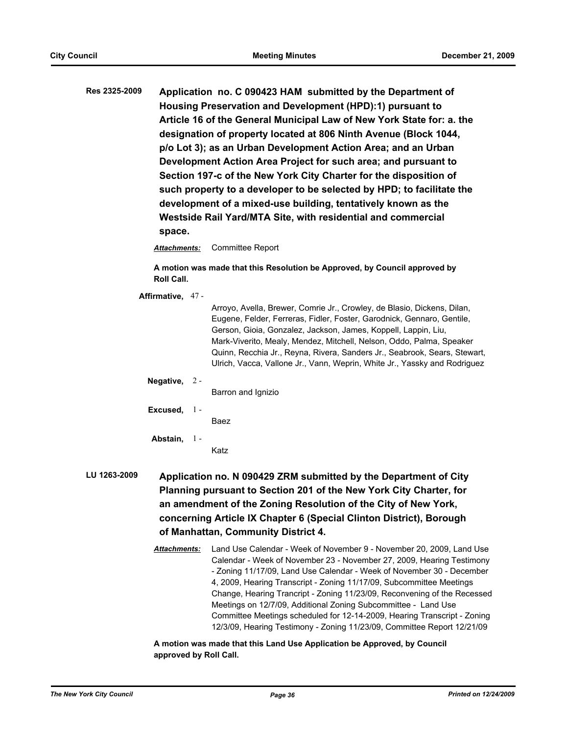**Res 2325-2009** **Application no. C 090423 HAM submitted by the Department of Housing Preservation and Development (HPD):1) pursuant to Article 16 of the General Municipal Law of New York State for: a. the designation of property located at 806 Ninth Avenue (Block 1044, p/o Lot 3); as an Urban Development Action Area; and an Urban Development Action Area Project for such area; and pursuant to Section 197-c of the New York City Charter for the disposition of such property to a developer to be selected by HPD; to facilitate the development of a mixed-use building, tentatively known as the Westside Rail Yard/MTA Site, with residential and commercial space.**

***Attachments:*** Committee Report

**A motion was made that this Resolution be Approved, by Council approved by Roll Call.**

**Affirmative,** 47 - Arroyo, Avella, Brewer, Comrie Jr., Crowley, de Blasio, Dickens, Dilan, Eugene, Felder, Ferreras, Fidler, Foster, Garodnick, Gennaro, Gentile, Gerson, Gioia, Gonzalez, Jackson, James, Koppell, Lappin, Liu, Mark-Viverito, Mealy, Mendez, Mitchell, Nelson, Oddo, Palma, Speaker Quinn, Recchia Jr., Reyna, Rivera, Sanders Jr., Seabrook, Sears, Stewart, Ulrich, Vacca, Vallone Jr., Vann, Weprin, White Jr., Yassky and Rodriguez

**Negative,** 2 - Barron and Ignizio

**Excused,** 1 - Baez

**Abstain,** 1 - Katz

**LU 1263-2009** **Application no. N 090429 ZRM submitted by the Department of City Planning pursuant to Section 201 of the New York City Charter, for an amendment of the Zoning Resolution of the City of New York, concerning Article IX Chapter 6 (Special Clinton District), Borough of Manhattan, Community District 4.**

***Attachments:*** Land Use Calendar - Week of November 9 - November 20, 2009, Land Use Calendar - Week of November 23 - November 27, 2009, Hearing Testimony - Zoning 11/17/09, Land Use Calendar - Week of November 30 - December 4, 2009, Hearing Transcript - Zoning 11/17/09, Subcommittee Meetings Change, Hearing Trancript - Zoning 11/23/09, Reconvening of the Recessed Meetings on 12/7/09, Additional Zoning Subcommittee - Land Use Committee Meetings scheduled for 12-14-2009, Hearing Transcript - Zoning 12/3/09, Hearing Testimony - Zoning 11/23/09, Committee Report 12/21/09

**A motion was made that this Land Use Application be Approved, by Council approved by Roll Call.**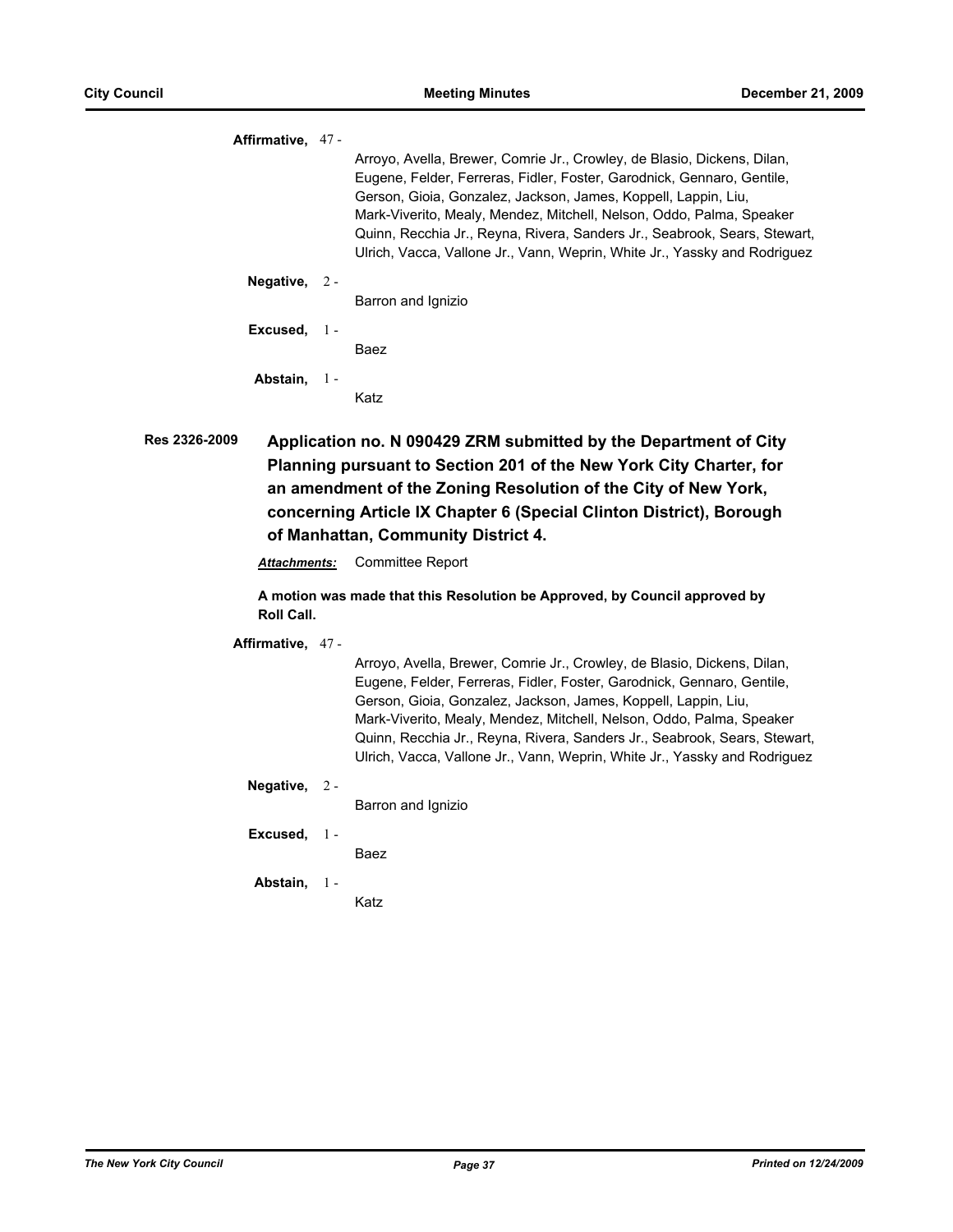**Affirmative,** 47 -

Arroyo, Avella, Brewer, Comrie Jr., Crowley, de Blasio, Dickens, Dilan, Eugene, Felder, Ferreras, Fidler, Foster, Garodnick, Gennaro, Gentile, Gerson, Gioia, Gonzalez, Jackson, James, Koppell, Lappin, Liu, Mark-Viverito, Mealy, Mendez, Mitchell, Nelson, Oddo, Palma, Speaker Quinn, Recchia Jr., Reyna, Rivera, Sanders Jr., Seabrook, Sears, Stewart, Ulrich, Vacca, Vallone Jr., Vann, Weprin, White Jr., Yassky and Rodriguez

**Negative,** 2 -

Barron and Ignizio

**Excused,** 1 -

Baez

**Abstain,** 1 -

Katz

**Res 2326-2009** **Application no. N 090429 ZRM submitted by the Department of City Planning pursuant to Section 201 of the New York City Charter, for an amendment of the Zoning Resolution of the City of New York, concerning Article IX Chapter 6 (Special Clinton District), Borough of Manhattan, Community District 4.**

***Attachments:*** Committee Report

**A motion was made that this Resolution be Approved, by Council approved by Roll Call.**

**Affirmative,** 47 -

Arroyo, Avella, Brewer, Comrie Jr., Crowley, de Blasio, Dickens, Dilan, Eugene, Felder, Ferreras, Fidler, Foster, Garodnick, Gennaro, Gentile, Gerson, Gioia, Gonzalez, Jackson, James, Koppell, Lappin, Liu, Mark-Viverito, Mealy, Mendez, Mitchell, Nelson, Oddo, Palma, Speaker Quinn, Recchia Jr., Reyna, Rivera, Sanders Jr., Seabrook, Sears, Stewart, Ulrich, Vacca, Vallone Jr., Vann, Weprin, White Jr., Yassky and Rodriguez

**Negative,** 2 -

Barron and Ignizio

**Excused,** 1 -

Baez

**Abstain,** 1 -

Katz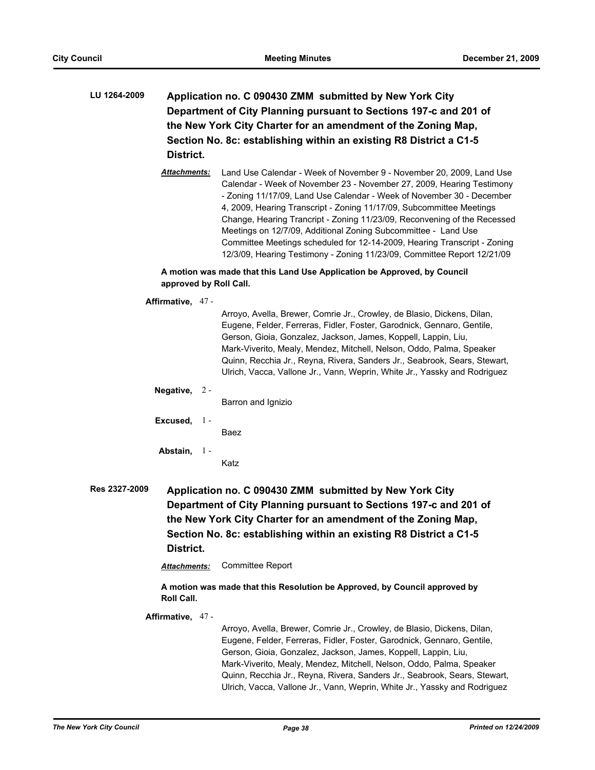**LU 1264-2009** **Application no. C 090430 ZMM submitted by New York City Department of City Planning pursuant to Sections 197-c and 201 of the New York City Charter for an amendment of the Zoning Map, Section No. 8c: establishing within an existing R8 District a C1-5 District.**

***Attachments:*** Land Use Calendar - Week of November 9 - November 20, 2009, Land Use Calendar - Week of November 23 - November 27, 2009, Hearing Testimony - Zoning 11/17/09, Land Use Calendar - Week of November 30 - December 4, 2009, Hearing Transcript - Zoning 11/17/09, Subcommittee Meetings Change, Hearing Trancript - Zoning 11/23/09, Reconvening of the Recessed Meetings on 12/7/09, Additional Zoning Subcommittee - Land Use Committee Meetings scheduled for 12-14-2009, Hearing Transcript - Zoning 12/3/09, Hearing Testimony - Zoning 11/23/09, Committee Report 12/21/09

**A motion was made that this Land Use Application be Approved, by Council approved by Roll Call.**

**Affirmative,** 47 -

Arroyo, Avella, Brewer, Comrie Jr., Crowley, de Blasio, Dickens, Dilan, Eugene, Felder, Ferreras, Fidler, Foster, Garodnick, Gennaro, Gentile, Gerson, Gioia, Gonzalez, Jackson, James, Koppell, Lappin, Liu, Mark-Viverito, Mealy, Mendez, Mitchell, Nelson, Oddo, Palma, Speaker Quinn, Recchia Jr., Reyna, Rivera, Sanders Jr., Seabrook, Sears, Stewart, Ulrich, Vacca, Vallone Jr., Vann, Weprin, White Jr., Yassky and Rodriguez

**Negative,** 2 -

Barron and Ignizio

**Excused,** 1 -

Baez

**Abstain,** 1 -

Katz

**Res 2327-2009** **Application no. C 090430 ZMM submitted by New York City Department of City Planning pursuant to Sections 197-c and 201 of the New York City Charter for an amendment of the Zoning Map, Section No. 8c: establishing within an existing R8 District a C1-5 District.**

***Attachments:*** Committee Report

**A motion was made that this Resolution be Approved, by Council approved by Roll Call.**

**Affirmative,** 47 -

Arroyo, Avella, Brewer, Comrie Jr., Crowley, de Blasio, Dickens, Dilan, Eugene, Felder, Ferreras, Fidler, Foster, Garodnick, Gennaro, Gentile, Gerson, Gioia, Gonzalez, Jackson, James, Koppell, Lappin, Liu, Mark-Viverito, Mealy, Mendez, Mitchell, Nelson, Oddo, Palma, Speaker Quinn, Recchia Jr., Reyna, Rivera, Sanders Jr., Seabrook, Sears, Stewart, Ulrich, Vacca, Vallone Jr., Vann, Weprin, White Jr., Yassky and Rodriguez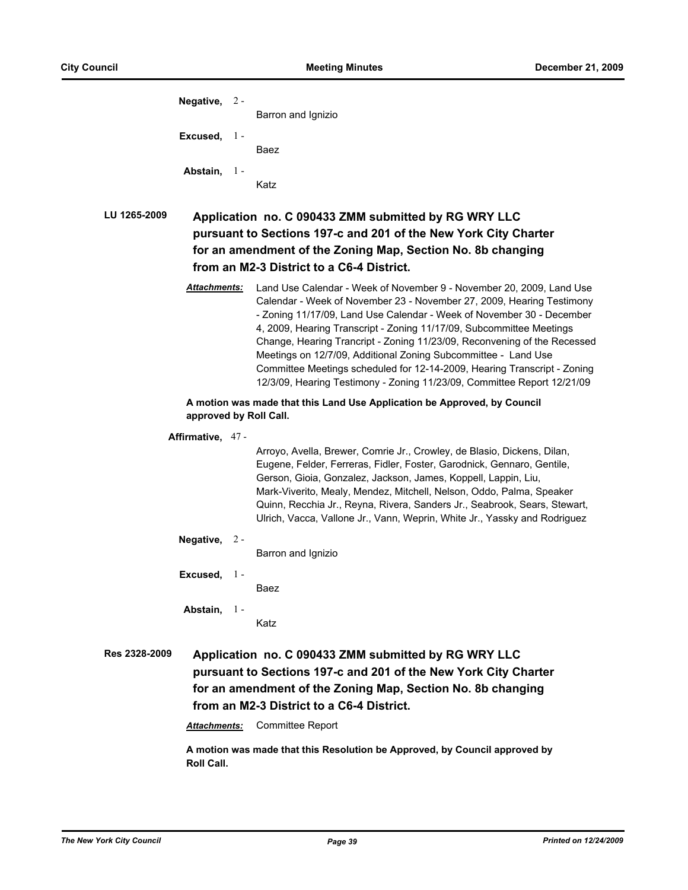**Negative,** 2 -

Barron and Ignizio

**Excused,** 1 -

Baez

**Abstain,** 1 -

Katz

**LU 1265-2009** **Application no. C 090433 ZMM submitted by RG WRY LLC pursuant to Sections 197-c and 201 of the New York City Charter for an amendment of the Zoning Map, Section No. 8b changing from an M2-3 District to a C6-4 District.**

***Attachments:*** Land Use Calendar - Week of November 9 - November 20, 2009, Land Use Calendar - Week of November 23 - November 27, 2009, Hearing Testimony - Zoning 11/17/09, Land Use Calendar - Week of November 30 - December 4, 2009, Hearing Transcript - Zoning 11/17/09, Subcommittee Meetings Change, Hearing Trancript - Zoning 11/23/09, Reconvening of the Recessed Meetings on 12/7/09, Additional Zoning Subcommittee - Land Use Committee Meetings scheduled for 12-14-2009, Hearing Transcript - Zoning 12/3/09, Hearing Testimony - Zoning 11/23/09, Committee Report 12/21/09

**A motion was made that this Land Use Application be Approved, by Council approved by Roll Call.**

**Affirmative,** 47 -

Arroyo, Avella, Brewer, Comrie Jr., Crowley, de Blasio, Dickens, Dilan, Eugene, Felder, Ferreras, Fidler, Foster, Garodnick, Gennaro, Gentile, Gerson, Gioia, Gonzalez, Jackson, James, Koppell, Lappin, Liu, Mark-Viverito, Mealy, Mendez, Mitchell, Nelson, Oddo, Palma, Speaker Quinn, Recchia Jr., Reyna, Rivera, Sanders Jr., Seabrook, Sears, Stewart, Ulrich, Vacca, Vallone Jr., Vann, Weprin, White Jr., Yassky and Rodriguez

**Negative,** 2 -

Barron and Ignizio

**Excused,** 1 -

Baez

**Abstain,** 1 -

Katz

**Res 2328-2009** **Application no. C 090433 ZMM submitted by RG WRY LLC pursuant to Sections 197-c and 201 of the New York City Charter for an amendment of the Zoning Map, Section No. 8b changing from an M2-3 District to a C6-4 District.**

***Attachments:*** Committee Report

**A motion was made that this Resolution be Approved, by Council approved by Roll Call.**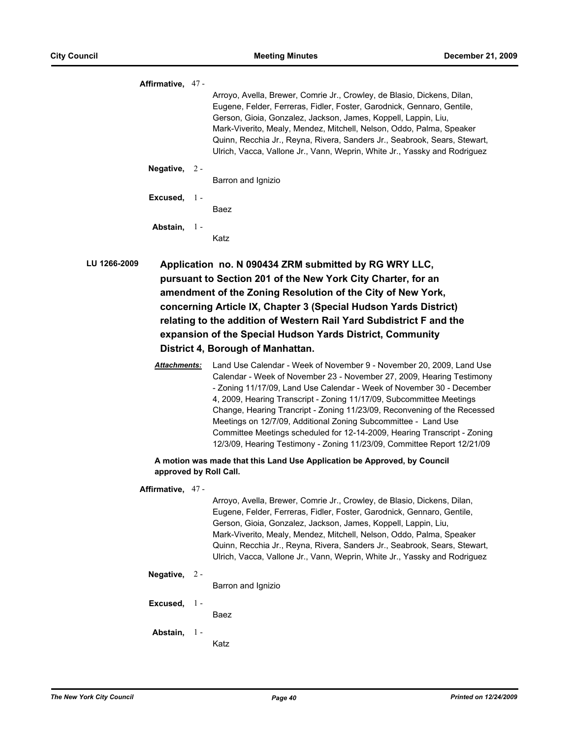**Affirmative,** 47 -

Arroyo, Avella, Brewer, Comrie Jr., Crowley, de Blasio, Dickens, Dilan, Eugene, Felder, Ferreras, Fidler, Foster, Garodnick, Gennaro, Gentile, Gerson, Gioia, Gonzalez, Jackson, James, Koppell, Lappin, Liu, Mark-Viverito, Mealy, Mendez, Mitchell, Nelson, Oddo, Palma, Speaker Quinn, Recchia Jr., Reyna, Rivera, Sanders Jr., Seabrook, Sears, Stewart, Ulrich, Vacca, Vallone Jr., Vann, Weprin, White Jr., Yassky and Rodriguez

**Negative,** 2 -

Barron and Ignizio

**Excused,** 1 -

Baez

**Abstain,** 1 -

Katz

**LU 1266-2009** **Application no. N 090434 ZRM submitted by RG WRY LLC, pursuant to Section 201 of the New York City Charter, for an amendment of the Zoning Resolution of the City of New York, concerning Article IX, Chapter 3 (Special Hudson Yards District) relating to the addition of Western Rail Yard Subdistrict F and the expansion of the Special Hudson Yards District, Community District 4, Borough of Manhattan.**

***Attachments:*** Land Use Calendar - Week of November 9 - November 20, 2009, Land Use Calendar - Week of November 23 - November 27, 2009, Hearing Testimony - Zoning 11/17/09, Land Use Calendar - Week of November 30 - December 4, 2009, Hearing Transcript - Zoning 11/17/09, Subcommittee Meetings Change, Hearing Trancript - Zoning 11/23/09, Reconvening of the Recessed Meetings on 12/7/09, Additional Zoning Subcommittee - Land Use Committee Meetings scheduled for 12-14-2009, Hearing Transcript - Zoning 12/3/09, Hearing Testimony - Zoning 11/23/09, Committee Report 12/21/09

**A motion was made that this Land Use Application be Approved, by Council approved by Roll Call.**

**Affirmative,** 47 -

Arroyo, Avella, Brewer, Comrie Jr., Crowley, de Blasio, Dickens, Dilan, Eugene, Felder, Ferreras, Fidler, Foster, Garodnick, Gennaro, Gentile, Gerson, Gioia, Gonzalez, Jackson, James, Koppell, Lappin, Liu, Mark-Viverito, Mealy, Mendez, Mitchell, Nelson, Oddo, Palma, Speaker Quinn, Recchia Jr., Reyna, Rivera, Sanders Jr., Seabrook, Sears, Stewart, Ulrich, Vacca, Vallone Jr., Vann, Weprin, White Jr., Yassky and Rodriguez

**Negative,** 2 -

Barron and Ignizio

**Excused,** 1 -

Baez

**Abstain,** 1 -

Katz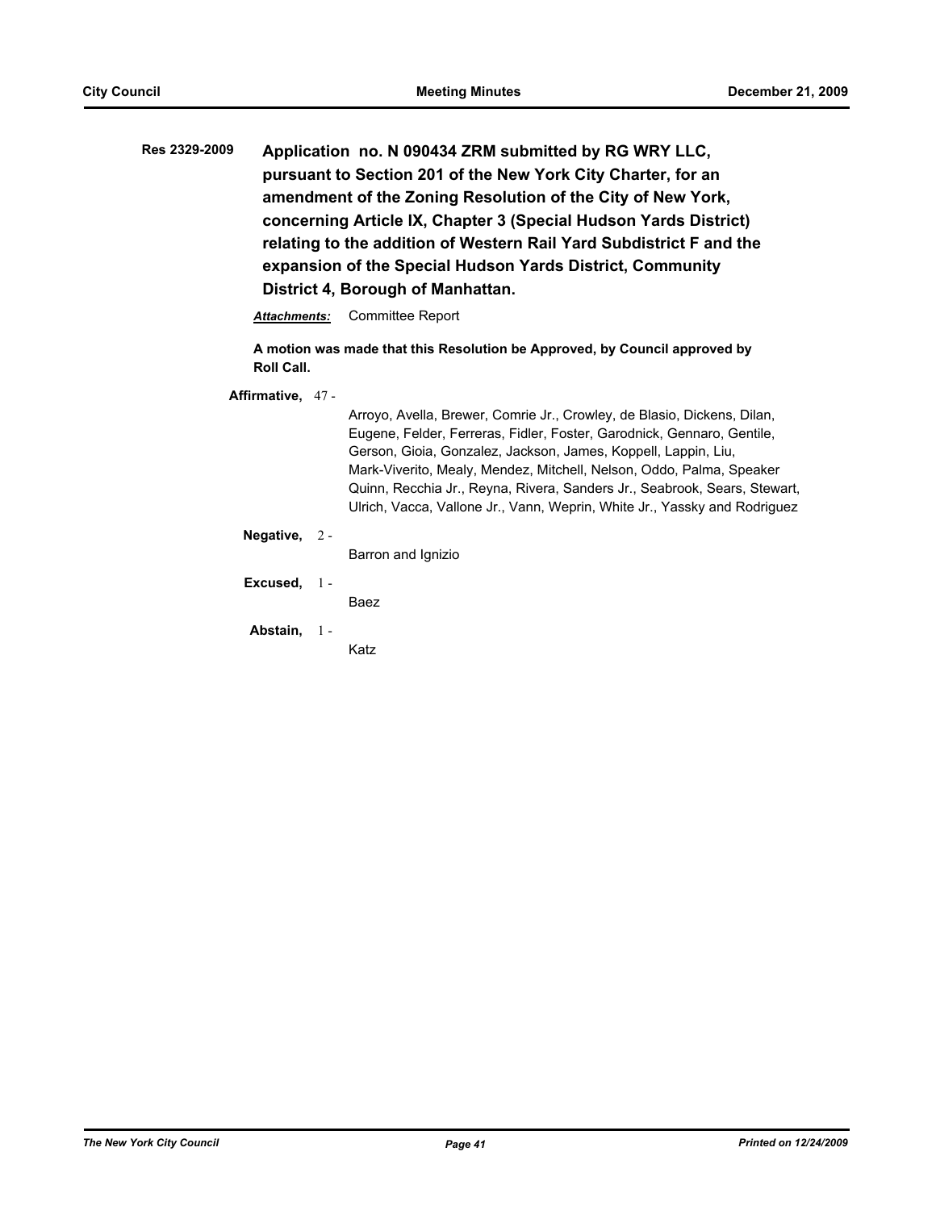**Res 2329-2009** **Application no. N 090434 ZRM submitted by RG WRY LLC, pursuant to Section 201 of the New York City Charter, for an amendment of the Zoning Resolution of the City of New York, concerning Article IX, Chapter 3 (Special Hudson Yards District) relating to the addition of Western Rail Yard Subdistrict F and the expansion of the Special Hudson Yards District, Community District 4, Borough of Manhattan.**

***Attachments:*** Committee Report

**A motion was made that this Resolution be Approved, by Council approved by Roll Call.**

**Affirmative,** 47 -

Arroyo, Avella, Brewer, Comrie Jr., Crowley, de Blasio, Dickens, Dilan, Eugene, Felder, Ferreras, Fidler, Foster, Garodnick, Gennaro, Gentile, Gerson, Gioia, Gonzalez, Jackson, James, Koppell, Lappin, Liu, Mark-Viverito, Mealy, Mendez, Mitchell, Nelson, Oddo, Palma, Speaker Quinn, Recchia Jr., Reyna, Rivera, Sanders Jr., Seabrook, Sears, Stewart, Ulrich, Vacca, Vallone Jr., Vann, Weprin, White Jr., Yassky and Rodriguez

**Negative,** 2 -

Barron and Ignizio

**Excused,** 1 -

Baez

**Abstain,** 1 -

Katz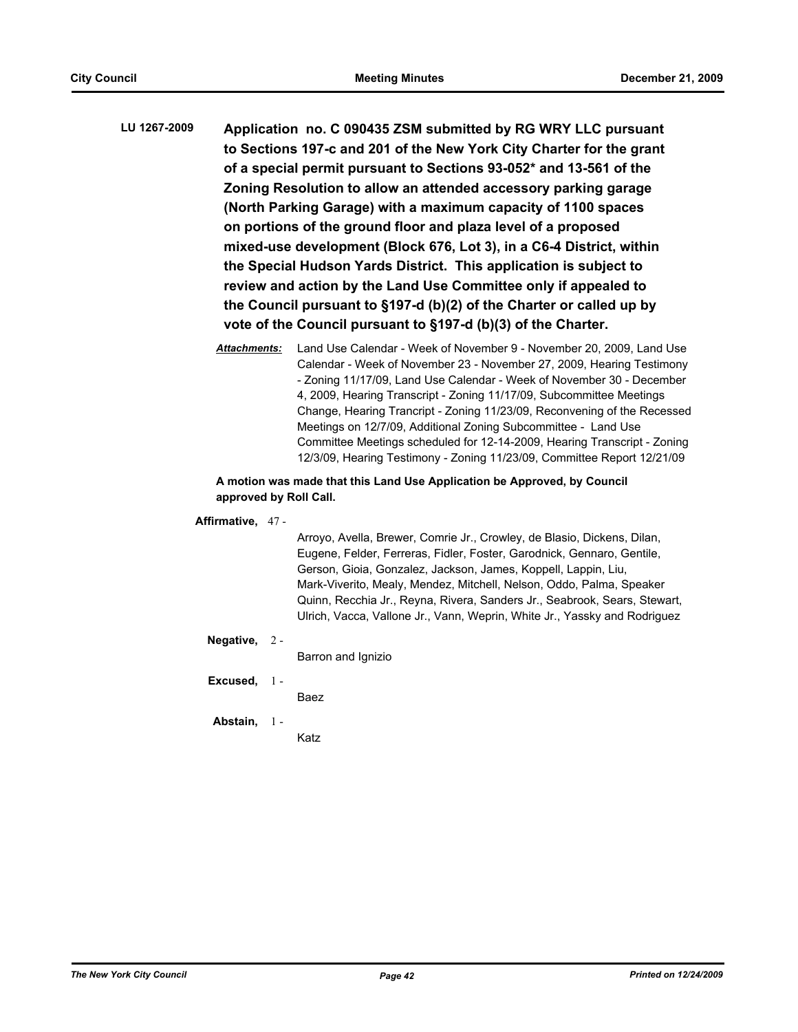**LU 1267-2009** **Application no. C 090435 ZSM submitted by RG WRY LLC pursuant to Sections 197-c and 201 of the New York City Charter for the grant of a special permit pursuant to Sections 93-052* and 13-561 of the Zoning Resolution to allow an attended accessory parking garage (North Parking Garage) with a maximum capacity of 1100 spaces on portions of the ground floor and plaza level of a proposed mixed-use development (Block 676, Lot 3), in a C6-4 District, within the Special Hudson Yards District. This application is subject to review and action by the Land Use Committee only if appealed to the Council pursuant to §197-d (b)(2) of the Charter or called up by vote of the Council pursuant to §197-d (b)(3) of the Charter.**

***Attachments:*** Land Use Calendar - Week of November 9 - November 20, 2009, Land Use Calendar - Week of November 23 - November 27, 2009, Hearing Testimony - Zoning 11/17/09, Land Use Calendar - Week of November 30 - December 4, 2009, Hearing Transcript - Zoning 11/17/09, Subcommittee Meetings Change, Hearing Trancript - Zoning 11/23/09, Reconvening of the Recessed Meetings on 12/7/09, Additional Zoning Subcommittee - Land Use Committee Meetings scheduled for 12-14-2009, Hearing Transcript - Zoning 12/3/09, Hearing Testimony - Zoning 11/23/09, Committee Report 12/21/09

**A motion was made that this Land Use Application be Approved, by Council approved by Roll Call.**

**Affirmative,** 47 -

Arroyo, Avella, Brewer, Comrie Jr., Crowley, de Blasio, Dickens, Dilan, Eugene, Felder, Ferreras, Fidler, Foster, Garodnick, Gennaro, Gentile, Gerson, Gioia, Gonzalez, Jackson, James, Koppell, Lappin, Liu, Mark-Viverito, Mealy, Mendez, Mitchell, Nelson, Oddo, Palma, Speaker Quinn, Recchia Jr., Reyna, Rivera, Sanders Jr., Seabrook, Sears, Stewart, Ulrich, Vacca, Vallone Jr., Vann, Weprin, White Jr., Yassky and Rodriguez

**Negative,** 2 -

Barron and Ignizio

**Excused,** 1 -

Baez

**Abstain,** 1 -

Katz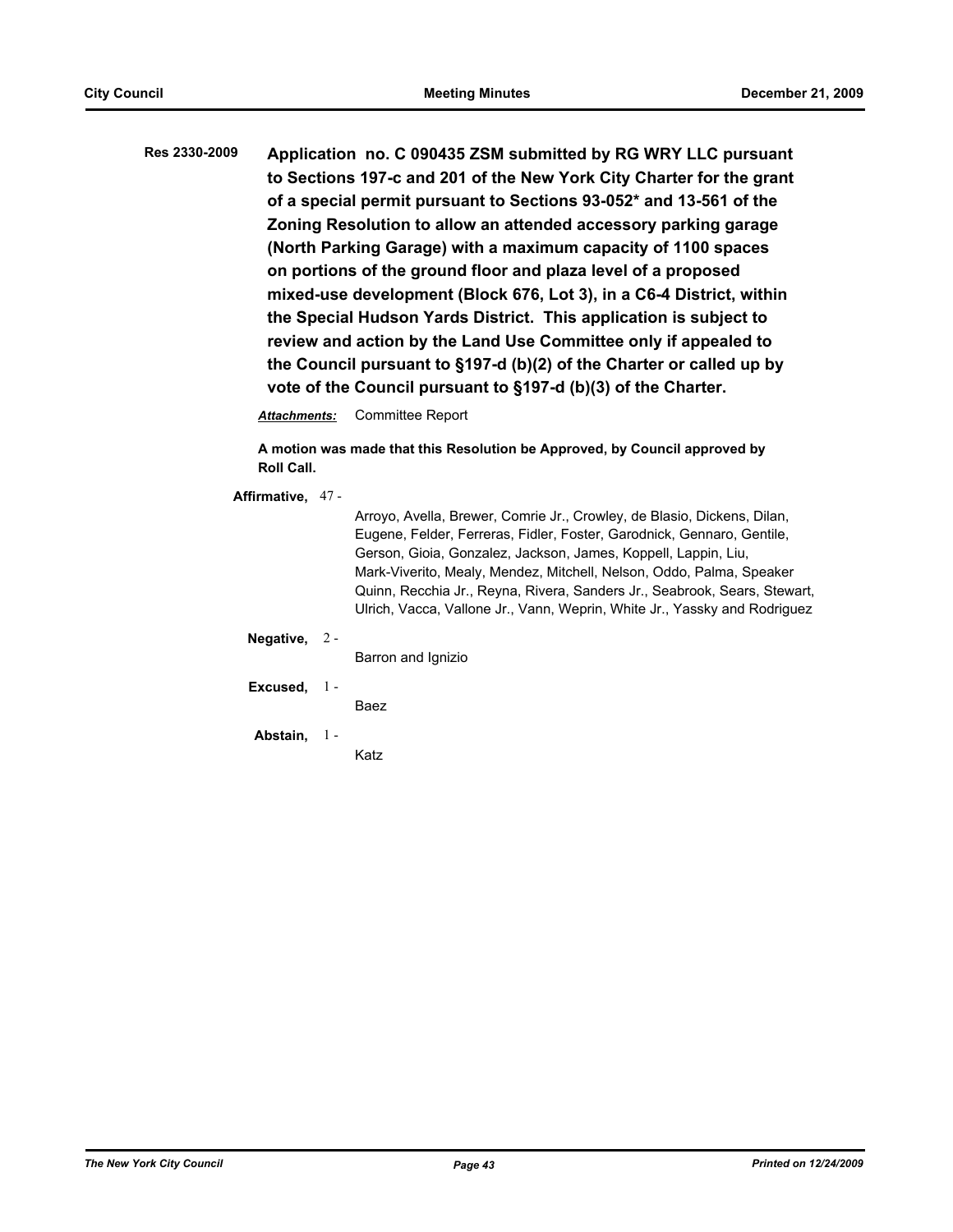**Res 2330-2009** **Application no. C 090435 ZSM submitted by RG WRY LLC pursuant to Sections 197-c and 201 of the New York City Charter for the grant of a special permit pursuant to Sections 93-052* and 13-561 of the Zoning Resolution to allow an attended accessory parking garage (North Parking Garage) with a maximum capacity of 1100 spaces on portions of the ground floor and plaza level of a proposed mixed-use development (Block 676, Lot 3), in a C6-4 District, within the Special Hudson Yards District. This application is subject to review and action by the Land Use Committee only if appealed to the Council pursuant to §197-d (b)(2) of the Charter or called up by vote of the Council pursuant to §197-d (b)(3) of the Charter.**

***Attachments:*** Committee Report

**A motion was made that this Resolution be Approved, by Council approved by Roll Call.**

**Affirmative,** 47 -
Arroyo, Avella, Brewer, Comrie Jr., Crowley, de Blasio, Dickens, Dilan, Eugene, Felder, Ferreras, Fidler, Foster, Garodnick, Gennaro, Gentile, Gerson, Gioia, Gonzalez, Jackson, James, Koppell, Lappin, Liu, Mark-Viverito, Mealy, Mendez, Mitchell, Nelson, Oddo, Palma, Speaker Quinn, Recchia Jr., Reyna, Rivera, Sanders Jr., Seabrook, Sears, Stewart, Ulrich, Vacca, Vallone Jr., Vann, Weprin, White Jr., Yassky and Rodriguez

**Negative,** 2 -
Barron and Ignizio

**Excused,** 1 -
Baez

**Abstain,** 1 -
Katz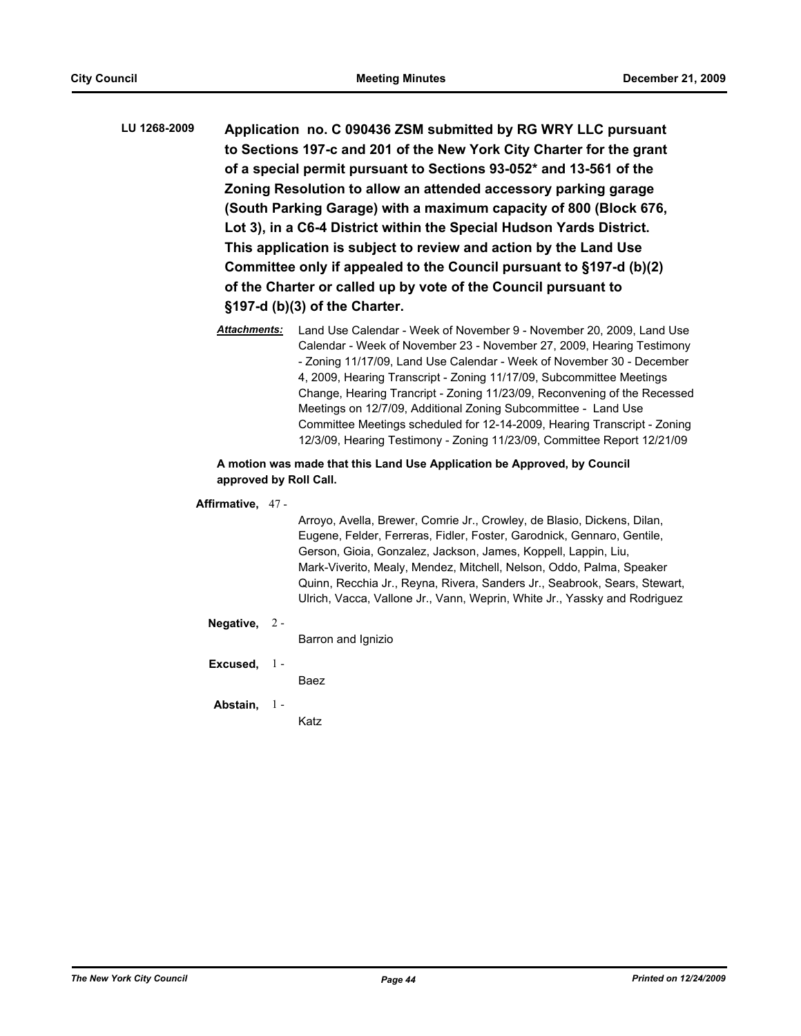**LU 1268-2009** **Application no. C 090436 ZSM submitted by RG WRY LLC pursuant to Sections 197-c and 201 of the New York City Charter for the grant of a special permit pursuant to Sections 93-052* and 13-561 of the Zoning Resolution to allow an attended accessory parking garage (South Parking Garage) with a maximum capacity of 800 (Block 676, Lot 3), in a C6-4 District within the Special Hudson Yards District. This application is subject to review and action by the Land Use Committee only if appealed to the Council pursuant to §197-d (b)(2) of the Charter or called up by vote of the Council pursuant to §197-d (b)(3) of the Charter.**

***Attachments:*** Land Use Calendar - Week of November 9 - November 20, 2009, Land Use Calendar - Week of November 23 - November 27, 2009, Hearing Testimony - Zoning 11/17/09, Land Use Calendar - Week of November 30 - December 4, 2009, Hearing Transcript - Zoning 11/17/09, Subcommittee Meetings Change, Hearing Trancript - Zoning 11/23/09, Reconvening of the Recessed Meetings on 12/7/09, Additional Zoning Subcommittee - Land Use Committee Meetings scheduled for 12-14-2009, Hearing Transcript - Zoning 12/3/09, Hearing Testimony - Zoning 11/23/09, Committee Report 12/21/09

**A motion was made that this Land Use Application be Approved, by Council approved by Roll Call.**

**Affirmative,** 47 - Arroyo, Avella, Brewer, Comrie Jr., Crowley, de Blasio, Dickens, Dilan, Eugene, Felder, Ferreras, Fidler, Foster, Garodnick, Gennaro, Gentile, Gerson, Gioia, Gonzalez, Jackson, James, Koppell, Lappin, Liu, Mark-Viverito, Mealy, Mendez, Mitchell, Nelson, Oddo, Palma, Speaker Quinn, Recchia Jr., Reyna, Rivera, Sanders Jr., Seabrook, Sears, Stewart, Ulrich, Vacca, Vallone Jr., Vann, Weprin, White Jr., Yassky and Rodriguez

**Negative,** 2 - Barron and Ignizio

**Excused,** 1 - Baez

**Abstain,** 1 - Katz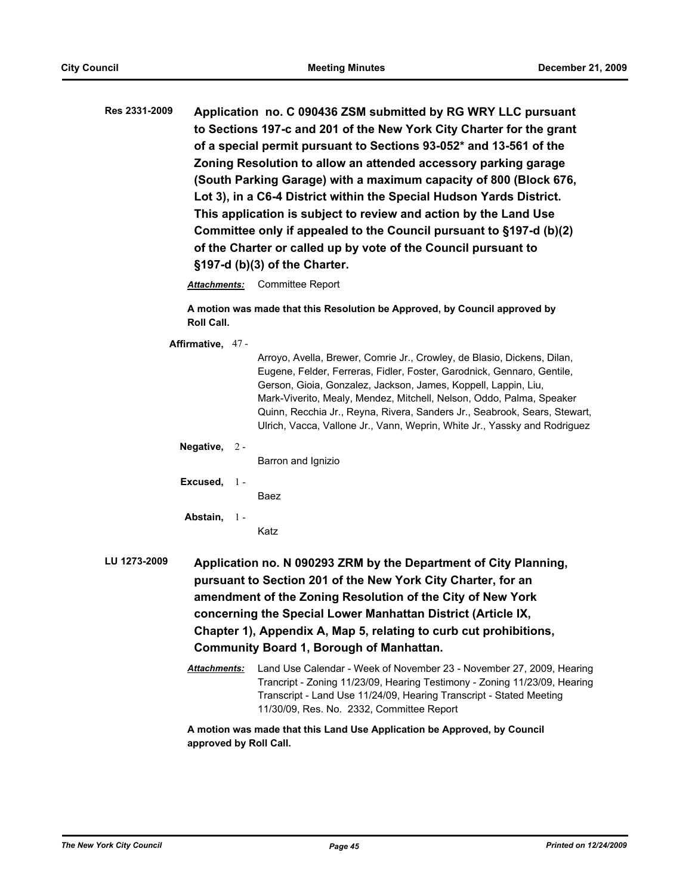**Res 2331-2009** **Application no. C 090436 ZSM submitted by RG WRY LLC pursuant to Sections 197-c and 201 of the New York City Charter for the grant of a special permit pursuant to Sections 93-052* and 13-561 of the Zoning Resolution to allow an attended accessory parking garage (South Parking Garage) with a maximum capacity of 800 (Block 676, Lot 3), in a C6-4 District within the Special Hudson Yards District. This application is subject to review and action by the Land Use Committee only if appealed to the Council pursuant to §197-d (b)(2) of the Charter or called up by vote of the Council pursuant to §197-d (b)(3) of the Charter.**

***Attachments:*** Committee Report

**A motion was made that this Resolution be Approved, by Council approved by Roll Call.**

**Affirmative,** 47 - Arroyo, Avella, Brewer, Comrie Jr., Crowley, de Blasio, Dickens, Dilan, Eugene, Felder, Ferreras, Fidler, Foster, Garodnick, Gennaro, Gentile, Gerson, Gioia, Gonzalez, Jackson, James, Koppell, Lappin, Liu, Mark-Viverito, Mealy, Mendez, Mitchell, Nelson, Oddo, Palma, Speaker Quinn, Recchia Jr., Reyna, Rivera, Sanders Jr., Seabrook, Sears, Stewart, Ulrich, Vacca, Vallone Jr., Vann, Weprin, White Jr., Yassky and Rodriguez

**Negative,** 2 - Barron and Ignizio

**Excused,** 1 - Baez

**Abstain,** 1 - Katz

**LU 1273-2009** **Application no. N 090293 ZRM by the Department of City Planning, pursuant to Section 201 of the New York City Charter, for an amendment of the Zoning Resolution of the City of New York concerning the Special Lower Manhattan District (Article IX, Chapter 1), Appendix A, Map 5, relating to curb cut prohibitions, Community Board 1, Borough of Manhattan.**

***Attachments:*** Land Use Calendar - Week of November 23 - November 27, 2009, Hearing Trancript - Zoning 11/23/09, Hearing Testimony - Zoning 11/23/09, Hearing Transcript - Land Use 11/24/09, Hearing Transcript - Stated Meeting 11/30/09, Res. No. 2332, Committee Report

**A motion was made that this Land Use Application be Approved, by Council approved by Roll Call.**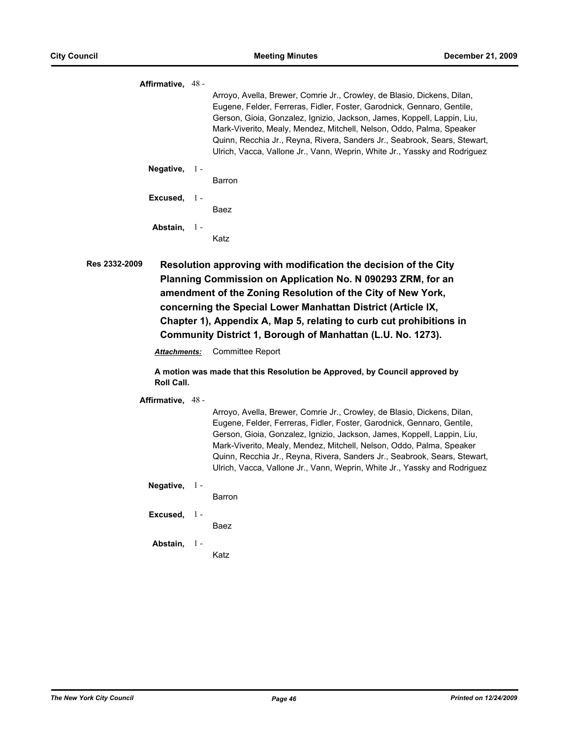**Affirmative,** 48 -

Arroyo, Avella, Brewer, Comrie Jr., Crowley, de Blasio, Dickens, Dilan, Eugene, Felder, Ferreras, Fidler, Foster, Garodnick, Gennaro, Gentile, Gerson, Gioia, Gonzalez, Ignizio, Jackson, James, Koppell, Lappin, Liu, Mark-Viverito, Mealy, Mendez, Mitchell, Nelson, Oddo, Palma, Speaker Quinn, Recchia Jr., Reyna, Rivera, Sanders Jr., Seabrook, Sears, Stewart, Ulrich, Vacca, Vallone Jr., Vann, Weprin, White Jr., Yassky and Rodriguez

**Negative,** 1 -

Barron

**Excused,** 1 -

Baez

**Abstain,** 1 -

Katz

**Res 2332-2009** **Resolution approving with modification the decision of the City Planning Commission on Application No. N 090293 ZRM, for an amendment of the Zoning Resolution of the City of New York, concerning the Special Lower Manhattan District (Article IX, Chapter 1), Appendix A, Map 5, relating to curb cut prohibitions in Community District 1, Borough of Manhattan (L.U. No. 1273).**

***Attachments:*** Committee Report

**A motion was made that this Resolution be Approved, by Council approved by Roll Call.**

**Affirmative,** 48 -

Arroyo, Avella, Brewer, Comrie Jr., Crowley, de Blasio, Dickens, Dilan, Eugene, Felder, Ferreras, Fidler, Foster, Garodnick, Gennaro, Gentile, Gerson, Gioia, Gonzalez, Ignizio, Jackson, James, Koppell, Lappin, Liu, Mark-Viverito, Mealy, Mendez, Mitchell, Nelson, Oddo, Palma, Speaker Quinn, Recchia Jr., Reyna, Rivera, Sanders Jr., Seabrook, Sears, Stewart, Ulrich, Vacca, Vallone Jr., Vann, Weprin, White Jr., Yassky and Rodriguez

**Negative,** 1 -

Barron

**Excused,** 1 -

Baez

**Abstain,** 1 -

Katz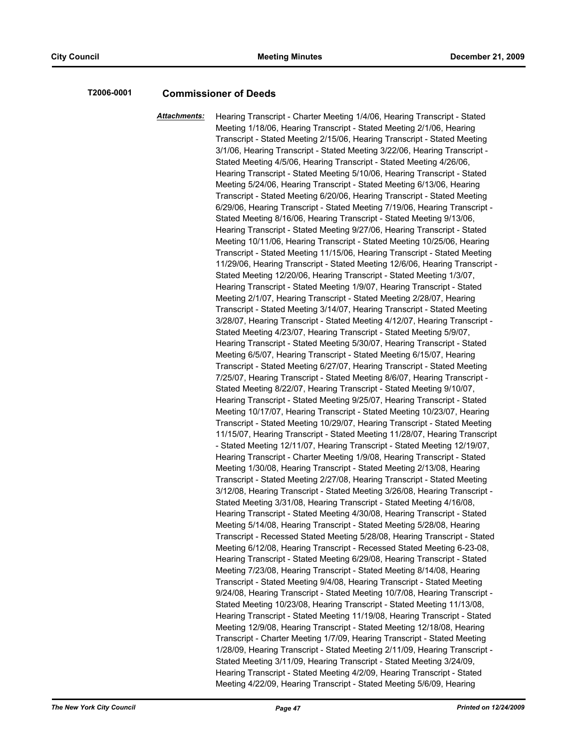**T2006-0001** **Commissioner of Deeds**

***Attachments:*** Hearing Transcript - Charter Meeting 1/4/06, Hearing Transcript - Stated Meeting 1/18/06, Hearing Transcript - Stated Meeting 2/1/06, Hearing Transcript - Stated Meeting 2/15/06, Hearing Transcript - Stated Meeting 3/1/06, Hearing Transcript - Stated Meeting 3/22/06, Hearing Transcript - Stated Meeting 4/5/06, Hearing Transcript - Stated Meeting 4/26/06, Hearing Transcript - Stated Meeting 5/10/06, Hearing Transcript - Stated Meeting 5/24/06, Hearing Transcript - Stated Meeting 6/13/06, Hearing Transcript - Stated Meeting 6/20/06, Hearing Transcript - Stated Meeting 6/29/06, Hearing Transcript - Stated Meeting 7/19/06, Hearing Transcript - Stated Meeting 8/16/06, Hearing Transcript - Stated Meeting 9/13/06, Hearing Transcript - Stated Meeting 9/27/06, Hearing Transcript - Stated Meeting 10/11/06, Hearing Transcript - Stated Meeting 10/25/06, Hearing Transcript - Stated Meeting 11/15/06, Hearing Transcript - Stated Meeting 11/29/06, Hearing Transcript - Stated Meeting 12/6/06, Hearing Transcript - Stated Meeting 12/20/06, Hearing Transcript - Stated Meeting 1/3/07, Hearing Transcript - Stated Meeting 1/9/07, Hearing Transcript - Stated Meeting 2/1/07, Hearing Transcript - Stated Meeting 2/28/07, Hearing Transcript - Stated Meeting 3/14/07, Hearing Transcript - Stated Meeting 3/28/07, Hearing Transcript - Stated Meeting 4/12/07, Hearing Transcript - Stated Meeting 4/23/07, Hearing Transcript - Stated Meeting 5/9/07, Hearing Transcript - Stated Meeting 5/30/07, Hearing Transcript - Stated Meeting 6/5/07, Hearing Transcript - Stated Meeting 6/15/07, Hearing Transcript - Stated Meeting 6/27/07, Hearing Transcript - Stated Meeting 7/25/07, Hearing Transcript - Stated Meeting 8/6/07, Hearing Transcript - Stated Meeting 8/22/07, Hearing Transcript - Stated Meeting 9/10/07, Hearing Transcript - Stated Meeting 9/25/07, Hearing Transcript - Stated Meeting 10/17/07, Hearing Transcript - Stated Meeting 10/23/07, Hearing Transcript - Stated Meeting 10/29/07, Hearing Transcript - Stated Meeting 11/15/07, Hearing Transcript - Stated Meeting 11/28/07, Hearing Transcript - Stated Meeting 12/11/07, Hearing Transcript - Stated Meeting 12/19/07, Hearing Transcript - Charter Meeting 1/9/08, Hearing Transcript - Stated Meeting 1/30/08, Hearing Transcript - Stated Meeting 2/13/08, Hearing Transcript - Stated Meeting 2/27/08, Hearing Transcript - Stated Meeting 3/12/08, Hearing Transcript - Stated Meeting 3/26/08, Hearing Transcript - Stated Meeting 3/31/08, Hearing Transcript - Stated Meeting 4/16/08, Hearing Transcript - Stated Meeting 4/30/08, Hearing Transcript - Stated Meeting 5/14/08, Hearing Transcript - Stated Meeting 5/28/08, Hearing Transcript - Recessed Stated Meeting 5/28/08, Hearing Transcript - Stated Meeting 6/12/08, Hearing Transcript - Recessed Stated Meeting 6-23-08, Hearing Transcript - Stated Meeting 6/29/08, Hearing Transcript - Stated Meeting 7/23/08, Hearing Transcript - Stated Meeting 8/14/08, Hearing Transcript - Stated Meeting 9/4/08, Hearing Transcript - Stated Meeting 9/24/08, Hearing Transcript - Stated Meeting 10/7/08, Hearing Transcript - Stated Meeting 10/23/08, Hearing Transcript - Stated Meeting 11/13/08, Hearing Transcript - Stated Meeting 11/19/08, Hearing Transcript - Stated Meeting 12/9/08, Hearing Transcript - Stated Meeting 12/18/08, Hearing Transcript - Charter Meeting 1/7/09, Hearing Transcript - Stated Meeting 1/28/09, Hearing Transcript - Stated Meeting 2/11/09, Hearing Transcript - Stated Meeting 3/11/09, Hearing Transcript - Stated Meeting 3/24/09, Hearing Transcript - Stated Meeting 4/2/09, Hearing Transcript - Stated Meeting 4/22/09, Hearing Transcript - Stated Meeting 5/6/09, Hearing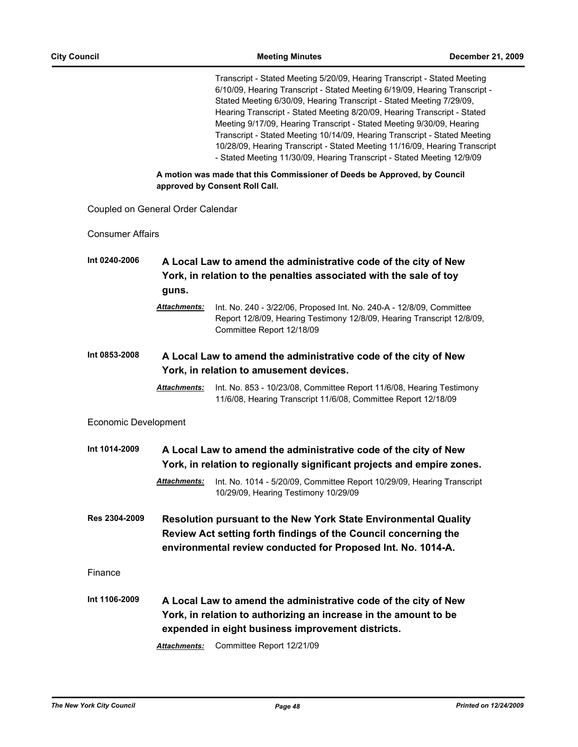Transcript - Stated Meeting 5/20/09, Hearing Transcript - Stated Meeting 6/10/09, Hearing Transcript - Stated Meeting 6/19/09, Hearing Transcript - Stated Meeting 6/30/09, Hearing Transcript - Stated Meeting 7/29/09, Hearing Transcript - Stated Meeting 8/20/09, Hearing Transcript - Stated Meeting 9/17/09, Hearing Transcript - Stated Meeting 9/30/09, Hearing Transcript - Stated Meeting 10/14/09, Hearing Transcript - Stated Meeting 10/28/09, Hearing Transcript - Stated Meeting 11/16/09, Hearing Transcript - Stated Meeting 11/30/09, Hearing Transcript - Stated Meeting 12/9/09

**A motion was made that this Commissioner of Deeds be Approved, by Council approved by Consent Roll Call.**

Coupled on General Order Calendar

Consumer Affairs

**Int 0240-2006** **A Local Law to amend the administrative code of the city of New York, in relation to the penalties associated with the sale of toy guns.**

***Attachments:*** Int. No. 240 - 3/22/06, Proposed Int. No. 240-A - 12/8/09, Committee Report 12/8/09, Hearing Testimony 12/8/09, Hearing Transcript 12/8/09, Committee Report 12/18/09

**Int 0853-2008** **A Local Law to amend the administrative code of the city of New York, in relation to amusement devices.**

***Attachments:*** Int. No. 853 - 10/23/08, Committee Report 11/6/08, Hearing Testimony 11/6/08, Hearing Transcript 11/6/08, Committee Report 12/18/09

Economic Development

**Int 1014-2009** **A Local Law to amend the administrative code of the city of New York, in relation to regionally significant projects and empire zones.**

***Attachments:*** Int. No. 1014 - 5/20/09, Committee Report 10/29/09, Hearing Transcript 10/29/09, Hearing Testimony 10/29/09

**Res 2304-2009** **Resolution pursuant to the New York State Environmental Quality Review Act setting forth findings of the Council concerning the environmental review conducted for Proposed Int. No. 1014-A.**

Finance

**Int 1106-2009** **A Local Law to amend the administrative code of the city of New York, in relation to authorizing an increase in the amount to be expended in eight business improvement districts.**

***Attachments:*** Committee Report 12/21/09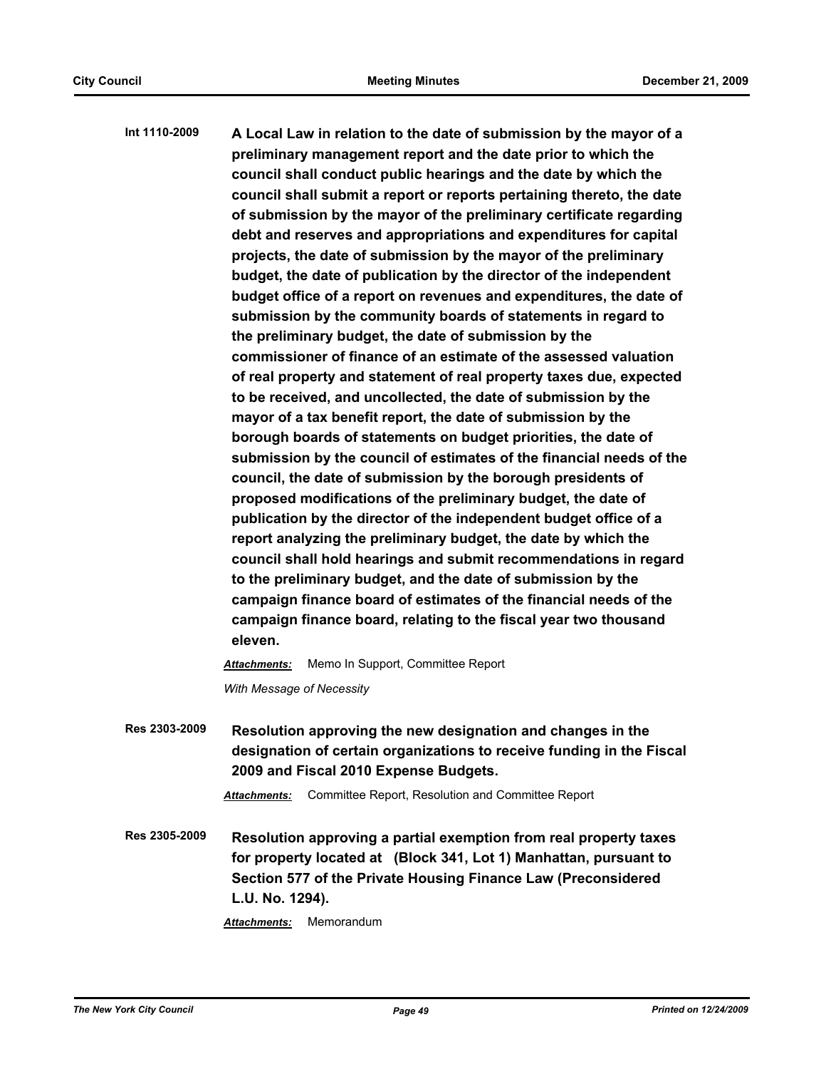**Int 1110-2009** **A Local Law in relation to the date of submission by the mayor of a preliminary management report and the date prior to which the council shall conduct public hearings and the date by which the council shall submit a report or reports pertaining thereto, the date of submission by the mayor of the preliminary certificate regarding debt and reserves and appropriations and expenditures for capital projects, the date of submission by the mayor of the preliminary budget, the date of publication by the director of the independent budget office of a report on revenues and expenditures, the date of submission by the community boards of statements in regard to the preliminary budget, the date of submission by the commissioner of finance of an estimate of the assessed valuation of real property and statement of real property taxes due, expected to be received, and uncollected, the date of submission by the mayor of a tax benefit report, the date of submission by the borough boards of statements on budget priorities, the date of submission by the council of estimates of the financial needs of the council, the date of submission by the borough presidents of proposed modifications of the preliminary budget, the date of publication by the director of the independent budget office of a report analyzing the preliminary budget, the date by which the council shall hold hearings and submit recommendations in regard to the preliminary budget, and the date of submission by the campaign finance board of estimates of the financial needs of the campaign finance board, relating to the fiscal year two thousand eleven.**

***Attachments:*** Memo In Support, Committee Report

*With Message of Necessity*

**Res 2303-2009** **Resolution approving the new designation and changes in the designation of certain organizations to receive funding in the Fiscal 2009 and Fiscal 2010 Expense Budgets.**

***Attachments:*** Committee Report, Resolution and Committee Report

**Res 2305-2009** **Resolution approving a partial exemption from real property taxes for property located at (Block 341, Lot 1) Manhattan, pursuant to Section 577 of the Private Housing Finance Law (Preconsidered L.U. No. 1294).**

***Attachments:*** Memorandum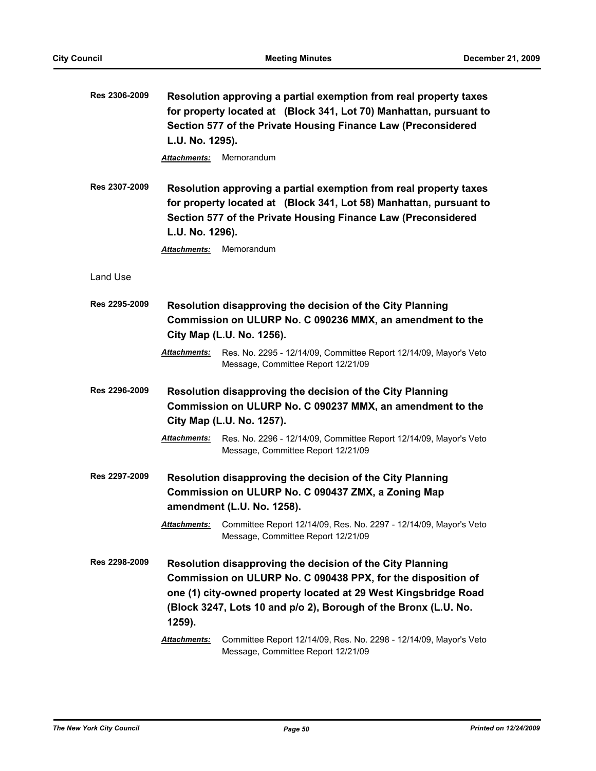**Res 2306-2009** **Resolution approving a partial exemption from real property taxes for property located at (Block 341, Lot 70) Manhattan, pursuant to Section 577 of the Private Housing Finance Law (Preconsidered L.U. No. 1295).**

***Attachments:*** Memorandum

**Res 2307-2009** **Resolution approving a partial exemption from real property taxes for property located at (Block 341, Lot 58) Manhattan, pursuant to Section 577 of the Private Housing Finance Law (Preconsidered L.U. No. 1296).**

***Attachments:*** Memorandum

Land Use

**Res 2295-2009** **Resolution disapproving the decision of the City Planning Commission on ULURP No. C 090236 MMX, an amendment to the City Map (L.U. No. 1256).**

***Attachments:*** Res. No. 2295 - 12/14/09, Committee Report 12/14/09, Mayor's Veto Message, Committee Report 12/21/09

**Res 2296-2009** **Resolution disapproving the decision of the City Planning Commission on ULURP No. C 090237 MMX, an amendment to the City Map (L.U. No. 1257).**

***Attachments:*** Res. No. 2296 - 12/14/09, Committee Report 12/14/09, Mayor's Veto Message, Committee Report 12/21/09

**Res 2297-2009** **Resolution disapproving the decision of the City Planning Commission on ULURP No. C 090437 ZMX, a Zoning Map amendment (L.U. No. 1258).**

***Attachments:*** Committee Report 12/14/09, Res. No. 2297 - 12/14/09, Mayor's Veto Message, Committee Report 12/21/09

**Res 2298-2009** **Resolution disapproving the decision of the City Planning Commission on ULURP No. C 090438 PPX, for the disposition of one (1) city-owned property located at 29 West Kingsbridge Road (Block 3247, Lots 10 and p/o 2), Borough of the Bronx (L.U. No. 1259).**

***Attachments:*** Committee Report 12/14/09, Res. No. 2298 - 12/14/09, Mayor's Veto Message, Committee Report 12/21/09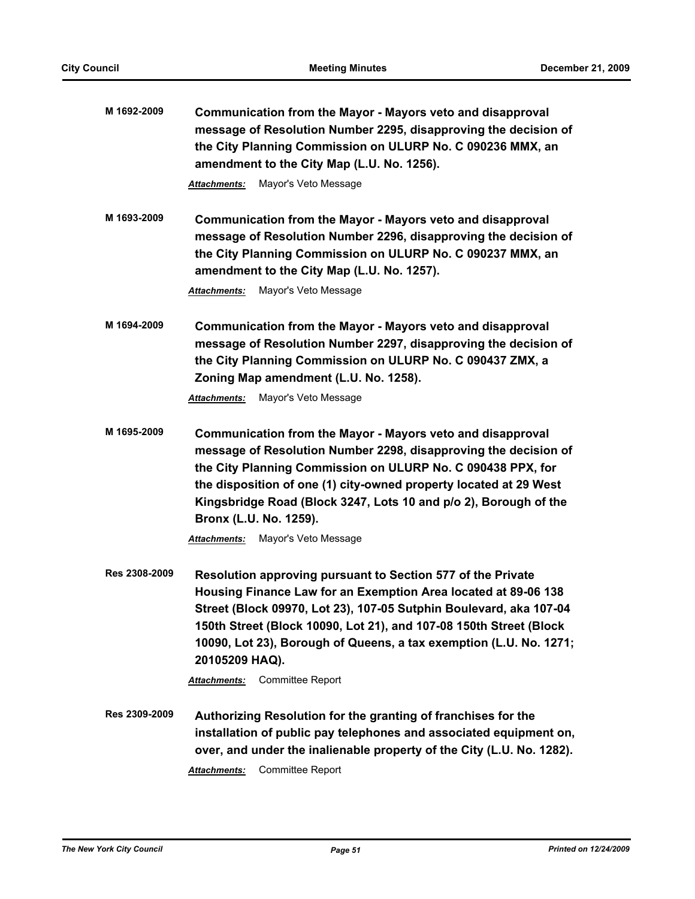**M 1692-2009** **Communication from the Mayor - Mayors veto and disapproval message of Resolution Number 2295, disapproving the decision of the City Planning Commission on ULURP No. C 090236 MMX, an amendment to the City Map (L.U. No. 1256).**

***Attachments:*** Mayor's Veto Message

**M 1693-2009** **Communication from the Mayor - Mayors veto and disapproval message of Resolution Number 2296, disapproving the decision of the City Planning Commission on ULURP No. C 090237 MMX, an amendment to the City Map (L.U. No. 1257).**

***Attachments:*** Mayor's Veto Message

**M 1694-2009** **Communication from the Mayor - Mayors veto and disapproval message of Resolution Number 2297, disapproving the decision of the City Planning Commission on ULURP No. C 090437 ZMX, a Zoning Map amendment (L.U. No. 1258).**

***Attachments:*** Mayor's Veto Message

**M 1695-2009** **Communication from the Mayor - Mayors veto and disapproval message of Resolution Number 2298, disapproving the decision of the City Planning Commission on ULURP No. C 090438 PPX, for the disposition of one (1) city-owned property located at 29 West Kingsbridge Road (Block 3247, Lots 10 and p/o 2), Borough of the Bronx (L.U. No. 1259).**

***Attachments:*** Mayor's Veto Message

**Res 2308-2009** **Resolution approving pursuant to Section 577 of the Private Housing Finance Law for an Exemption Area located at 89-06 138 Street (Block 09970, Lot 23), 107-05 Sutphin Boulevard, aka 107-04 150th Street (Block 10090, Lot 21), and 107-08 150th Street (Block 10090, Lot 23), Borough of Queens, a tax exemption (L.U. No. 1271; 20105209 HAQ).**

***Attachments:*** Committee Report

**Res 2309-2009** **Authorizing Resolution for the granting of franchises for the installation of public pay telephones and associated equipment on, over, and under the inalienable property of the City (L.U. No. 1282).**

***Attachments:*** Committee Report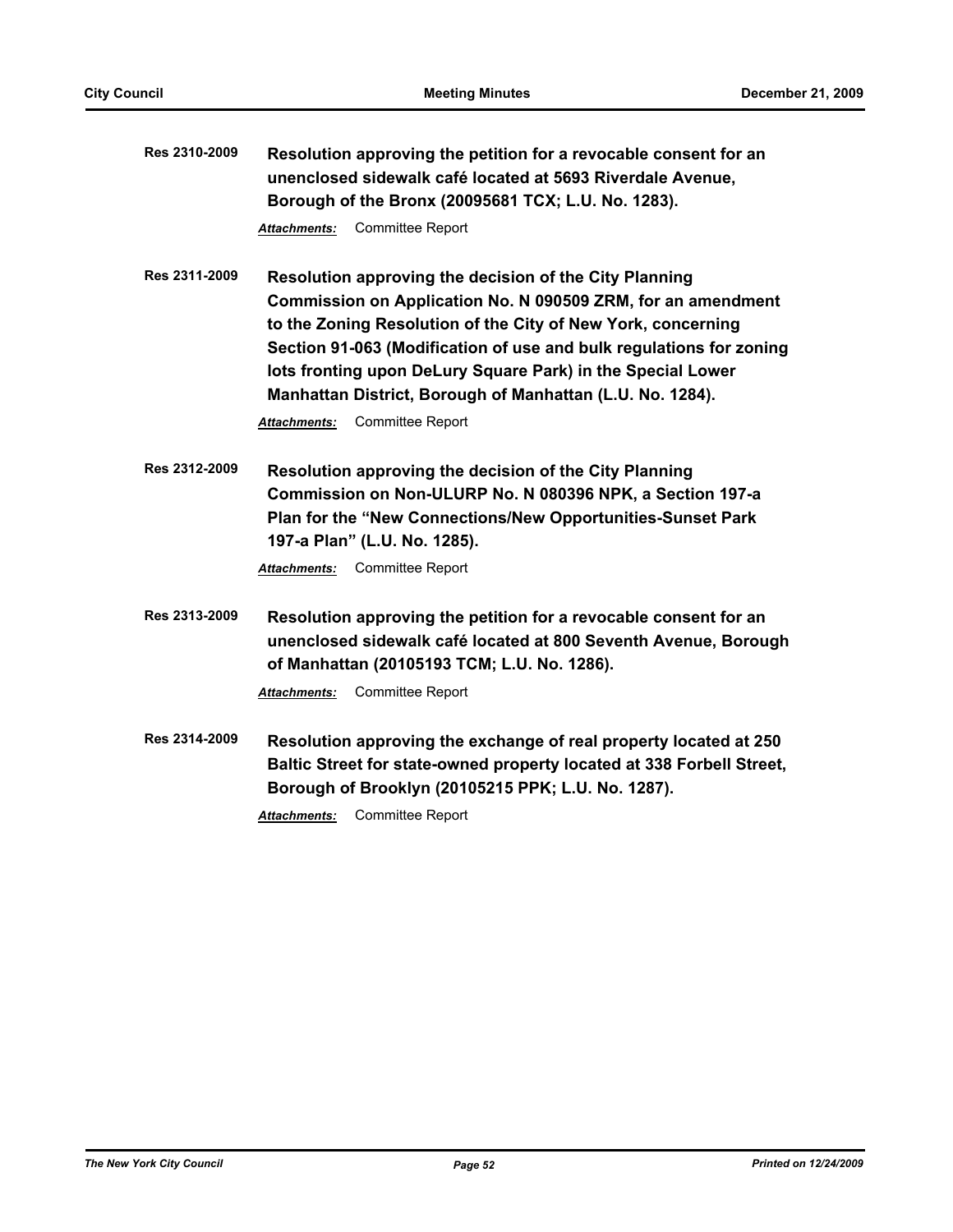**Res 2310-2009** **Resolution approving the petition for a revocable consent for an unenclosed sidewalk café located at 5693 Riverdale Avenue, Borough of the Bronx (20095681 TCX; L.U. No. 1283).**

*Attachments:* Committee Report

**Res 2311-2009** **Resolution approving the decision of the City Planning Commission on Application No. N 090509 ZRM, for an amendment to the Zoning Resolution of the City of New York, concerning Section 91-063 (Modification of use and bulk regulations for zoning lots fronting upon DeLury Square Park) in the Special Lower Manhattan District, Borough of Manhattan (L.U. No. 1284).**

*Attachments:* Committee Report

**Res 2312-2009** **Resolution approving the decision of the City Planning Commission on Non-ULURP No. N 080396 NPK, a Section 197-a Plan for the "New Connections/New Opportunities-Sunset Park 197-a Plan" (L.U. No. 1285).**

*Attachments:* Committee Report

**Res 2313-2009** **Resolution approving the petition for a revocable consent for an unenclosed sidewalk café located at 800 Seventh Avenue, Borough of Manhattan (20105193 TCM; L.U. No. 1286).**

*Attachments:* Committee Report

**Res 2314-2009** **Resolution approving the exchange of real property located at 250 Baltic Street for state-owned property located at 338 Forbell Street, Borough of Brooklyn (20105215 PPK; L.U. No. 1287).**

*Attachments:* Committee Report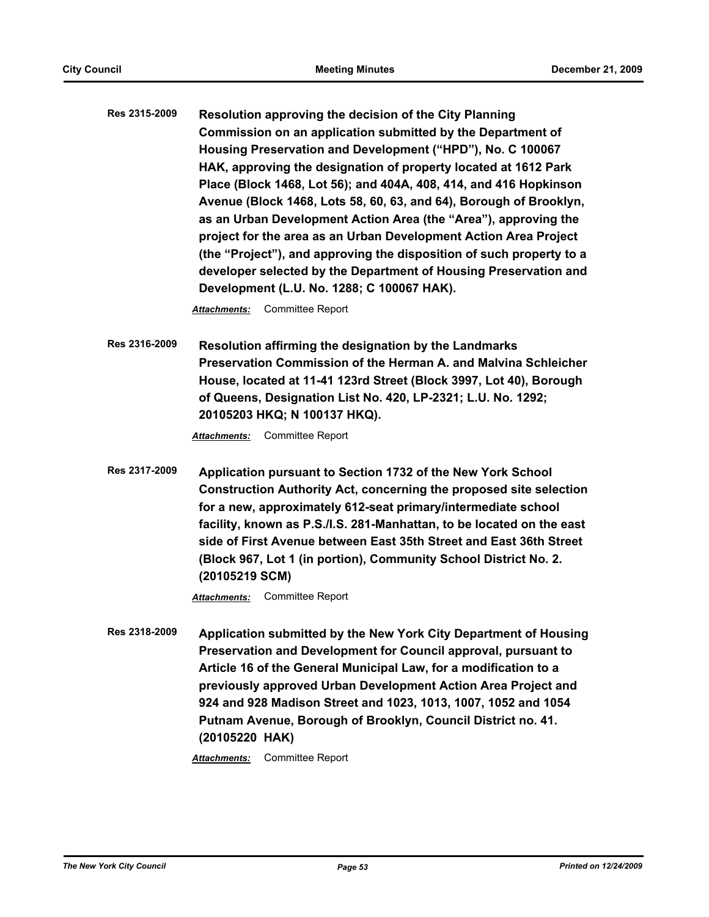**Res 2315-2009** **Resolution approving the decision of the City Planning Commission on an application submitted by the Department of Housing Preservation and Development ("HPD"), No. C 100067 HAK, approving the designation of property located at 1612 Park Place (Block 1468, Lot 56); and 404A, 408, 414, and 416 Hopkinson Avenue (Block 1468, Lots 58, 60, 63, and 64), Borough of Brooklyn, as an Urban Development Action Area (the "Area"), approving the project for the area as an Urban Development Action Area Project (the "Project"), and approving the disposition of such property to a developer selected by the Department of Housing Preservation and Development (L.U. No. 1288; C 100067 HAK).**

*Attachments:* Committee Report

**Res 2316-2009** **Resolution affirming the designation by the Landmarks Preservation Commission of the Herman A. and Malvina Schleicher House, located at 11-41 123rd Street (Block 3997, Lot 40), Borough of Queens, Designation List No. 420, LP-2321; L.U. No. 1292; 20105203 HKQ; N 100137 HKQ).**

*Attachments:* Committee Report

**Res 2317-2009** **Application pursuant to Section 1732 of the New York School Construction Authority Act, concerning the proposed site selection for a new, approximately 612-seat primary/intermediate school facility, known as P.S./I.S. 281-Manhattan, to be located on the east side of First Avenue between East 35th Street and East 36th Street (Block 967, Lot 1 (in portion), Community School District No. 2. (20105219 SCM)**

*Attachments:* Committee Report

**Res 2318-2009** **Application submitted by the New York City Department of Housing Preservation and Development for Council approval, pursuant to Article 16 of the General Municipal Law, for a modification to a previously approved Urban Development Action Area Project and 924 and 928 Madison Street and 1023, 1013, 1007, 1052 and 1054 Putnam Avenue, Borough of Brooklyn, Council District no. 41. (20105220 HAK)**

*Attachments:* Committee Report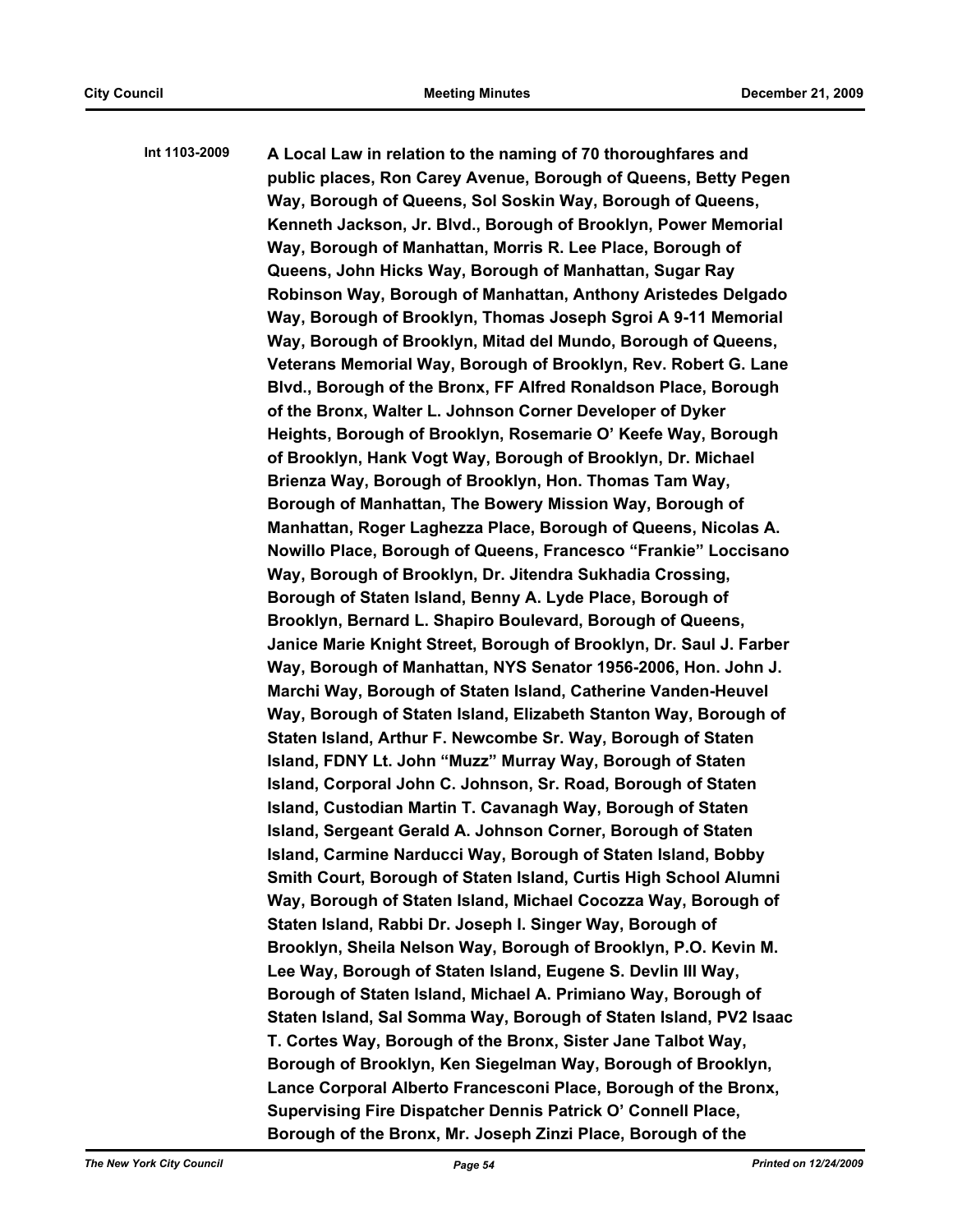**Int 1103-2009** **A Local Law in relation to the naming of 70 thoroughfares and public places, Ron Carey Avenue, Borough of Queens, Betty Pegen Way, Borough of Queens, Sol Soskin Way, Borough of Queens, Kenneth Jackson, Jr. Blvd., Borough of Brooklyn, Power Memorial Way, Borough of Manhattan, Morris R. Lee Place, Borough of Queens, John Hicks Way, Borough of Manhattan, Sugar Ray Robinson Way, Borough of Manhattan, Anthony Aristedes Delgado Way, Borough of Brooklyn, Thomas Joseph Sgroi A 9-11 Memorial Way, Borough of Brooklyn, Mitad del Mundo, Borough of Queens, Veterans Memorial Way, Borough of Brooklyn, Rev. Robert G. Lane Blvd., Borough of the Bronx, FF Alfred Ronaldson Place, Borough of the Bronx, Walter L. Johnson Corner Developer of Dyker Heights, Borough of Brooklyn, Rosemarie O' Keefe Way, Borough of Brooklyn, Hank Vogt Way, Borough of Brooklyn, Dr. Michael Brienza Way, Borough of Brooklyn, Hon. Thomas Tam Way, Borough of Manhattan, The Bowery Mission Way, Borough of Manhattan, Roger Laghezza Place, Borough of Queens, Nicolas A. Nowillo Place, Borough of Queens, Francesco "Frankie" Loccisano Way, Borough of Brooklyn, Dr. Jitendra Sukhadia Crossing, Borough of Staten Island, Benny A. Lyde Place, Borough of Brooklyn, Bernard L. Shapiro Boulevard, Borough of Queens, Janice Marie Knight Street, Borough of Brooklyn, Dr. Saul J. Farber Way, Borough of Manhattan, NYS Senator 1956-2006, Hon. John J. Marchi Way, Borough of Staten Island, Catherine Vanden-Heuvel Way, Borough of Staten Island, Elizabeth Stanton Way, Borough of Staten Island, Arthur F. Newcombe Sr. Way, Borough of Staten Island, FDNY Lt. John "Muzz" Murray Way, Borough of Staten Island, Corporal John C. Johnson, Sr. Road, Borough of Staten Island, Custodian Martin T. Cavanagh Way, Borough of Staten Island, Sergeant Gerald A. Johnson Corner, Borough of Staten Island, Carmine Narducci Way, Borough of Staten Island, Bobby Smith Court, Borough of Staten Island, Curtis High School Alumni Way, Borough of Staten Island, Michael Cocozza Way, Borough of Staten Island, Rabbi Dr. Joseph I. Singer Way, Borough of Brooklyn, Sheila Nelson Way, Borough of Brooklyn, P.O. Kevin M. Lee Way, Borough of Staten Island, Eugene S. Devlin III Way, Borough of Staten Island, Michael A. Primiano Way, Borough of Staten Island, Sal Somma Way, Borough of Staten Island, PV2 Isaac T. Cortes Way, Borough of the Bronx, Sister Jane Talbot Way, Borough of Brooklyn, Ken Siegelman Way, Borough of Brooklyn, Lance Corporal Alberto Francesconi Place, Borough of the Bronx, Supervising Fire Dispatcher Dennis Patrick O' Connell Place, Borough of the Bronx, Mr. Joseph Zinzi Place, Borough of the**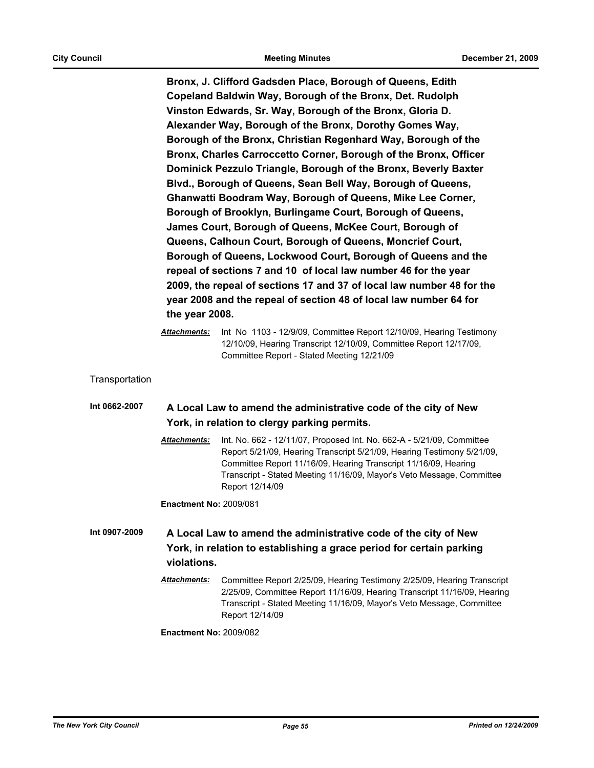**Bronx, J. Clifford Gadsden Place, Borough of Queens, Edith Copeland Baldwin Way, Borough of the Bronx, Det. Rudolph Vinston Edwards, Sr. Way, Borough of the Bronx, Gloria D. Alexander Way, Borough of the Bronx, Dorothy Gomes Way, Borough of the Bronx, Christian Regenhard Way, Borough of the Bronx, Charles Carroccetto Corner, Borough of the Bronx, Officer Dominick Pezzulo Triangle, Borough of the Bronx, Beverly Baxter Blvd., Borough of Queens, Sean Bell Way, Borough of Queens, Ghanwatti Boodram Way, Borough of Queens, Mike Lee Corner, Borough of Brooklyn, Burlingame Court, Borough of Queens, James Court, Borough of Queens, McKee Court, Borough of Queens, Calhoun Court, Borough of Queens, Moncrief Court, Borough of Queens, Lockwood Court, Borough of Queens and the repeal of sections 7 and 10 of local law number 46 for the year 2009, the repeal of sections 17 and 37 of local law number 48 for the year 2008 and the repeal of section 48 of local law number 64 for the year 2008.**

***Attachments:*** Int No 1103 - 12/9/09, Committee Report 12/10/09, Hearing Testimony 12/10/09, Hearing Transcript 12/10/09, Committee Report 12/17/09, Committee Report - Stated Meeting 12/21/09

Transportation

**Int 0662-2007** **A Local Law to amend the administrative code of the city of New York, in relation to clergy parking permits.**

***Attachments:*** Int. No. 662 - 12/11/07, Proposed Int. No. 662-A - 5/21/09, Committee Report 5/21/09, Hearing Transcript 5/21/09, Hearing Testimony 5/21/09, Committee Report 11/16/09, Hearing Transcript 11/16/09, Hearing Transcript - Stated Meeting 11/16/09, Mayor's Veto Message, Committee Report 12/14/09

**Enactment No:** 2009/081

**Int 0907-2009** **A Local Law to amend the administrative code of the city of New York, in relation to establishing a grace period for certain parking violations.**

***Attachments:*** Committee Report 2/25/09, Hearing Testimony 2/25/09, Hearing Transcript 2/25/09, Committee Report 11/16/09, Hearing Transcript 11/16/09, Hearing Transcript - Stated Meeting 11/16/09, Mayor's Veto Message, Committee Report 12/14/09

**Enactment No:** 2009/082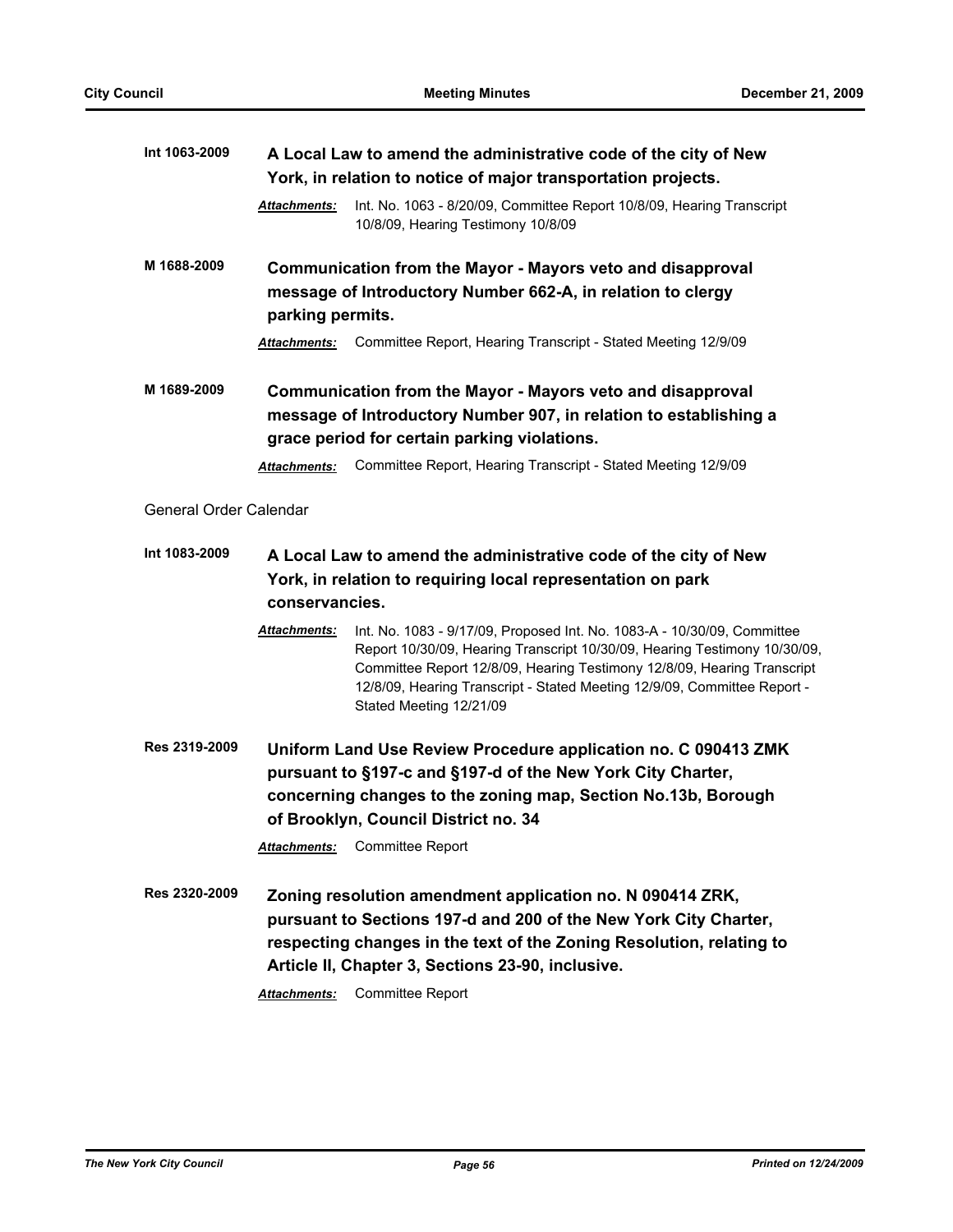**Int 1063-2009** **A Local Law to amend the administrative code of the city of New York, in relation to notice of major transportation projects.**

*Attachments:* Int. No. 1063 - 8/20/09, Committee Report 10/8/09, Hearing Transcript 10/8/09, Hearing Testimony 10/8/09

**M 1688-2009** **Communication from the Mayor - Mayors veto and disapproval message of Introductory Number 662-A, in relation to clergy parking permits.**

*Attachments:* Committee Report, Hearing Transcript - Stated Meeting 12/9/09

**M 1689-2009** **Communication from the Mayor - Mayors veto and disapproval message of Introductory Number 907, in relation to establishing a grace period for certain parking violations.**

*Attachments:* Committee Report, Hearing Transcript - Stated Meeting 12/9/09

General Order Calendar

**Int 1083-2009** **A Local Law to amend the administrative code of the city of New York, in relation to requiring local representation on park conservancies.**

*Attachments:* Int. No. 1083 - 9/17/09, Proposed Int. No. 1083-A - 10/30/09, Committee Report 10/30/09, Hearing Transcript 10/30/09, Hearing Testimony 10/30/09, Committee Report 12/8/09, Hearing Testimony 12/8/09, Hearing Transcript 12/8/09, Hearing Transcript - Stated Meeting 12/9/09, Committee Report - Stated Meeting 12/21/09

**Res 2319-2009** **Uniform Land Use Review Procedure application no. C 090413 ZMK pursuant to §197-c and §197-d of the New York City Charter, concerning changes to the zoning map, Section No.13b, Borough of Brooklyn, Council District no. 34**

*Attachments:* Committee Report

**Res 2320-2009** **Zoning resolution amendment application no. N 090414 ZRK, pursuant to Sections 197-d and 200 of the New York City Charter, respecting changes in the text of the Zoning Resolution, relating to Article II, Chapter 3, Sections 23-90, inclusive.**

*Attachments:* Committee Report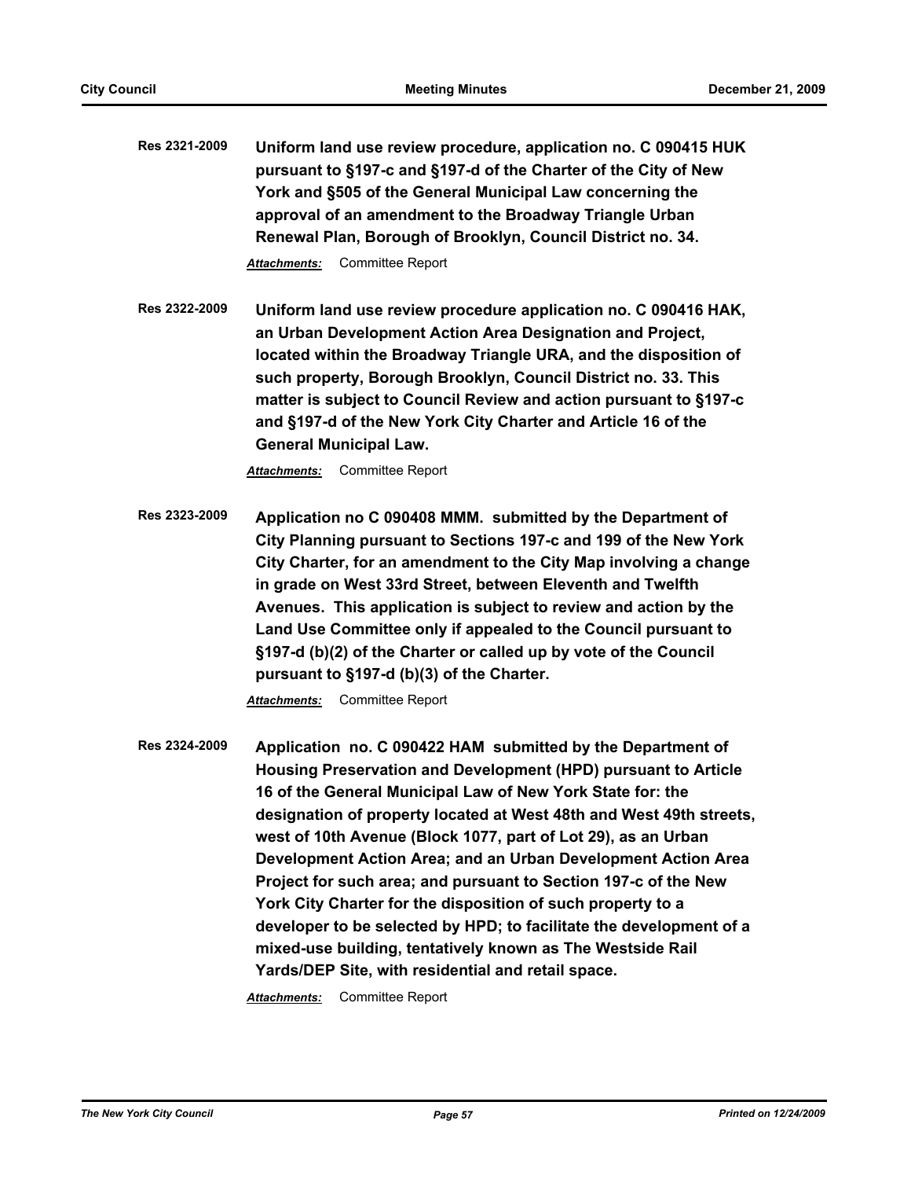**Res 2321-2009** **Uniform land use review procedure, application no. C 090415 HUK pursuant to §197-c and §197-d of the Charter of the City of New York and §505 of the General Municipal Law concerning the approval of an amendment to the Broadway Triangle Urban Renewal Plan, Borough of Brooklyn, Council District no. 34.**

***Attachments:*** Committee Report

**Res 2322-2009** **Uniform land use review procedure application no. C 090416 HAK, an Urban Development Action Area Designation and Project, located within the Broadway Triangle URA, and the disposition of such property, Borough Brooklyn, Council District no. 33. This matter is subject to Council Review and action pursuant to §197-c and §197-d of the New York City Charter and Article 16 of the General Municipal Law.**

***Attachments:*** Committee Report

**Res 2323-2009** **Application no C 090408 MMM. submitted by the Department of City Planning pursuant to Sections 197-c and 199 of the New York City Charter, for an amendment to the City Map involving a change in grade on West 33rd Street, between Eleventh and Twelfth Avenues. This application is subject to review and action by the Land Use Committee only if appealed to the Council pursuant to §197-d (b)(2) of the Charter or called up by vote of the Council pursuant to §197-d (b)(3) of the Charter.**

***Attachments:*** Committee Report

**Res 2324-2009** **Application no. C 090422 HAM submitted by the Department of Housing Preservation and Development (HPD) pursuant to Article 16 of the General Municipal Law of New York State for: the designation of property located at West 48th and West 49th streets, west of 10th Avenue (Block 1077, part of Lot 29), as an Urban Development Action Area; and an Urban Development Action Area Project for such area; and pursuant to Section 197-c of the New York City Charter for the disposition of such property to a developer to be selected by HPD; to facilitate the development of a mixed-use building, tentatively known as The Westside Rail Yards/DEP Site, with residential and retail space.**

***Attachments:*** Committee Report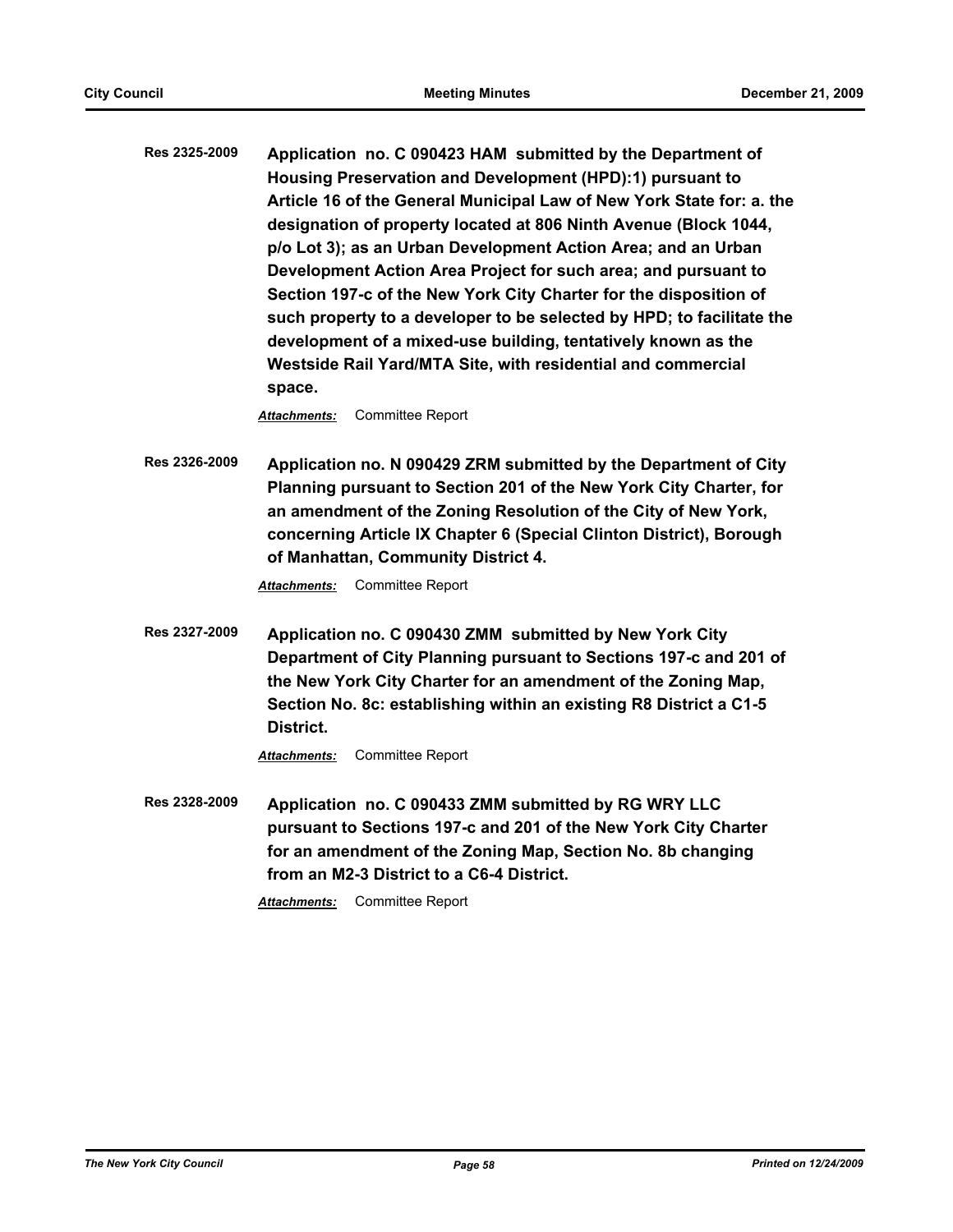**Res 2325-2009** **Application no. C 090423 HAM submitted by the Department of Housing Preservation and Development (HPD):1) pursuant to Article 16 of the General Municipal Law of New York State for: a. the designation of property located at 806 Ninth Avenue (Block 1044, p/o Lot 3); as an Urban Development Action Area; and an Urban Development Action Area Project for such area; and pursuant to Section 197-c of the New York City Charter for the disposition of such property to a developer to be selected by HPD; to facilitate the development of a mixed-use building, tentatively known as the Westside Rail Yard/MTA Site, with residential and commercial space.**

***Attachments:*** Committee Report

**Res 2326-2009** **Application no. N 090429 ZRM submitted by the Department of City Planning pursuant to Section 201 of the New York City Charter, for an amendment of the Zoning Resolution of the City of New York, concerning Article IX Chapter 6 (Special Clinton District), Borough of Manhattan, Community District 4.**

***Attachments:*** Committee Report

**Res 2327-2009** **Application no. C 090430 ZMM submitted by New York City Department of City Planning pursuant to Sections 197-c and 201 of the New York City Charter for an amendment of the Zoning Map, Section No. 8c: establishing within an existing R8 District a C1-5 District.**

***Attachments:*** Committee Report

**Res 2328-2009** **Application no. C 090433 ZMM submitted by RG WRY LLC pursuant to Sections 197-c and 201 of the New York City Charter for an amendment of the Zoning Map, Section No. 8b changing from an M2-3 District to a C6-4 District.**

***Attachments:*** Committee Report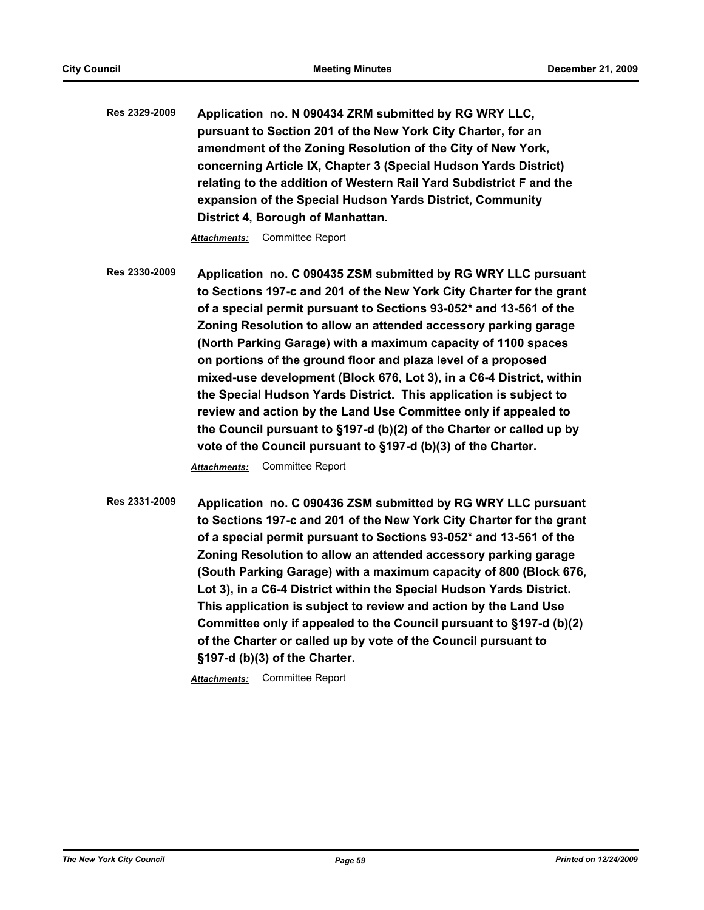**Res 2329-2009** **Application no. N 090434 ZRM submitted by RG WRY LLC, pursuant to Section 201 of the New York City Charter, for an amendment of the Zoning Resolution of the City of New York, concerning Article IX, Chapter 3 (Special Hudson Yards District) relating to the addition of Western Rail Yard Subdistrict F and the expansion of the Special Hudson Yards District, Community District 4, Borough of Manhattan.**

***Attachments:*** Committee Report

**Res 2330-2009** **Application no. C 090435 ZSM submitted by RG WRY LLC pursuant to Sections 197-c and 201 of the New York City Charter for the grant of a special permit pursuant to Sections 93-052* and 13-561 of the Zoning Resolution to allow an attended accessory parking garage (North Parking Garage) with a maximum capacity of 1100 spaces on portions of the ground floor and plaza level of a proposed mixed-use development (Block 676, Lot 3), in a C6-4 District, within the Special Hudson Yards District. This application is subject to review and action by the Land Use Committee only if appealed to the Council pursuant to §197-d (b)(2) of the Charter or called up by vote of the Council pursuant to §197-d (b)(3) of the Charter.**

***Attachments:*** Committee Report

**Res 2331-2009** **Application no. C 090436 ZSM submitted by RG WRY LLC pursuant to Sections 197-c and 201 of the New York City Charter for the grant of a special permit pursuant to Sections 93-052* and 13-561 of the Zoning Resolution to allow an attended accessory parking garage (South Parking Garage) with a maximum capacity of 800 (Block 676, Lot 3), in a C6-4 District within the Special Hudson Yards District. This application is subject to review and action by the Land Use Committee only if appealed to the Council pursuant to §197-d (b)(2) of the Charter or called up by vote of the Council pursuant to §197-d (b)(3) of the Charter.**

***Attachments:*** Committee Report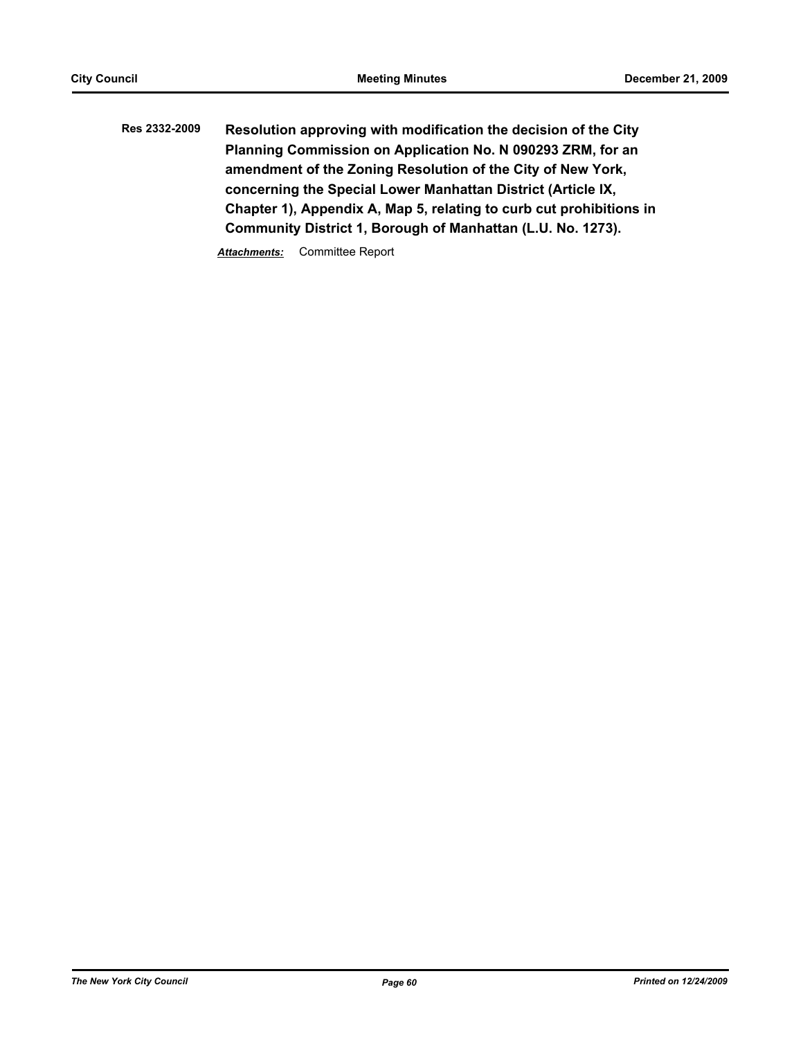**Res 2332-2009** **Resolution approving with modification the decision of the City Planning Commission on Application No. N 090293 ZRM, for an amendment of the Zoning Resolution of the City of New York, concerning the Special Lower Manhattan District (Article IX, Chapter 1), Appendix A, Map 5, relating to curb cut prohibitions in Community District 1, Borough of Manhattan (L.U. No. 1273).**

***Attachments:*** Committee Report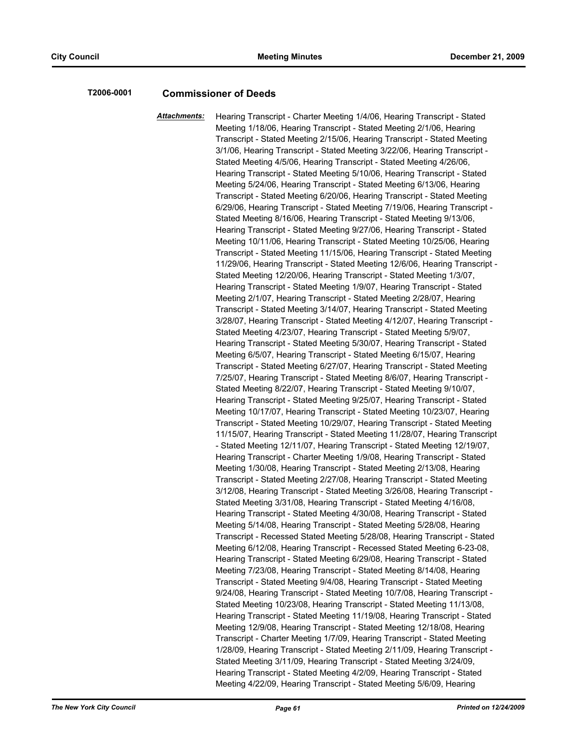**T2006-0001** **Commissioner of Deeds**

***Attachments:*** Hearing Transcript - Charter Meeting 1/4/06, Hearing Transcript - Stated Meeting 1/18/06, Hearing Transcript - Stated Meeting 2/1/06, Hearing Transcript - Stated Meeting 2/15/06, Hearing Transcript - Stated Meeting 3/1/06, Hearing Transcript - Stated Meeting 3/22/06, Hearing Transcript - Stated Meeting 4/5/06, Hearing Transcript - Stated Meeting 4/26/06, Hearing Transcript - Stated Meeting 5/10/06, Hearing Transcript - Stated Meeting 5/24/06, Hearing Transcript - Stated Meeting 6/13/06, Hearing Transcript - Stated Meeting 6/20/06, Hearing Transcript - Stated Meeting 6/29/06, Hearing Transcript - Stated Meeting 7/19/06, Hearing Transcript - Stated Meeting 8/16/06, Hearing Transcript - Stated Meeting 9/13/06, Hearing Transcript - Stated Meeting 9/27/06, Hearing Transcript - Stated Meeting 10/11/06, Hearing Transcript - Stated Meeting 10/25/06, Hearing Transcript - Stated Meeting 11/15/06, Hearing Transcript - Stated Meeting 11/29/06, Hearing Transcript - Stated Meeting 12/6/06, Hearing Transcript - Stated Meeting 12/20/06, Hearing Transcript - Stated Meeting 1/3/07, Hearing Transcript - Stated Meeting 1/9/07, Hearing Transcript - Stated Meeting 2/1/07, Hearing Transcript - Stated Meeting 2/28/07, Hearing Transcript - Stated Meeting 3/14/07, Hearing Transcript - Stated Meeting 3/28/07, Hearing Transcript - Stated Meeting 4/12/07, Hearing Transcript - Stated Meeting 4/23/07, Hearing Transcript - Stated Meeting 5/9/07, Hearing Transcript - Stated Meeting 5/30/07, Hearing Transcript - Stated Meeting 6/5/07, Hearing Transcript - Stated Meeting 6/15/07, Hearing Transcript - Stated Meeting 6/27/07, Hearing Transcript - Stated Meeting 7/25/07, Hearing Transcript - Stated Meeting 8/6/07, Hearing Transcript - Stated Meeting 8/22/07, Hearing Transcript - Stated Meeting 9/10/07, Hearing Transcript - Stated Meeting 9/25/07, Hearing Transcript - Stated Meeting 10/17/07, Hearing Transcript - Stated Meeting 10/23/07, Hearing Transcript - Stated Meeting 10/29/07, Hearing Transcript - Stated Meeting 11/15/07, Hearing Transcript - Stated Meeting 11/28/07, Hearing Transcript - Stated Meeting 12/11/07, Hearing Transcript - Stated Meeting 12/19/07, Hearing Transcript - Charter Meeting 1/9/08, Hearing Transcript - Stated Meeting 1/30/08, Hearing Transcript - Stated Meeting 2/13/08, Hearing Transcript - Stated Meeting 2/27/08, Hearing Transcript - Stated Meeting 3/12/08, Hearing Transcript - Stated Meeting 3/26/08, Hearing Transcript - Stated Meeting 3/31/08, Hearing Transcript - Stated Meeting 4/16/08, Hearing Transcript - Stated Meeting 4/30/08, Hearing Transcript - Stated Meeting 5/14/08, Hearing Transcript - Stated Meeting 5/28/08, Hearing Transcript - Recessed Stated Meeting 5/28/08, Hearing Transcript - Stated Meeting 6/12/08, Hearing Transcript - Recessed Stated Meeting 6-23-08, Hearing Transcript - Stated Meeting 6/29/08, Hearing Transcript - Stated Meeting 7/23/08, Hearing Transcript - Stated Meeting 8/14/08, Hearing Transcript - Stated Meeting 9/4/08, Hearing Transcript - Stated Meeting 9/24/08, Hearing Transcript - Stated Meeting 10/7/08, Hearing Transcript - Stated Meeting 10/23/08, Hearing Transcript - Stated Meeting 11/13/08, Hearing Transcript - Stated Meeting 11/19/08, Hearing Transcript - Stated Meeting 12/9/08, Hearing Transcript - Stated Meeting 12/18/08, Hearing Transcript - Charter Meeting 1/7/09, Hearing Transcript - Stated Meeting 1/28/09, Hearing Transcript - Stated Meeting 2/11/09, Hearing Transcript - Stated Meeting 3/11/09, Hearing Transcript - Stated Meeting 3/24/09, Hearing Transcript - Stated Meeting 4/2/09, Hearing Transcript - Stated Meeting 4/22/09, Hearing Transcript - Stated Meeting 5/6/09, Hearing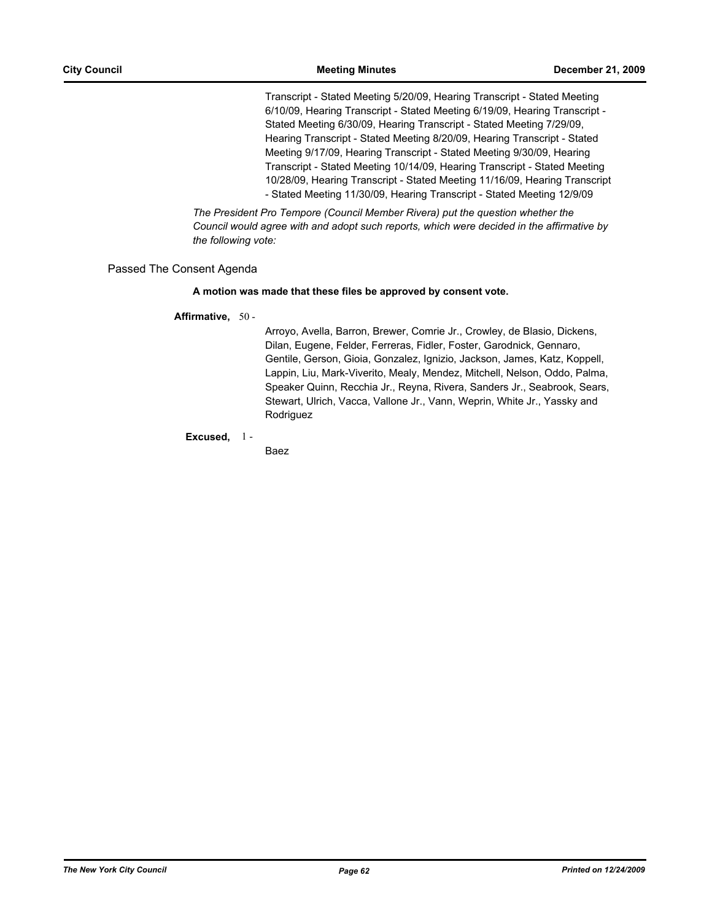Transcript - Stated Meeting 5/20/09, Hearing Transcript - Stated Meeting 6/10/09, Hearing Transcript - Stated Meeting 6/19/09, Hearing Transcript - Stated Meeting 6/30/09, Hearing Transcript - Stated Meeting 7/29/09, Hearing Transcript - Stated Meeting 8/20/09, Hearing Transcript - Stated Meeting 9/17/09, Hearing Transcript - Stated Meeting 9/30/09, Hearing Transcript - Stated Meeting 10/14/09, Hearing Transcript - Stated Meeting 10/28/09, Hearing Transcript - Stated Meeting 11/16/09, Hearing Transcript - Stated Meeting 11/30/09, Hearing Transcript - Stated Meeting 12/9/09

*The President Pro Tempore (Council Member Rivera) put the question whether the Council would agree with and adopt such reports, which were decided in the affirmative by the following vote:*

Passed The Consent Agenda

**A motion was made that these files be approved by consent vote.**

**Affirmative,** 50 - Arroyo, Avella, Barron, Brewer, Comrie Jr., Crowley, de Blasio, Dickens, Dilan, Eugene, Felder, Ferreras, Fidler, Foster, Garodnick, Gennaro, Gentile, Gerson, Gioia, Gonzalez, Ignizio, Jackson, James, Katz, Koppell, Lappin, Liu, Mark-Viverito, Mealy, Mendez, Mitchell, Nelson, Oddo, Palma, Speaker Quinn, Recchia Jr., Reyna, Rivera, Sanders Jr., Seabrook, Sears, Stewart, Ulrich, Vacca, Vallone Jr., Vann, Weprin, White Jr., Yassky and Rodriguez

**Excused,** 1 - Baez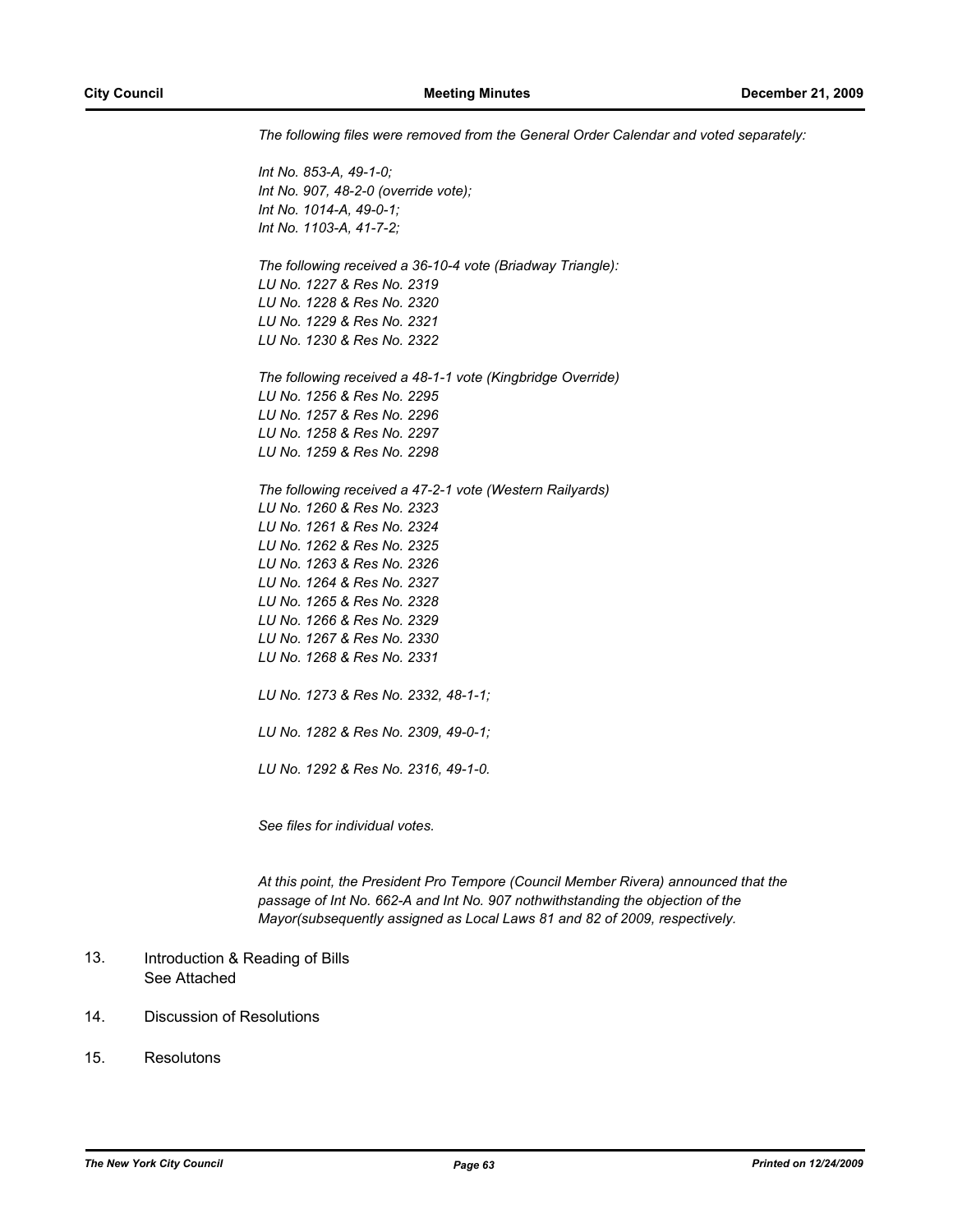*The following files were removed from the General Order Calendar and voted separately:*

*Int No. 853-A, 49-1-0;*
*Int No. 907, 48-2-0 (override vote);*
*Int No. 1014-A, 49-0-1;*
*Int No. 1103-A, 41-7-2;*

*The following received a 36-10-4 vote (Briadway Triangle):*
*LU No. 1227 & Res No. 2319*
*LU No. 1228 & Res No. 2320*
*LU No. 1229 & Res No. 2321*
*LU No. 1230 & Res No. 2322*

*The following received a 48-1-1 vote (Kingbridge Override)*
*LU No. 1256 & Res No. 2295*
*LU No. 1257 & Res No. 2296*
*LU No. 1258 & Res No. 2297*
*LU No. 1259 & Res No. 2298*

*The following received a 47-2-1 vote (Western Railyards)*
*LU No. 1260 & Res No. 2323*
*LU No. 1261 & Res No. 2324*
*LU No. 1262 & Res No. 2325*
*LU No. 1263 & Res No. 2326*
*LU No. 1264 & Res No. 2327*
*LU No. 1265 & Res No. 2328*
*LU No. 1266 & Res No. 2329*
*LU No. 1267 & Res No. 2330*
*LU No. 1268 & Res No. 2331*

*LU No. 1273 & Res No. 2332, 48-1-1;*

*LU No. 1282 & Res No. 2309, 49-0-1;*

*LU No. 1292 & Res No. 2316, 49-1-0.*

*See files for individual votes.*

*At this point, the President Pro Tempore (Council Member Rivera) announced that the passage of Int No. 662-A and Int No. 907 nothwithstanding the objection of the Mayor(subsequently assigned as Local Laws 81 and 82 of 2009, respectively.*

13. Introduction & Reading of Bills
    See Attached

14. Discussion of Resolutions

15. Resolutons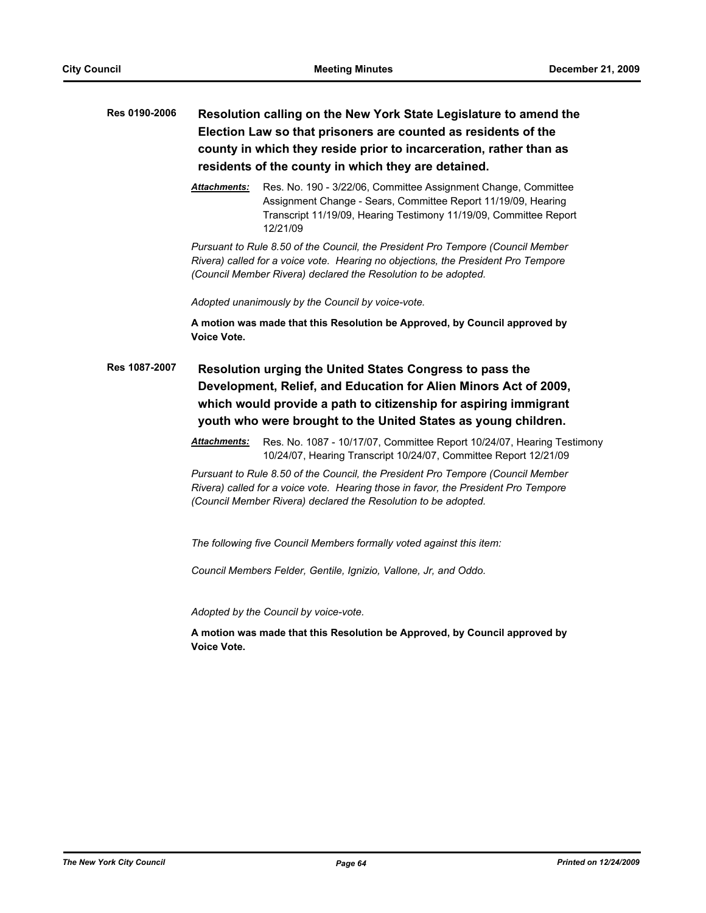**Res 0190-2006** **Resolution calling on the New York State Legislature to amend the Election Law so that prisoners are counted as residents of the county in which they reside prior to incarceration, rather than as residents of the county in which they are detained.**

***Attachments:*** Res. No. 190 - 3/22/06, Committee Assignment Change, Committee Assignment Change - Sears, Committee Report 11/19/09, Hearing Transcript 11/19/09, Hearing Testimony 11/19/09, Committee Report 12/21/09

*Pursuant to Rule 8.50 of the Council, the President Pro Tempore (Council Member Rivera) called for a voice vote. Hearing no objections, the President Pro Tempore (Council Member Rivera) declared the Resolution to be adopted.*

*Adopted unanimously by the Council by voice-vote.*

**A motion was made that this Resolution be Approved, by Council approved by Voice Vote.**

**Res 1087-2007** **Resolution urging the United States Congress to pass the Development, Relief, and Education for Alien Minors Act of 2009, which would provide a path to citizenship for aspiring immigrant youth who were brought to the United States as young children.**

***Attachments:*** Res. No. 1087 - 10/17/07, Committee Report 10/24/07, Hearing Testimony 10/24/07, Hearing Transcript 10/24/07, Committee Report 12/21/09

*Pursuant to Rule 8.50 of the Council, the President Pro Tempore (Council Member Rivera) called for a voice vote. Hearing those in favor, the President Pro Tempore (Council Member Rivera) declared the Resolution to be adopted.*

*The following five Council Members formally voted against this item:*

*Council Members Felder, Gentile, Ignizio, Vallone, Jr, and Oddo.*

*Adopted by the Council by voice-vote.*

**A motion was made that this Resolution be Approved, by Council approved by Voice Vote.**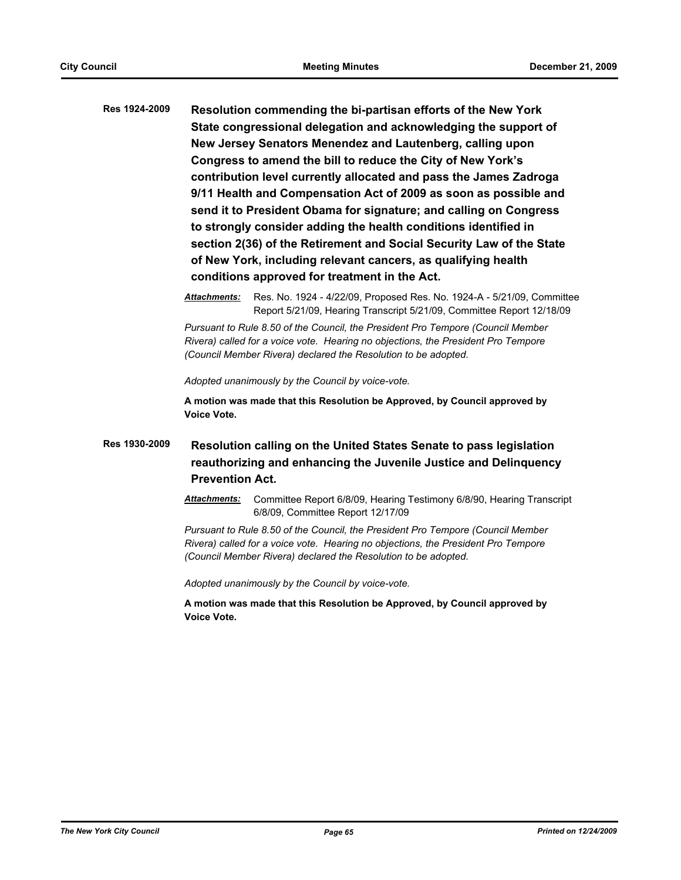**Res 1924-2009** **Resolution commending the bi-partisan efforts of the New York State congressional delegation and acknowledging the support of New Jersey Senators Menendez and Lautenberg, calling upon Congress to amend the bill to reduce the City of New York's contribution level currently allocated and pass the James Zadroga 9/11 Health and Compensation Act of 2009 as soon as possible and send it to President Obama for signature; and calling on Congress to strongly consider adding the health conditions identified in section 2(36) of the Retirement and Social Security Law of the State of New York, including relevant cancers, as qualifying health conditions approved for treatment in the Act.**

***Attachments:*** Res. No. 1924 - 4/22/09, Proposed Res. No. 1924-A - 5/21/09, Committee Report 5/21/09, Hearing Transcript 5/21/09, Committee Report 12/18/09

*Pursuant to Rule 8.50 of the Council, the President Pro Tempore (Council Member Rivera) called for a voice vote. Hearing no objections, the President Pro Tempore (Council Member Rivera) declared the Resolution to be adopted.*

*Adopted unanimously by the Council by voice-vote.*

**A motion was made that this Resolution be Approved, by Council approved by Voice Vote.**

**Res 1930-2009** **Resolution calling on the United States Senate to pass legislation reauthorizing and enhancing the Juvenile Justice and Delinquency Prevention Act.**

***Attachments:*** Committee Report 6/8/09, Hearing Testimony 6/8/90, Hearing Transcript 6/8/09, Committee Report 12/17/09

*Pursuant to Rule 8.50 of the Council, the President Pro Tempore (Council Member Rivera) called for a voice vote. Hearing no objections, the President Pro Tempore (Council Member Rivera) declared the Resolution to be adopted.*

*Adopted unanimously by the Council by voice-vote.*

**A motion was made that this Resolution be Approved, by Council approved by Voice Vote.**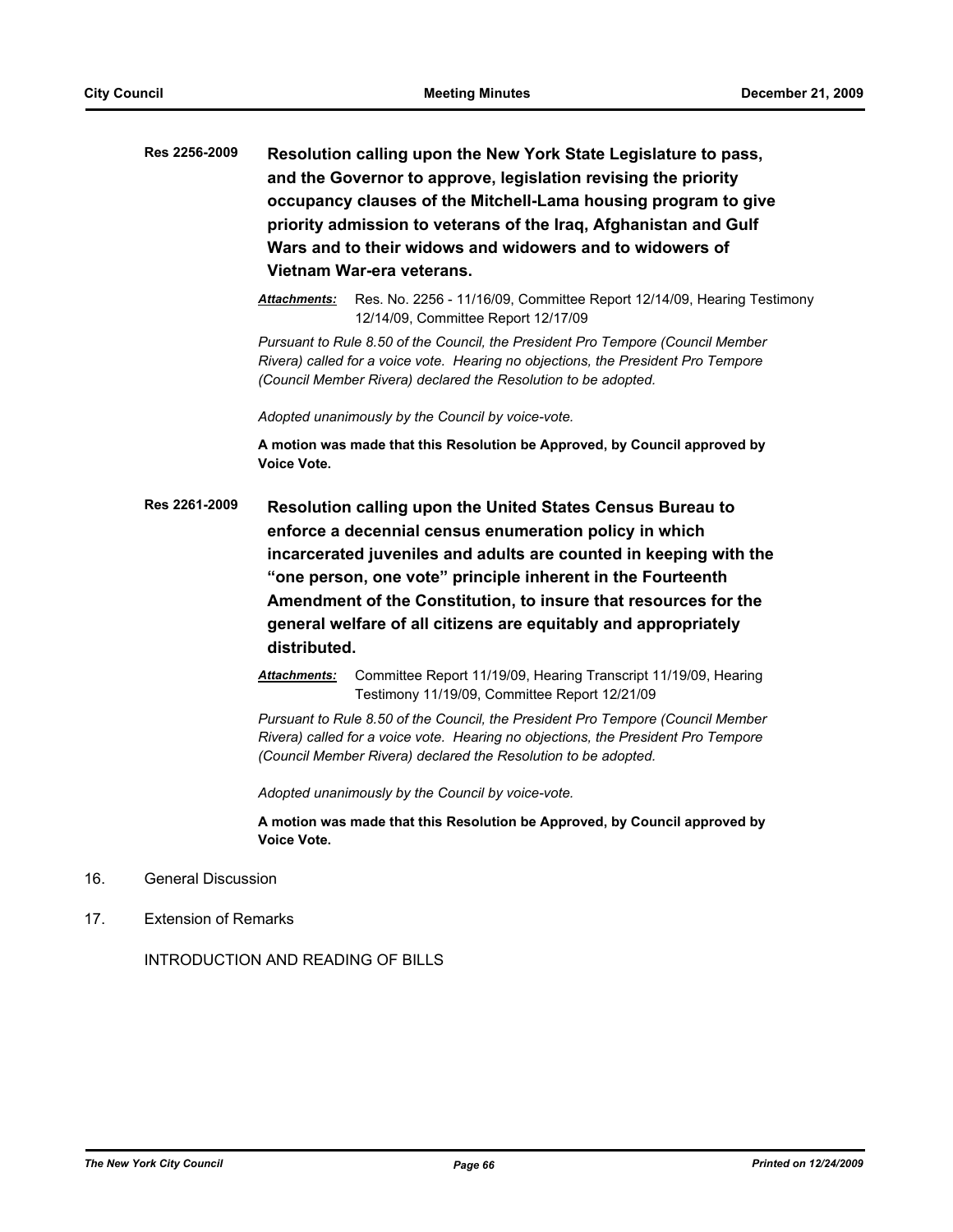**Res 2256-2009** **Resolution calling upon the New York State Legislature to pass, and the Governor to approve, legislation revising the priority occupancy clauses of the Mitchell-Lama housing program to give priority admission to veterans of the Iraq, Afghanistan and Gulf Wars and to their widows and widowers and to widowers of Vietnam War-era veterans.**

***Attachments:*** Res. No. 2256 - 11/16/09, Committee Report 12/14/09, Hearing Testimony 12/14/09, Committee Report 12/17/09

*Pursuant to Rule 8.50 of the Council, the President Pro Tempore (Council Member Rivera) called for a voice vote. Hearing no objections, the President Pro Tempore (Council Member Rivera) declared the Resolution to be adopted.*

*Adopted unanimously by the Council by voice-vote.*

**A motion was made that this Resolution be Approved, by Council approved by Voice Vote.**

**Res 2261-2009** **Resolution calling upon the United States Census Bureau to enforce a decennial census enumeration policy in which incarcerated juveniles and adults are counted in keeping with the "one person, one vote" principle inherent in the Fourteenth Amendment of the Constitution, to insure that resources for the general welfare of all citizens are equitably and appropriately distributed.**

***Attachments:*** Committee Report 11/19/09, Hearing Transcript 11/19/09, Hearing Testimony 11/19/09, Committee Report 12/21/09

*Pursuant to Rule 8.50 of the Council, the President Pro Tempore (Council Member Rivera) called for a voice vote. Hearing no objections, the President Pro Tempore (Council Member Rivera) declared the Resolution to be adopted.*

*Adopted unanimously by the Council by voice-vote.*

**A motion was made that this Resolution be Approved, by Council approved by Voice Vote.**

16. General Discussion

17. Extension of Remarks

INTRODUCTION AND READING OF BILLS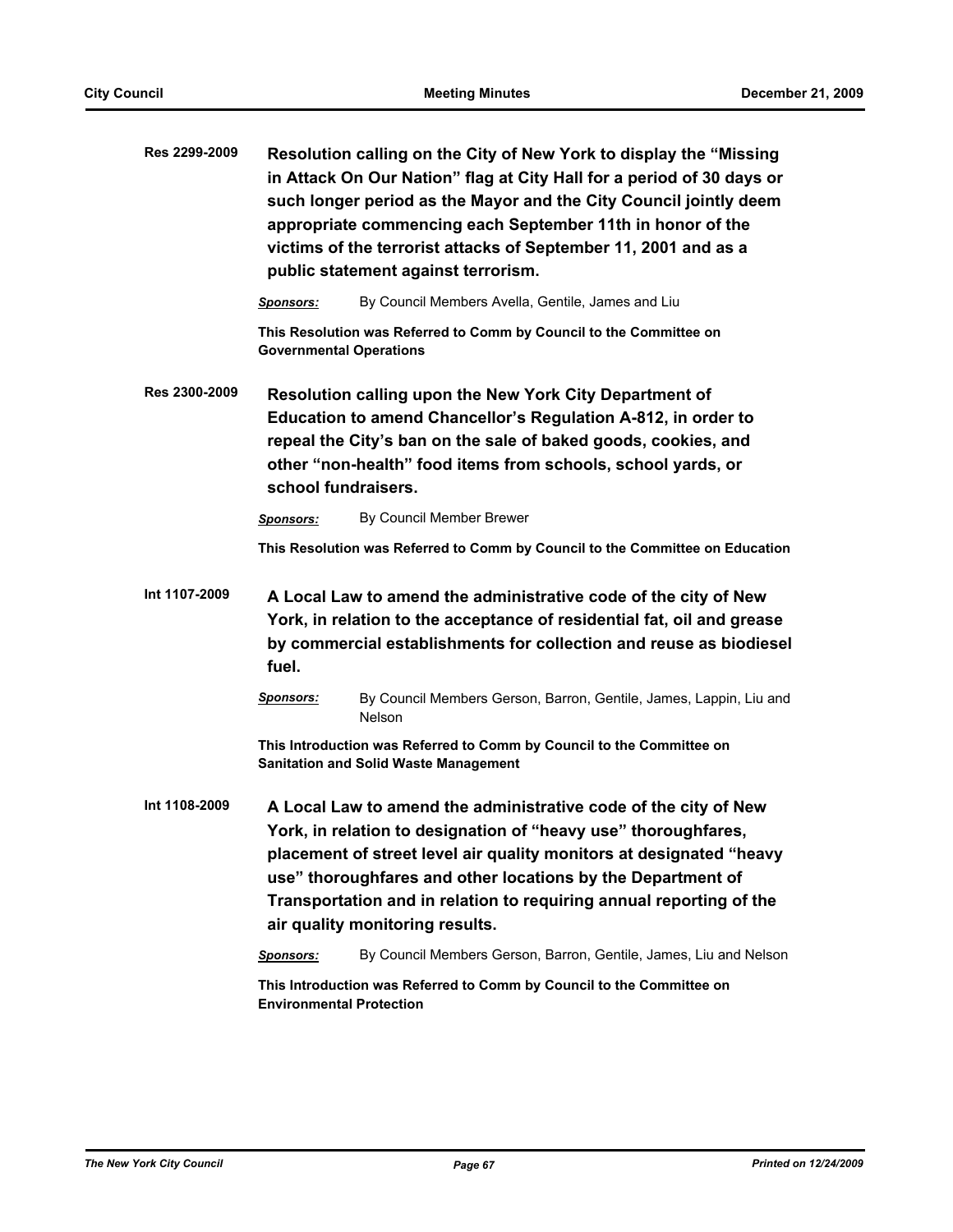**Res 2299-2009** **Resolution calling on the City of New York to display the "Missing in Attack On Our Nation" flag at City Hall for a period of 30 days or such longer period as the Mayor and the City Council jointly deem appropriate commencing each September 11th in honor of the victims of the terrorist attacks of September 11, 2001 and as a public statement against terrorism.**

***Sponsors:*** By Council Members Avella, Gentile, James and Liu

**This Resolution was Referred to Comm by Council to the Committee on Governmental Operations**

**Res 2300-2009** **Resolution calling upon the New York City Department of Education to amend Chancellor's Regulation A-812, in order to repeal the City's ban on the sale of baked goods, cookies, and other "non-health" food items from schools, school yards, or school fundraisers.**

***Sponsors:*** By Council Member Brewer

**This Resolution was Referred to Comm by Council to the Committee on Education**

**Int 1107-2009** **A Local Law to amend the administrative code of the city of New York, in relation to the acceptance of residential fat, oil and grease by commercial establishments for collection and reuse as biodiesel fuel.**

***Sponsors:*** By Council Members Gerson, Barron, Gentile, James, Lappin, Liu and Nelson

**This Introduction was Referred to Comm by Council to the Committee on Sanitation and Solid Waste Management**

**Int 1108-2009** **A Local Law to amend the administrative code of the city of New York, in relation to designation of "heavy use" thoroughfares, placement of street level air quality monitors at designated "heavy use" thoroughfares and other locations by the Department of Transportation and in relation to requiring annual reporting of the air quality monitoring results.**

***Sponsors:*** By Council Members Gerson, Barron, Gentile, James, Liu and Nelson

**This Introduction was Referred to Comm by Council to the Committee on Environmental Protection**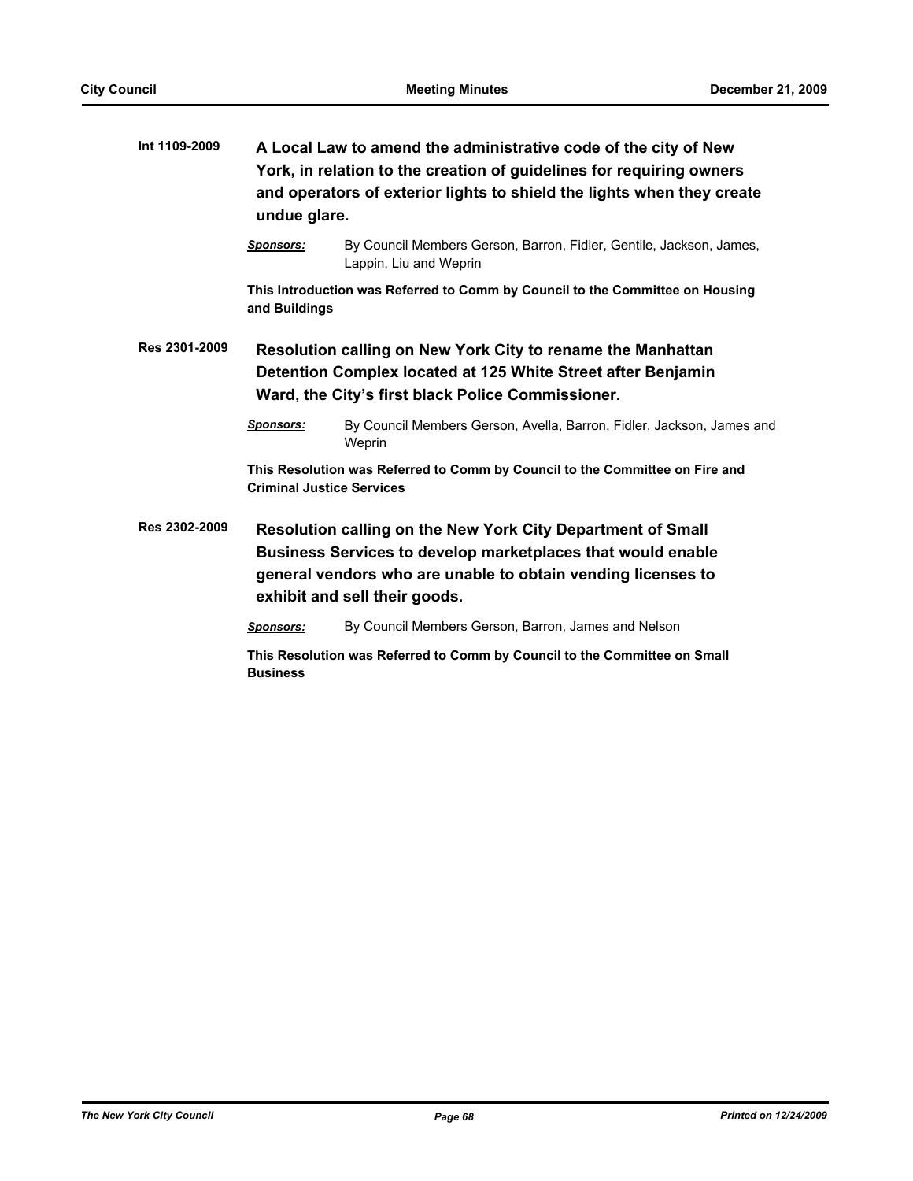**Int 1109-2009** **A Local Law to amend the administrative code of the city of New York, in relation to the creation of guidelines for requiring owners and operators of exterior lights to shield the lights when they create undue glare.**

***Sponsors:*** By Council Members Gerson, Barron, Fidler, Gentile, Jackson, James, Lappin, Liu and Weprin

**This Introduction was Referred to Comm by Council to the Committee on Housing and Buildings**

**Res 2301-2009** **Resolution calling on New York City to rename the Manhattan Detention Complex located at 125 White Street after Benjamin Ward, the City's first black Police Commissioner.**

***Sponsors:*** By Council Members Gerson, Avella, Barron, Fidler, Jackson, James and Weprin

**This Resolution was Referred to Comm by Council to the Committee on Fire and Criminal Justice Services**

**Res 2302-2009** **Resolution calling on the New York City Department of Small Business Services to develop marketplaces that would enable general vendors who are unable to obtain vending licenses to exhibit and sell their goods.**

***Sponsors:*** By Council Members Gerson, Barron, James and Nelson

**This Resolution was Referred to Comm by Council to the Committee on Small Business**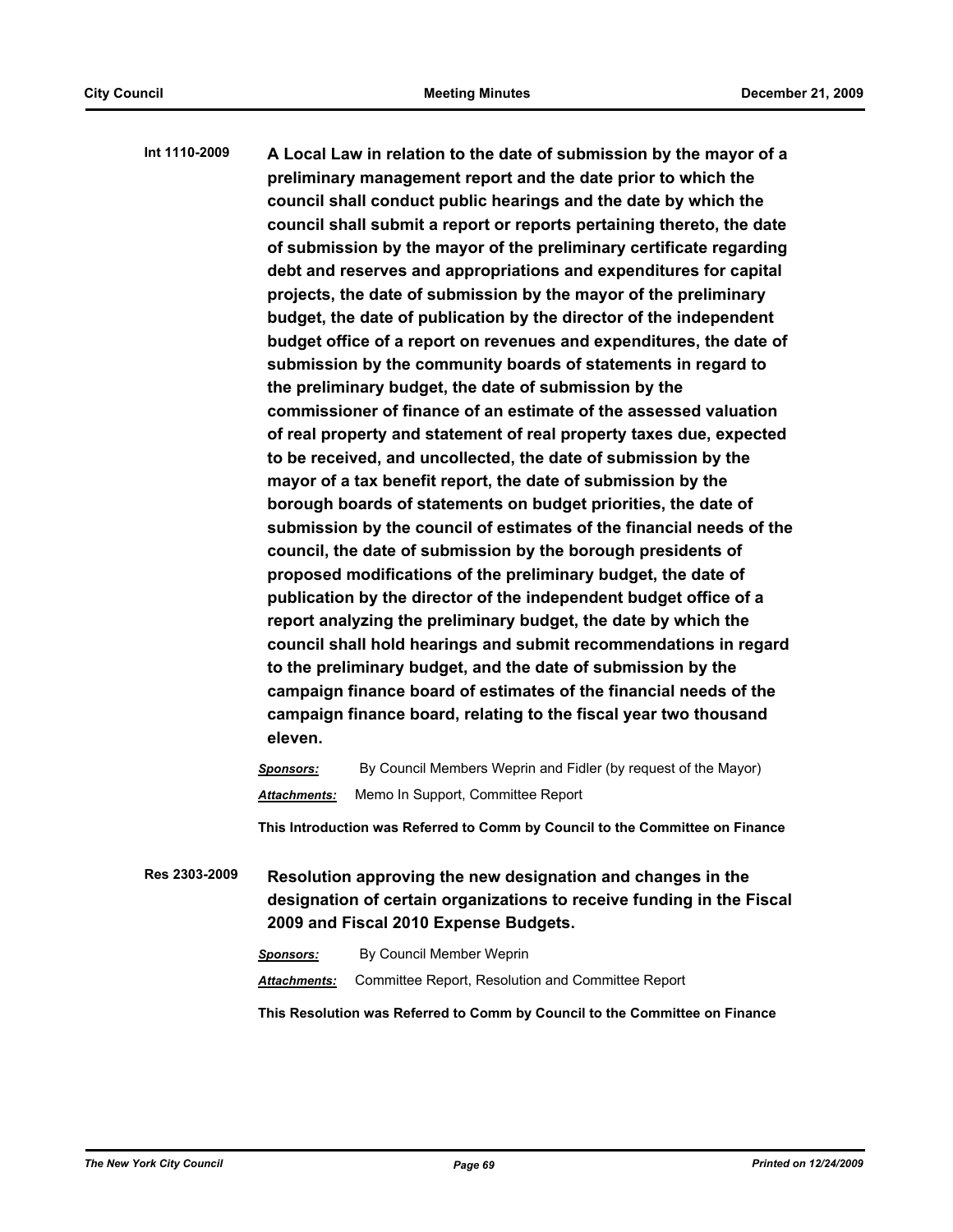**Int 1110-2009** **A Local Law in relation to the date of submission by the mayor of a preliminary management report and the date prior to which the council shall conduct public hearings and the date by which the council shall submit a report or reports pertaining thereto, the date of submission by the mayor of the preliminary certificate regarding debt and reserves and appropriations and expenditures for capital projects, the date of submission by the mayor of the preliminary budget, the date of publication by the director of the independent budget office of a report on revenues and expenditures, the date of submission by the community boards of statements in regard to the preliminary budget, the date of submission by the commissioner of finance of an estimate of the assessed valuation of real property and statement of real property taxes due, expected to be received, and uncollected, the date of submission by the mayor of a tax benefit report, the date of submission by the borough boards of statements on budget priorities, the date of submission by the council of estimates of the financial needs of the council, the date of submission by the borough presidents of proposed modifications of the preliminary budget, the date of publication by the director of the independent budget office of a report analyzing the preliminary budget, the date by which the council shall hold hearings and submit recommendations in regard to the preliminary budget, and the date of submission by the campaign finance board of estimates of the financial needs of the campaign finance board, relating to the fiscal year two thousand eleven.**

***Sponsors:*** By Council Members Weprin and Fidler (by request of the Mayor)

***Attachments:*** Memo In Support, Committee Report

**This Introduction was Referred to Comm by Council to the Committee on Finance**

**Res 2303-2009** **Resolution approving the new designation and changes in the designation of certain organizations to receive funding in the Fiscal 2009 and Fiscal 2010 Expense Budgets.**

***Sponsors:*** By Council Member Weprin

***Attachments:*** Committee Report, Resolution and Committee Report

**This Resolution was Referred to Comm by Council to the Committee on Finance**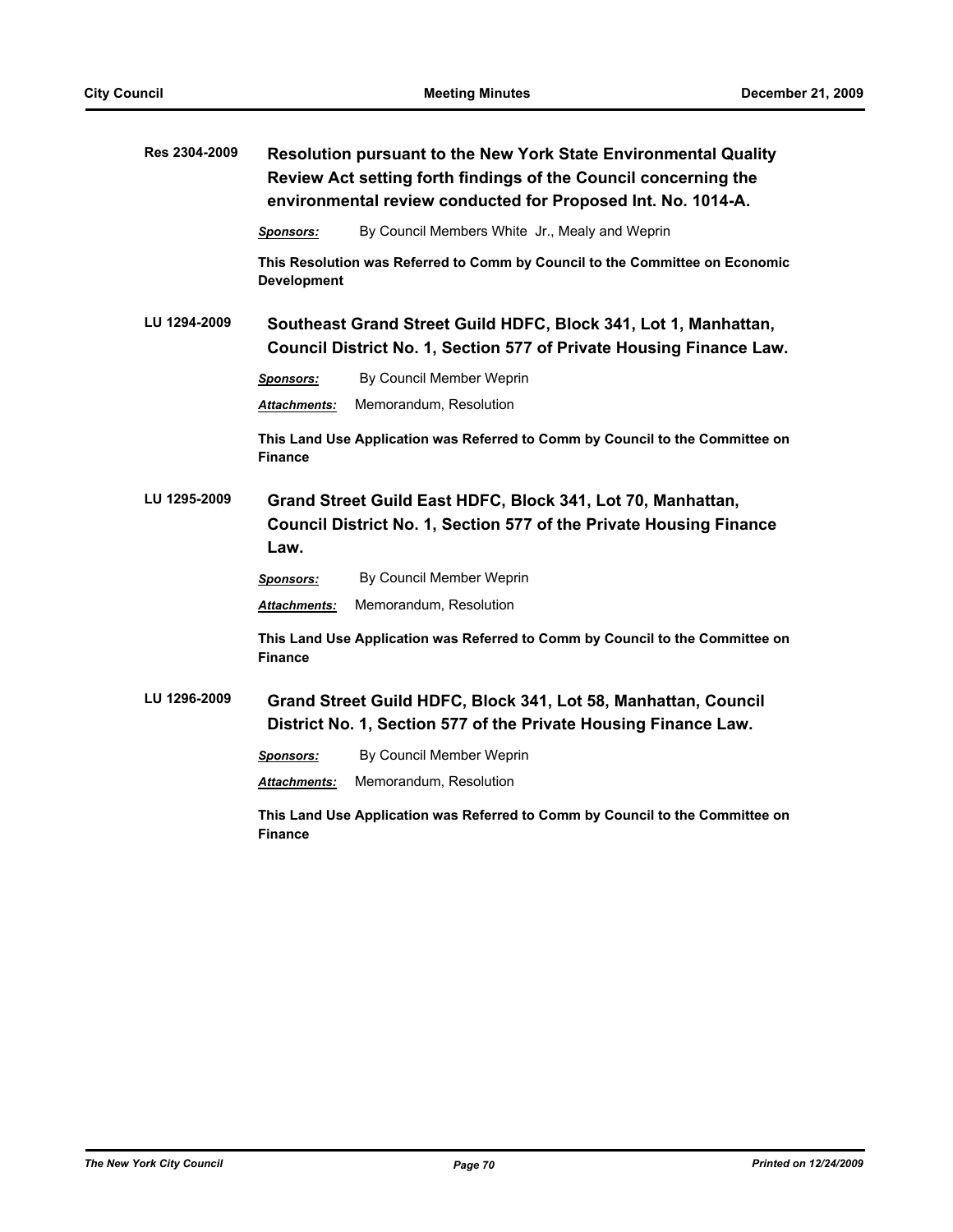**Res 2304-2009** **Resolution pursuant to the New York State Environmental Quality Review Act setting forth findings of the Council concerning the environmental review conducted for Proposed Int. No. 1014-A.**

***Sponsors:*** By Council Members White Jr., Mealy and Weprin

**This Resolution was Referred to Comm by Council to the Committee on Economic Development**

**LU 1294-2009** **Southeast Grand Street Guild HDFC, Block 341, Lot 1, Manhattan, Council District No. 1, Section 577 of Private Housing Finance Law.**

***Sponsors:*** By Council Member Weprin

***Attachments:*** Memorandum, Resolution

**This Land Use Application was Referred to Comm by Council to the Committee on Finance**

**LU 1295-2009** **Grand Street Guild East HDFC, Block 341, Lot 70, Manhattan, Council District No. 1, Section 577 of the Private Housing Finance Law.**

***Sponsors:*** By Council Member Weprin

***Attachments:*** Memorandum, Resolution

**This Land Use Application was Referred to Comm by Council to the Committee on Finance**

**LU 1296-2009** **Grand Street Guild HDFC, Block 341, Lot 58, Manhattan, Council District No. 1, Section 577 of the Private Housing Finance Law.**

***Sponsors:*** By Council Member Weprin

***Attachments:*** Memorandum, Resolution

**This Land Use Application was Referred to Comm by Council to the Committee on Finance**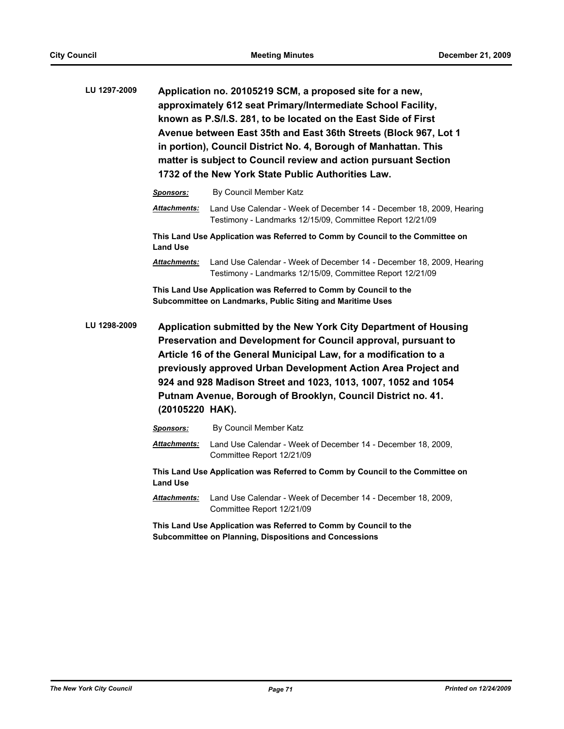**LU 1297-2009** **Application no. 20105219 SCM, a proposed site for a new, approximately 612 seat Primary/Intermediate School Facility, known as P.S/I.S. 281, to be located on the East Side of First Avenue between East 35th and East 36th Streets (Block 967, Lot 1 in portion), Council District No. 4, Borough of Manhattan. This matter is subject to Council review and action pursuant Section 1732 of the New York State Public Authorities Law.**

***Sponsors:*** By Council Member Katz

***Attachments:*** Land Use Calendar - Week of December 14 - December 18, 2009, Hearing Testimony - Landmarks 12/15/09, Committee Report 12/21/09

**This Land Use Application was Referred to Comm by Council to the Committee on Land Use**

***Attachments:*** Land Use Calendar - Week of December 14 - December 18, 2009, Hearing Testimony - Landmarks 12/15/09, Committee Report 12/21/09

**This Land Use Application was Referred to Comm by Council to the Subcommittee on Landmarks, Public Siting and Maritime Uses**

**LU 1298-2009** **Application submitted by the New York City Department of Housing Preservation and Development for Council approval, pursuant to Article 16 of the General Municipal Law, for a modification to a previously approved Urban Development Action Area Project and 924 and 928 Madison Street and 1023, 1013, 1007, 1052 and 1054 Putnam Avenue, Borough of Brooklyn, Council District no. 41. (20105220 HAK).**

***Sponsors:*** By Council Member Katz

***Attachments:*** Land Use Calendar - Week of December 14 - December 18, 2009, Committee Report 12/21/09

**This Land Use Application was Referred to Comm by Council to the Committee on Land Use**

***Attachments:*** Land Use Calendar - Week of December 14 - December 18, 2009, Committee Report 12/21/09

**This Land Use Application was Referred to Comm by Council to the Subcommittee on Planning, Dispositions and Concessions**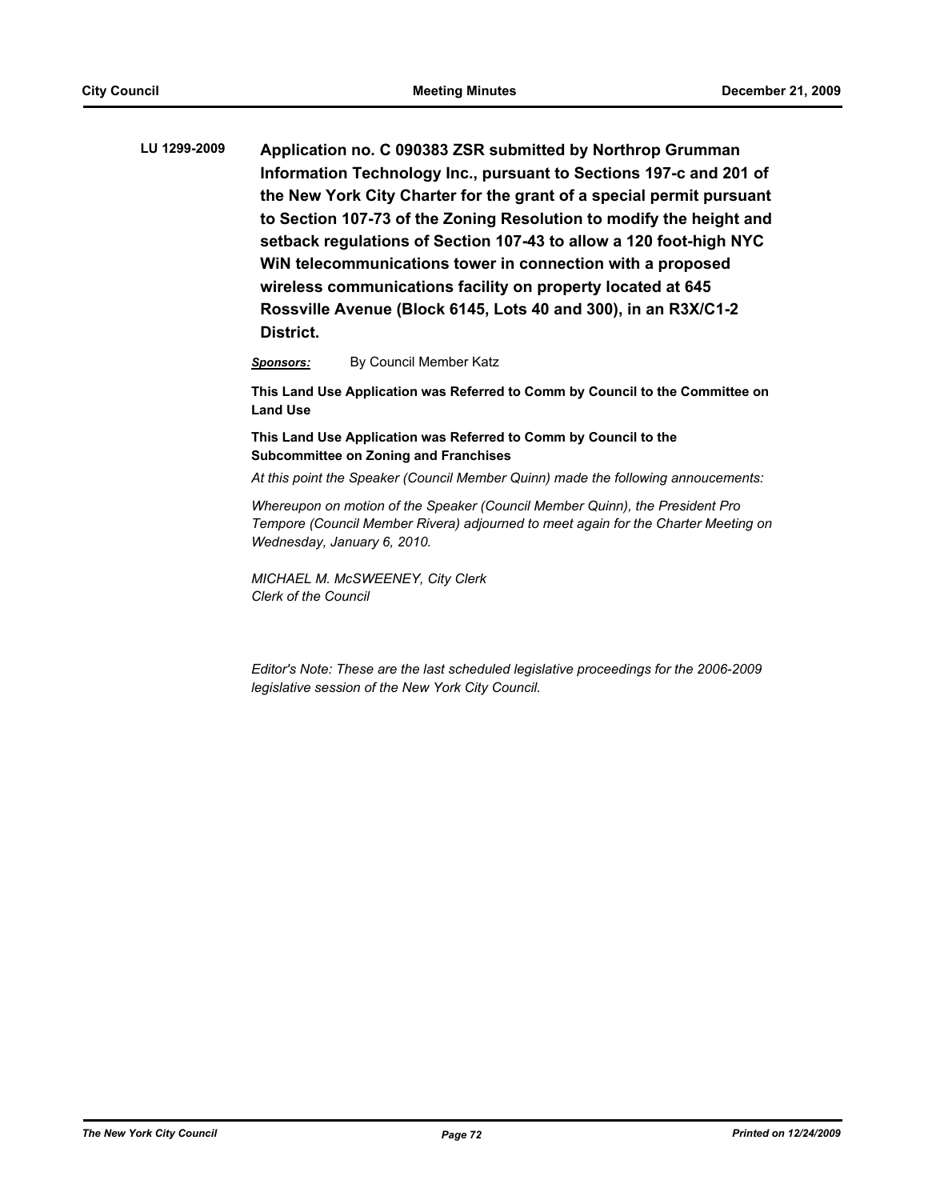**LU 1299-2009** **Application no. C 090383 ZSR submitted by Northrop Grumman Information Technology Inc., pursuant to Sections 197-c and 201 of the New York City Charter for the grant of a special permit pursuant to Section 107-73 of the Zoning Resolution to modify the height and setback regulations of Section 107-43 to allow a 120 foot-high NYC WiN telecommunications tower in connection with a proposed wireless communications facility on property located at 645 Rossville Avenue (Block 6145, Lots 40 and 300), in an R3X/C1-2 District.**

***Sponsors:*** By Council Member Katz

**This Land Use Application was Referred to Comm by Council to the Committee on Land Use**

**This Land Use Application was Referred to Comm by Council to the Subcommittee on Zoning and Franchises**

*At this point the Speaker (Council Member Quinn) made the following annoucements:*

*Whereupon on motion of the Speaker (Council Member Quinn), the President Pro Tempore (Council Member Rivera) adjourned to meet again for the Charter Meeting on Wednesday, January 6, 2010.*

*MICHAEL M. McSWEENEY, City Clerk*
*Clerk of the Council*

*Editor's Note: These are the last scheduled legislative proceedings for the 2006-2009 legislative session of the New York City Council.*